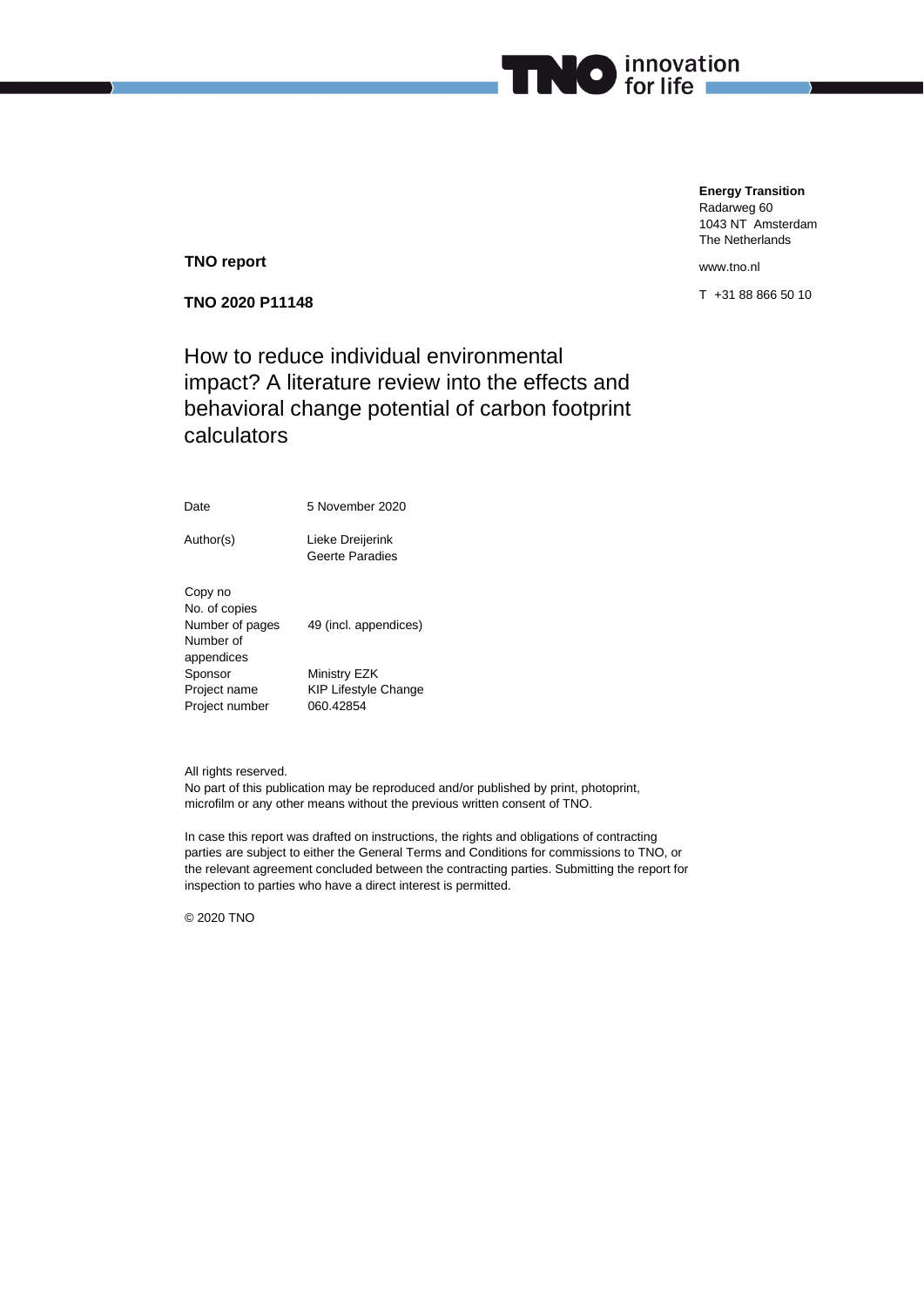**Energy Transition**
Radarweg 60
1043 NT Amsterdam
The Netherlands

www.tno.nl

T +31 88 866 50 10

**TNO report**

**TNO 2020 P11148**

# How to reduce individual environmental impact? A literature review into the effects and behavioral change potential of carbon footprint calculators

| | |
|---|---|
| Date | 5 November 2020 |
| Author(s) | Lieke Dreijerink<br>Geerte Paradies |
| Copy no | |
| No. of copies | |
| Number of pages | 49 (incl. appendices) |
| Number of appendices | |
| Sponsor | Ministry EZK |
| Project name | KIP Lifestyle Change |
| Project number | 060.42854 |

All rights reserved.
No part of this publication may be reproduced and/or published by print, photoprint, microfilm or any other means without the previous written consent of TNO.

In case this report was drafted on instructions, the rights and obligations of contracting parties are subject to either the General Terms and Conditions for commissions to TNO, or the relevant agreement concluded between the contracting parties. Submitting the report for inspection to parties who have a direct interest is permitted.

© 2020 TNO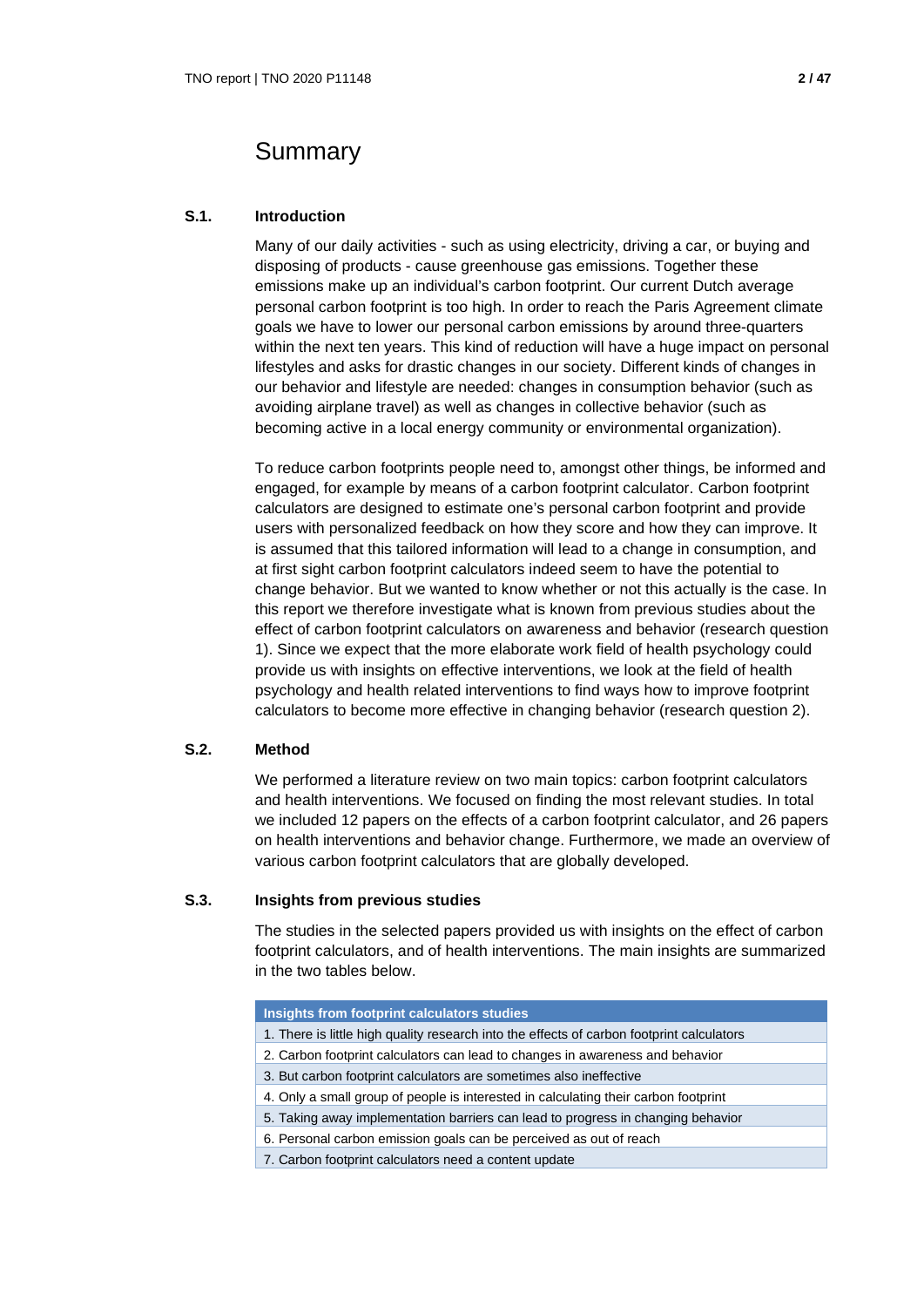# Summary

## S.1. Introduction

Many of our daily activities - such as using electricity, driving a car, or buying and disposing of products - cause greenhouse gas emissions. Together these emissions make up an individual's carbon footprint. Our current Dutch average personal carbon footprint is too high. In order to reach the Paris Agreement climate goals we have to lower our personal carbon emissions by around three-quarters within the next ten years. This kind of reduction will have a huge impact on personal lifestyles and asks for drastic changes in our society. Different kinds of changes in our behavior and lifestyle are needed: changes in consumption behavior (such as avoiding airplane travel) as well as changes in collective behavior (such as becoming active in a local energy community or environmental organization).

To reduce carbon footprints people need to, amongst other things, be informed and engaged, for example by means of a carbon footprint calculator. Carbon footprint calculators are designed to estimate one's personal carbon footprint and provide users with personalized feedback on how they score and how they can improve. It is assumed that this tailored information will lead to a change in consumption, and at first sight carbon footprint calculators indeed seem to have the potential to change behavior. But we wanted to know whether or not this actually is the case. In this report we therefore investigate what is known from previous studies about the effect of carbon footprint calculators on awareness and behavior (research question 1). Since we expect that the more elaborate work field of health psychology could provide us with insights on effective interventions, we look at the field of health psychology and health related interventions to find ways how to improve footprint calculators to become more effective in changing behavior (research question 2).

## S.2. Method

We performed a literature review on two main topics: carbon footprint calculators and health interventions. We focused on finding the most relevant studies. In total we included 12 papers on the effects of a carbon footprint calculator, and 26 papers on health interventions and behavior change. Furthermore, we made an overview of various carbon footprint calculators that are globally developed.

## S.3. Insights from previous studies

The studies in the selected papers provided us with insights on the effect of carbon footprint calculators, and of health interventions. The main insights are summarized in the two tables below.

| Insights from footprint calculators studies |
|---|
| 1. There is little high quality research into the effects of carbon footprint calculators |
| 2. Carbon footprint calculators can lead to changes in awareness and behavior |
| 3. But carbon footprint calculators are sometimes also ineffective |
| 4. Only a small group of people is interested in calculating their carbon footprint |
| 5. Taking away implementation barriers can lead to progress in changing behavior |
| 6. Personal carbon emission goals can be perceived as out of reach |
| 7. Carbon footprint calculators need a content update |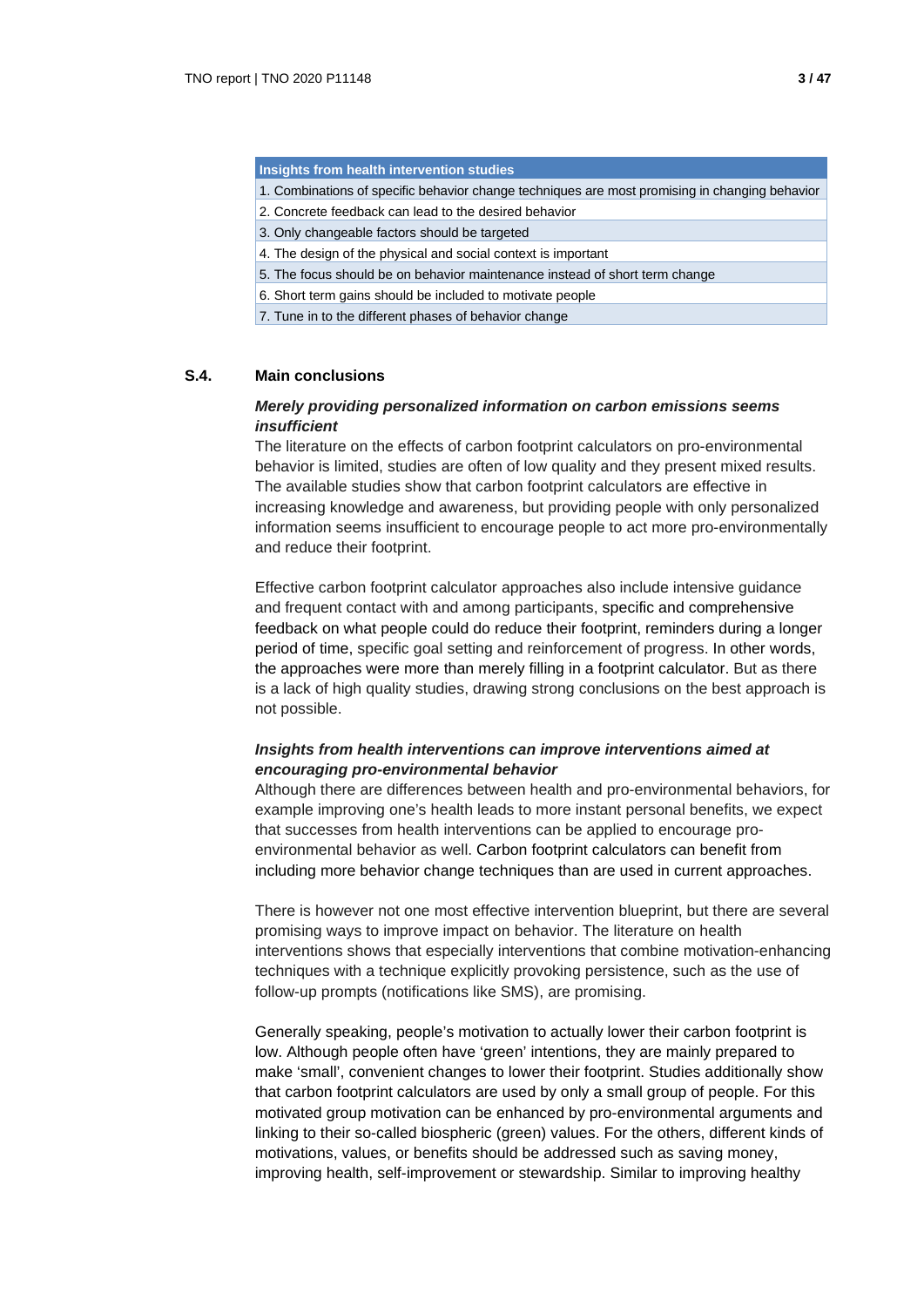| Insights from health intervention studies |
|---|
| 1. Combinations of specific behavior change techniques are most promising in changing behavior |
| 2. Concrete feedback can lead to the desired behavior |
| 3. Only changeable factors should be targeted |
| 4. The design of the physical and social context is important |
| 5. The focus should be on behavior maintenance instead of short term change |
| 6. Short term gains should be included to motivate people |
| 7. Tune in to the different phases of behavior change |

## S.4. Main conclusions

***Merely providing personalized information on carbon emissions seems insufficient***

The literature on the effects of carbon footprint calculators on pro-environmental behavior is limited, studies are often of low quality and they present mixed results. The available studies show that carbon footprint calculators are effective in increasing knowledge and awareness, but providing people with only personalized information seems insufficient to encourage people to act more pro-environmentally and reduce their footprint.

Effective carbon footprint calculator approaches also include intensive guidance and frequent contact with and among participants, specific and comprehensive feedback on what people could do reduce their footprint, reminders during a longer period of time, specific goal setting and reinforcement of progress. In other words, the approaches were more than merely filling in a footprint calculator. But as there is a lack of high quality studies, drawing strong conclusions on the best approach is not possible.

***Insights from health interventions can improve interventions aimed at encouraging pro-environmental behavior***

Although there are differences between health and pro-environmental behaviors, for example improving one's health leads to more instant personal benefits, we expect that successes from health interventions can be applied to encourage pro-environmental behavior as well. Carbon footprint calculators can benefit from including more behavior change techniques than are used in current approaches.

There is however not one most effective intervention blueprint, but there are several promising ways to improve impact on behavior. The literature on health interventions shows that especially interventions that combine motivation-enhancing techniques with a technique explicitly provoking persistence, such as the use of follow-up prompts (notifications like SMS), are promising.

Generally speaking, people's motivation to actually lower their carbon footprint is low. Although people often have 'green' intentions, they are mainly prepared to make 'small', convenient changes to lower their footprint. Studies additionally show that carbon footprint calculators are used by only a small group of people. For this motivated group motivation can be enhanced by pro-environmental arguments and linking to their so-called biospheric (green) values. For the others, different kinds of motivations, values, or benefits should be addressed such as saving money, improving health, self-improvement or stewardship. Similar to improving healthy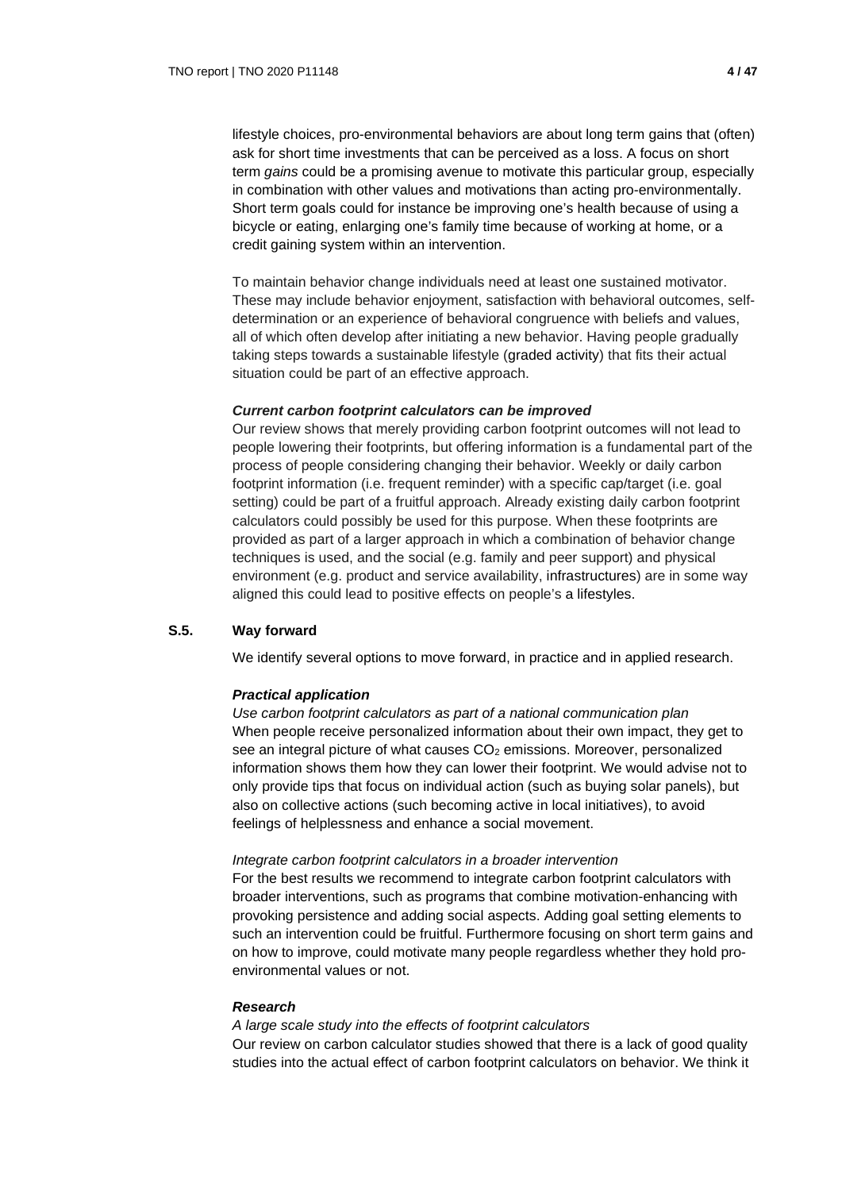lifestyle choices, pro-environmental behaviors are about long term gains that (often) ask for short time investments that can be perceived as a loss. A focus on short term *gains* could be a promising avenue to motivate this particular group, especially in combination with other values and motivations than acting pro-environmentally. Short term goals could for instance be improving one's health because of using a bicycle or eating, enlarging one's family time because of working at home, or a credit gaining system within an intervention.

To maintain behavior change individuals need at least one sustained motivator. These may include behavior enjoyment, satisfaction with behavioral outcomes, self-determination or an experience of behavioral congruence with beliefs and values, all of which often develop after initiating a new behavior. Having people gradually taking steps towards a sustainable lifestyle (graded activity) that fits their actual situation could be part of an effective approach.

***Current carbon footprint calculators can be improved***

Our review shows that merely providing carbon footprint outcomes will not lead to people lowering their footprints, but offering information is a fundamental part of the process of people considering changing their behavior. Weekly or daily carbon footprint information (i.e. frequent reminder) with a specific cap/target (i.e. goal setting) could be part of a fruitful approach. Already existing daily carbon footprint calculators could possibly be used for this purpose. When these footprints are provided as part of a larger approach in which a combination of behavior change techniques is used, and the social (e.g. family and peer support) and physical environment (e.g. product and service availability, infrastructures) are in some way aligned this could lead to positive effects on people's a lifestyles.

## S.5. Way forward

We identify several options to move forward, in practice and in applied research.

***Practical application***

*Use carbon footprint calculators as part of a national communication plan*

When people receive personalized information about their own impact, they get to see an integral picture of what causes $CO_2$ emissions. Moreover, personalized information shows them how they can lower their footprint. We would advise not to only provide tips that focus on individual action (such as buying solar panels), but also on collective actions (such becoming active in local initiatives), to avoid feelings of helplessness and enhance a social movement.

*Integrate carbon footprint calculators in a broader intervention*

For the best results we recommend to integrate carbon footprint calculators with broader interventions, such as programs that combine motivation-enhancing with provoking persistence and adding social aspects. Adding goal setting elements to such an intervention could be fruitful. Furthermore focusing on short term gains and on how to improve, could motivate many people regardless whether they hold pro-environmental values or not.

***Research***

*A large scale study into the effects of footprint calculators*

Our review on carbon calculator studies showed that there is a lack of good quality studies into the actual effect of carbon footprint calculators on behavior. We think it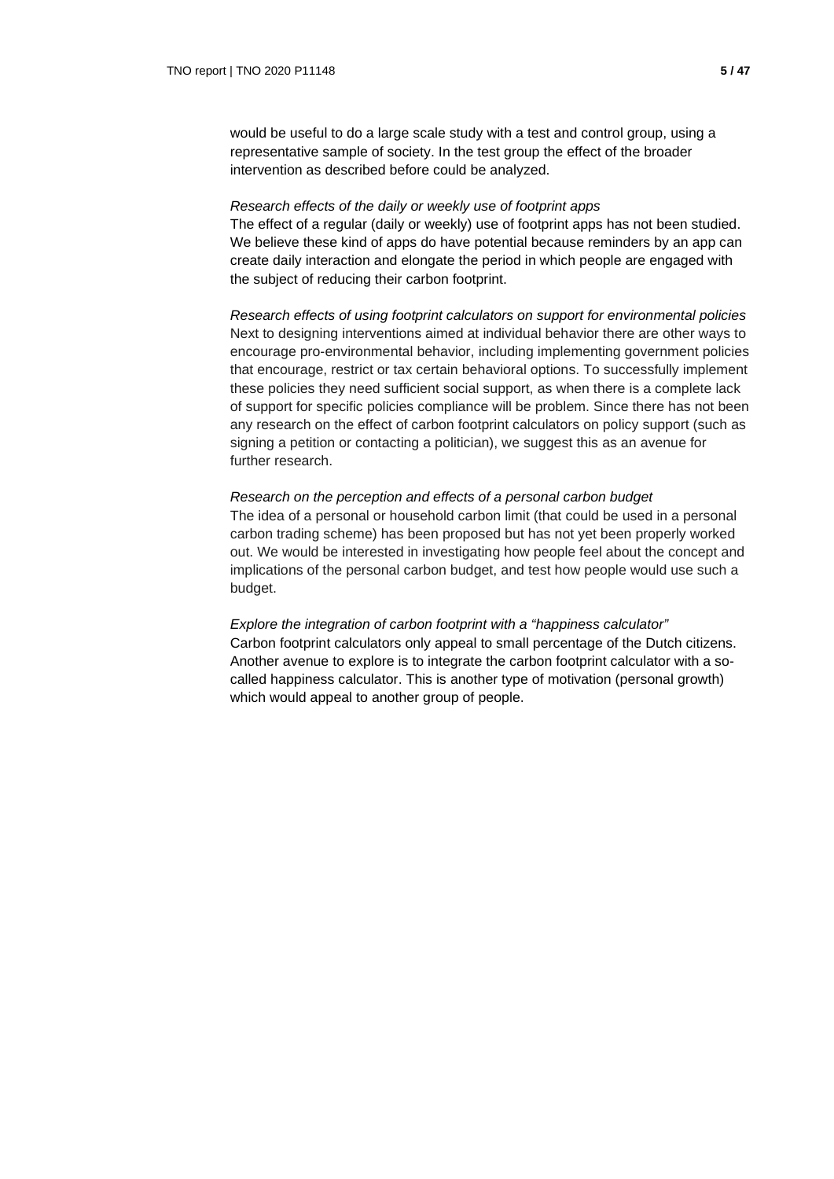would be useful to do a large scale study with a test and control group, using a representative sample of society. In the test group the effect of the broader intervention as described before could be analyzed.

*Research effects of the daily or weekly use of footprint apps*

The effect of a regular (daily or weekly) use of footprint apps has not been studied. We believe these kind of apps do have potential because reminders by an app can create daily interaction and elongate the period in which people are engaged with the subject of reducing their carbon footprint.

*Research effects of using footprint calculators on support for environmental policies*

Next to designing interventions aimed at individual behavior there are other ways to encourage pro-environmental behavior, including implementing government policies that encourage, restrict or tax certain behavioral options. To successfully implement these policies they need sufficient social support, as when there is a complete lack of support for specific policies compliance will be problem. Since there has not been any research on the effect of carbon footprint calculators on policy support (such as signing a petition or contacting a politician), we suggest this as an avenue for further research.

*Research on the perception and effects of a personal carbon budget*

The idea of a personal or household carbon limit (that could be used in a personal carbon trading scheme) has been proposed but has not yet been properly worked out. We would be interested in investigating how people feel about the concept and implications of the personal carbon budget, and test how people would use such a budget.

*Explore the integration of carbon footprint with a "happiness calculator"*

Carbon footprint calculators only appeal to small percentage of the Dutch citizens. Another avenue to explore is to integrate the carbon footprint calculator with a so-called happiness calculator. This is another type of motivation (personal growth) which would appeal to another group of people.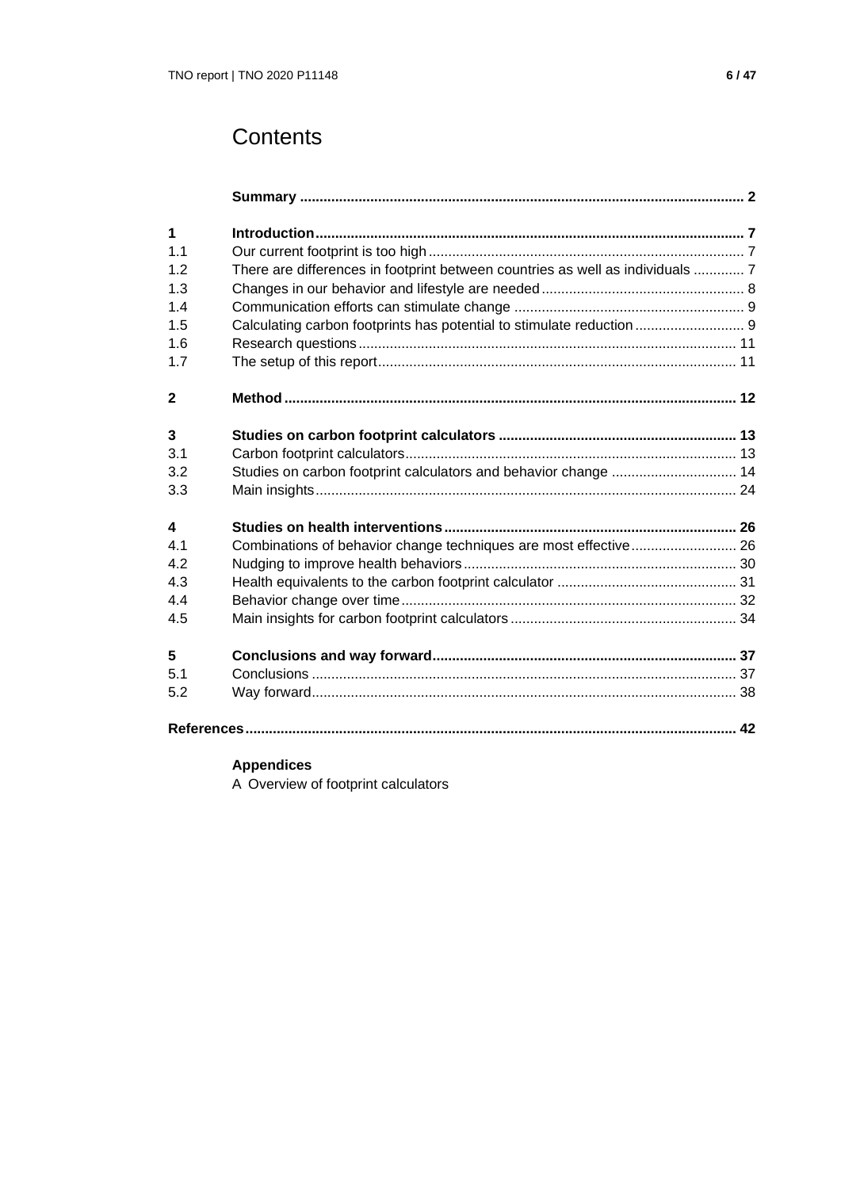# Contents

| | | |
|---|---|---|
| | **Summary** | **2** |
| **1** | **Introduction** | **7** |
| 1.1 | Our current footprint is too high | 7 |
| 1.2 | There are differences in footprint between countries as well as individuals | 7 |
| 1.3 | Changes in our behavior and lifestyle are needed | 8 |
| 1.4 | Communication efforts can stimulate change | 9 |
| 1.5 | Calculating carbon footprints has potential to stimulate reduction | 9 |
| 1.6 | Research questions | 11 |
| 1.7 | The setup of this report | 11 |
| **2** | **Method** | **12** |
| **3** | **Studies on carbon footprint calculators** | **13** |
| 3.1 | Carbon footprint calculators | 13 |
| 3.2 | Studies on carbon footprint calculators and behavior change | 14 |
| 3.3 | Main insights | 24 |
| **4** | **Studies on health interventions** | **26** |
| 4.1 | Combinations of behavior change techniques are most effective | 26 |
| 4.2 | Nudging to improve health behaviors | 30 |
| 4.3 | Health equivalents to the carbon footprint calculator | 31 |
| 4.4 | Behavior change over time | 32 |
| 4.5 | Main insights for carbon footprint calculators | 34 |
| **5** | **Conclusions and way forward** | **37** |
| 5.1 | Conclusions | 37 |
| 5.2 | Way forward | 38 |
| **References** | | **42** |

**Appendices**

A Overview of footprint calculators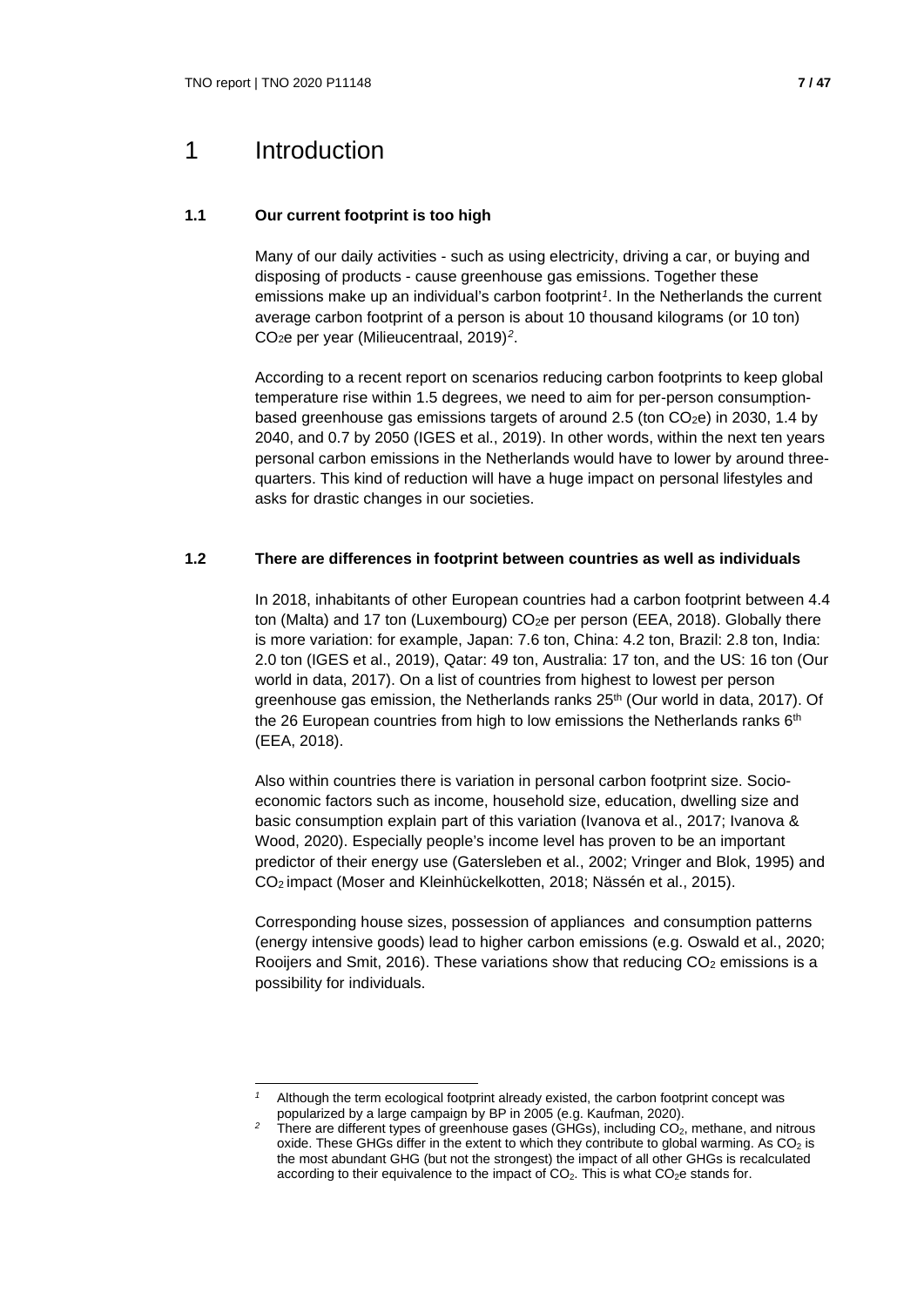# 1 Introduction

## 1.1 Our current footprint is too high

Many of our daily activities - such as using electricity, driving a car, or buying and disposing of products - cause greenhouse gas emissions. Together these emissions make up an individual's carbon footprint[1]. In the Netherlands the current average carbon footprint of a person is about 10 thousand kilograms (or 10 ton) $CO_2$e per year (Milieucentraal, 2019)[2].

According to a recent report on scenarios reducing carbon footprints to keep global temperature rise within 1.5 degrees, we need to aim for per-person consumption-based greenhouse gas emissions targets of around 2.5 (ton $CO_2$e) in 2030, 1.4 by 2040, and 0.7 by 2050 (IGES et al., 2019). In other words, within the next ten years personal carbon emissions in the Netherlands would have to lower by around three-quarters. This kind of reduction will have a huge impact on personal lifestyles and asks for drastic changes in our societies.

## 1.2 There are differences in footprint between countries as well as individuals

In 2018, inhabitants of other European countries had a carbon footprint between 4.4 ton (Malta) and 17 ton (Luxembourg) $CO_2$e per person (EEA, 2018). Globally there is more variation: for example, Japan: 7.6 ton, China: 4.2 ton, Brazil: 2.8 ton, India: 2.0 ton (IGES et al., 2019), Qatar: 49 ton, Australia: 17 ton, and the US: 16 ton (Our world in data, 2017). On a list of countries from highest to lowest per person greenhouse gas emission, the Netherlands ranks 25th (Our world in data, 2017). Of the 26 European countries from high to low emissions the Netherlands ranks 6th (EEA, 2018).

Also within countries there is variation in personal carbon footprint size. Socio-economic factors such as income, household size, education, dwelling size and basic consumption explain part of this variation (Ivanova et al., 2017; Ivanova & Wood, 2020). Especially people's income level has proven to be an important predictor of their energy use (Gatersleben et al., 2002; Vringer and Blok, 1995) and $CO_2$ impact (Moser and Kleinhückelkotten, 2018; Nässén et al., 2015).

Corresponding house sizes, possession of appliances and consumption patterns (energy intensive goods) lead to higher carbon emissions (e.g. Oswald et al., 2020; Rooijers and Smit, 2016). These variations show that reducing $CO_2$ emissions is a possibility for individuals.

---

[1] Although the term ecological footprint already existed, the carbon footprint concept was popularized by a large campaign by BP in 2005 (e.g. Kaufman, 2020).

[2] There are different types of greenhouse gases (GHGs), including $CO_2$, methane, and nitrous oxide. These GHGs differ in the extent to which they contribute to global warming. As $CO_2$ is the most abundant GHG (but not the strongest) the impact of all other GHGs is recalculated according to their equivalence to the impact of $CO_2$. This is what $CO_2$e stands for.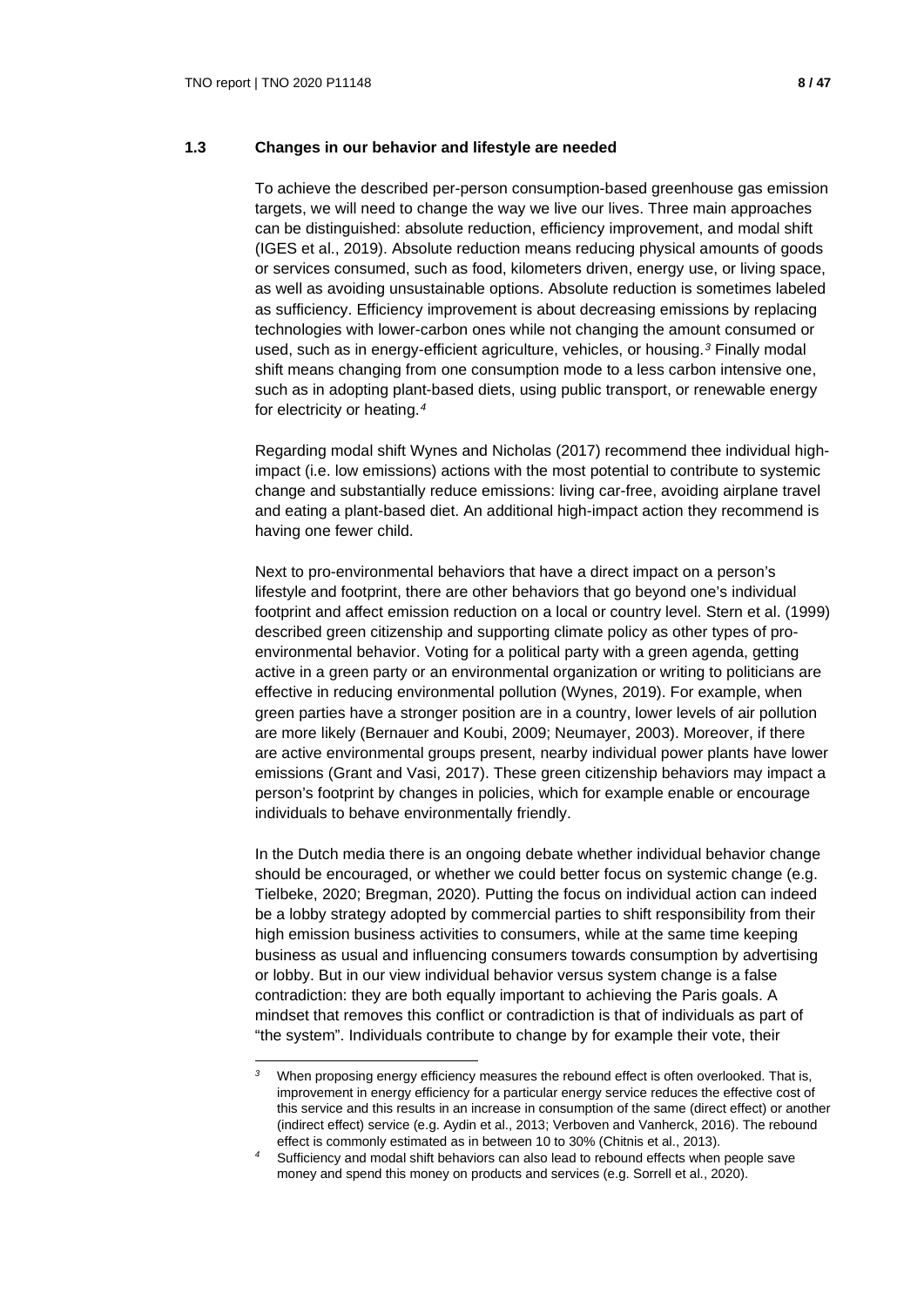### 1.3 Changes in our behavior and lifestyle are needed

To achieve the described per-person consumption-based greenhouse gas emission targets, we will need to change the way we live our lives. Three main approaches can be distinguished: absolute reduction, efficiency improvement, and modal shift (IGES et al., 2019). Absolute reduction means reducing physical amounts of goods or services consumed, such as food, kilometers driven, energy use, or living space, as well as avoiding unsustainable options. Absolute reduction is sometimes labeled as sufficiency. Efficiency improvement is about decreasing emissions by replacing technologies with lower-carbon ones while not changing the amount consumed or used, such as in energy-efficient agriculture, vehicles, or housing.[3] Finally modal shift means changing from one consumption mode to a less carbon intensive one, such as in adopting plant-based diets, using public transport, or renewable energy for electricity or heating.[4]

Regarding modal shift Wynes and Nicholas (2017) recommend thee individual high-impact (i.e. low emissions) actions with the most potential to contribute to systemic change and substantially reduce emissions: living car-free, avoiding airplane travel and eating a plant-based diet. An additional high-impact action they recommend is having one fewer child.

Next to pro-environmental behaviors that have a direct impact on a person's lifestyle and footprint, there are other behaviors that go beyond one's individual footprint and affect emission reduction on a local or country level. Stern et al. (1999) described green citizenship and supporting climate policy as other types of pro-environmental behavior. Voting for a political party with a green agenda, getting active in a green party or an environmental organization or writing to politicians are effective in reducing environmental pollution (Wynes, 2019). For example, when green parties have a stronger position are in a country, lower levels of air pollution are more likely (Bernauer and Koubi, 2009; Neumayer, 2003). Moreover, if there are active environmental groups present, nearby individual power plants have lower emissions (Grant and Vasi, 2017). These green citizenship behaviors may impact a person's footprint by changes in policies, which for example enable or encourage individuals to behave environmentally friendly.

In the Dutch media there is an ongoing debate whether individual behavior change should be encouraged, or whether we could better focus on systemic change (e.g. Tielbeke, 2020; Bregman, 2020). Putting the focus on individual action can indeed be a lobby strategy adopted by commercial parties to shift responsibility from their high emission business activities to consumers, while at the same time keeping business as usual and influencing consumers towards consumption by advertising or lobby. But in our view individual behavior versus system change is a false contradiction: they are both equally important to achieving the Paris goals. A mindset that removes this conflict or contradiction is that of individuals as part of "the system". Individuals contribute to change by for example their vote, their

---

[3] When proposing energy efficiency measures the rebound effect is often overlooked. That is, improvement in energy efficiency for a particular energy service reduces the effective cost of this service and this results in an increase in consumption of the same (direct effect) or another (indirect effect) service (e.g. Aydin et al., 2013; Verboven and Vanherck, 2016). The rebound effect is commonly estimated as in between 10 to 30% (Chitnis et al., 2013).

[4] Sufficiency and modal shift behaviors can also lead to rebound effects when people save money and spend this money on products and services (e.g. Sorrell et al., 2020).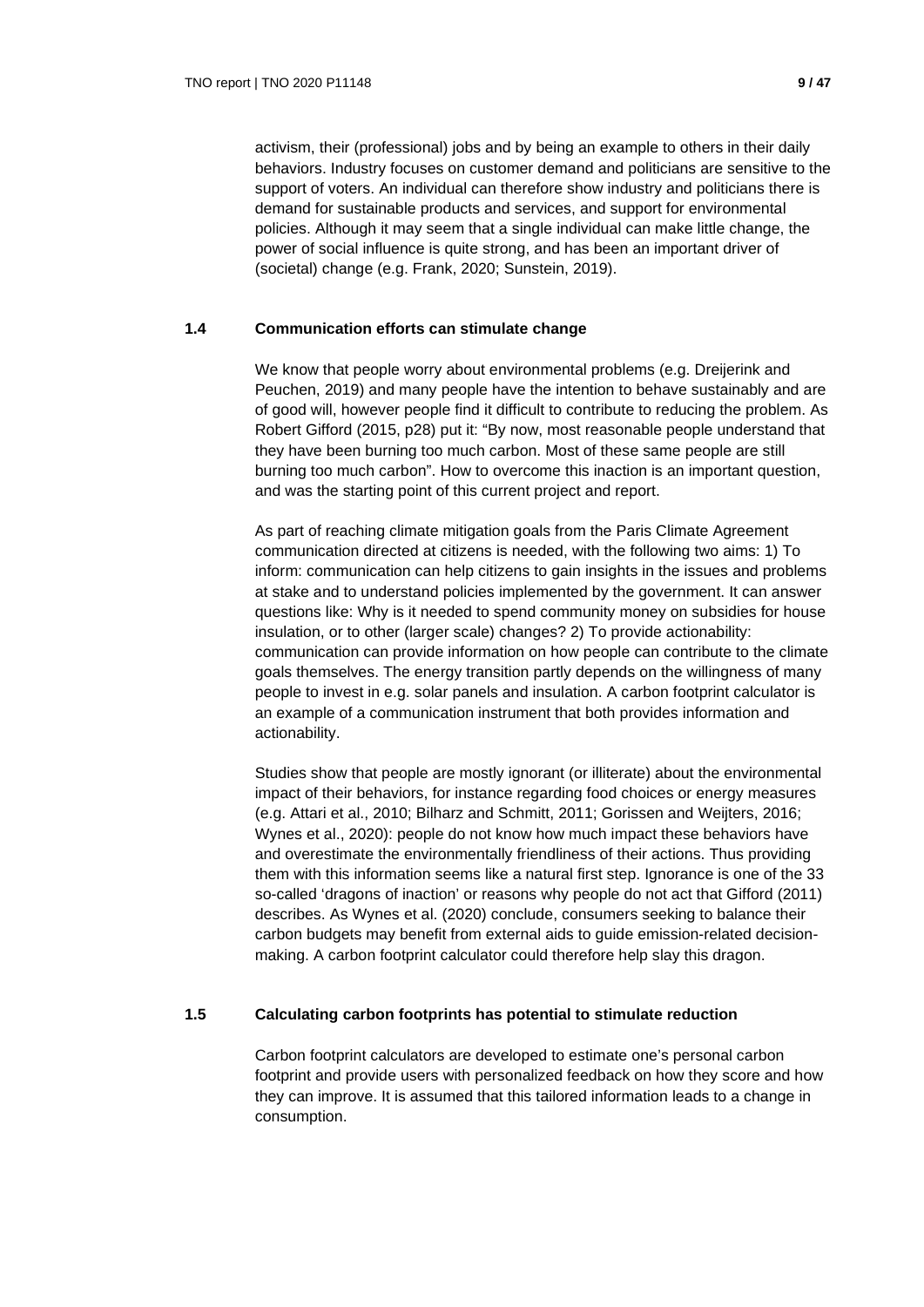activism, their (professional) jobs and by being an example to others in their daily behaviors. Industry focuses on customer demand and politicians are sensitive to the support of voters. An individual can therefore show industry and politicians there is demand for sustainable products and services, and support for environmental policies. Although it may seem that a single individual can make little change, the power of social influence is quite strong, and has been an important driver of (societal) change (e.g. Frank, 2020; Sunstein, 2019).

## 1.4 Communication efforts can stimulate change

We know that people worry about environmental problems (e.g. Dreijerink and Peuchen, 2019) and many people have the intention to behave sustainably and are of good will, however people find it difficult to contribute to reducing the problem. As Robert Gifford (2015, p28) put it: "By now, most reasonable people understand that they have been burning too much carbon. Most of these same people are still burning too much carbon". How to overcome this inaction is an important question, and was the starting point of this current project and report.

As part of reaching climate mitigation goals from the Paris Climate Agreement communication directed at citizens is needed, with the following two aims: 1) To inform: communication can help citizens to gain insights in the issues and problems at stake and to understand policies implemented by the government. It can answer questions like: Why is it needed to spend community money on subsidies for house insulation, or to other (larger scale) changes? 2) To provide actionability: communication can provide information on how people can contribute to the climate goals themselves. The energy transition partly depends on the willingness of many people to invest in e.g. solar panels and insulation. A carbon footprint calculator is an example of a communication instrument that both provides information and actionability.

Studies show that people are mostly ignorant (or illiterate) about the environmental impact of their behaviors, for instance regarding food choices or energy measures (e.g. Attari et al., 2010; Bilharz and Schmitt, 2011; Gorissen and Weijters, 2016; Wynes et al., 2020): people do not know how much impact these behaviors have and overestimate the environmentally friendliness of their actions. Thus providing them with this information seems like a natural first step. Ignorance is one of the 33 so-called 'dragons of inaction' or reasons why people do not act that Gifford (2011) describes. As Wynes et al. (2020) conclude, consumers seeking to balance their carbon budgets may benefit from external aids to guide emission-related decision-making. A carbon footprint calculator could therefore help slay this dragon.

## 1.5 Calculating carbon footprints has potential to stimulate reduction

Carbon footprint calculators are developed to estimate one's personal carbon footprint and provide users with personalized feedback on how they score and how they can improve. It is assumed that this tailored information leads to a change in consumption.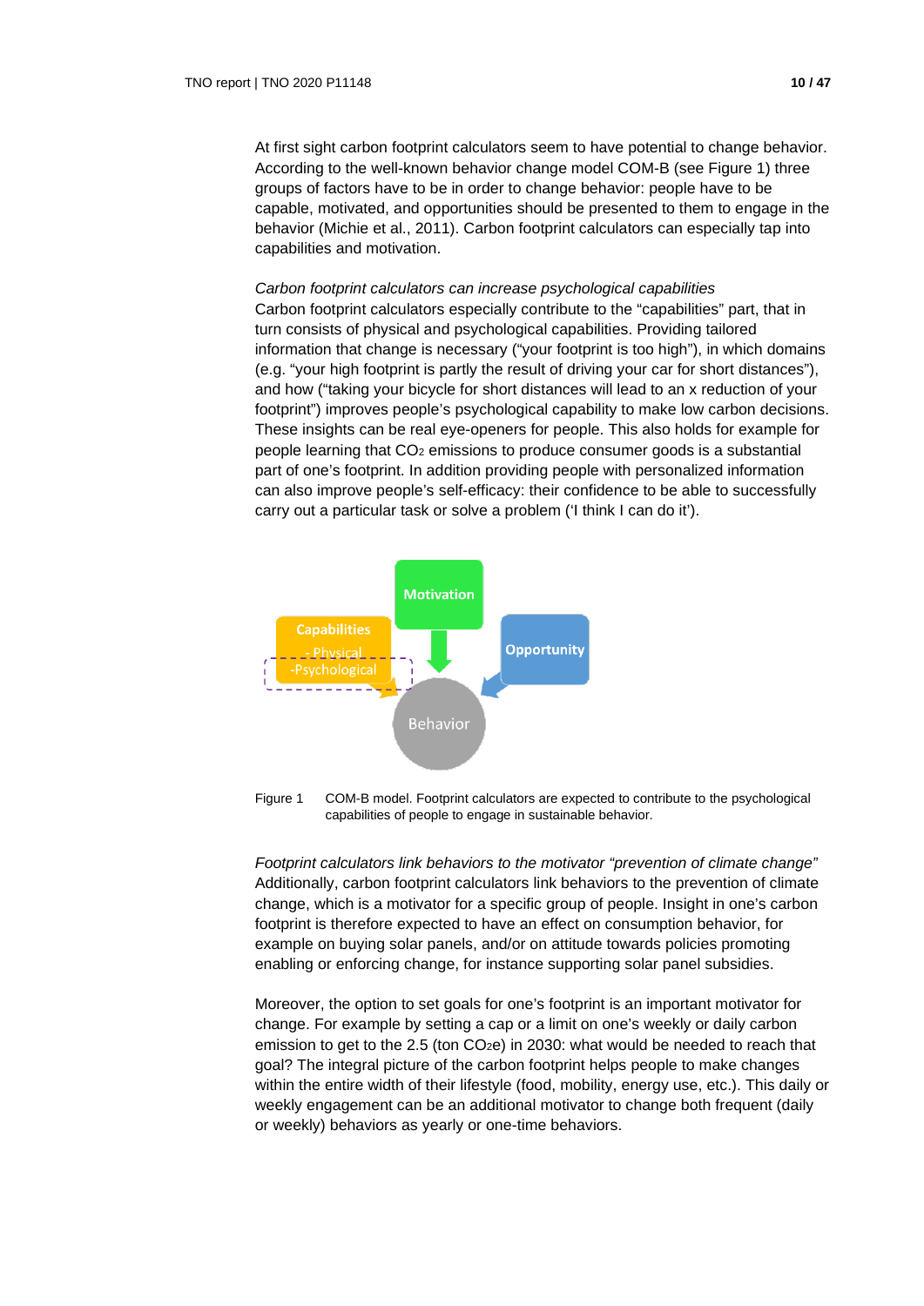At first sight carbon footprint calculators seem to have potential to change behavior. According to the well-known behavior change model COM-B (see Figure 1) three groups of factors have to be in order to change behavior: people have to be capable, motivated, and opportunities should be presented to them to engage in the behavior (Michie et al., 2011). Carbon footprint calculators can especially tap into capabilities and motivation.

*Carbon footprint calculators can increase psychological capabilities*
Carbon footprint calculators especially contribute to the “capabilities” part, that in turn consists of physical and psychological capabilities. Providing tailored information that change is necessary (“your footprint is too high”), in which domains (e.g. “your high footprint is partly the result of driving your car for short distances”), and how (“taking your bicycle for short distances will lead to an x reduction of your footprint”) improves people’s psychological capability to make low carbon decisions. These insights can be real eye-openers for people. This also holds for example for people learning that $CO_2$ emissions to produce consumer goods is a substantial part of one’s footprint. In addition providing people with personalized information can also improve people’s self-efficacy: their confidence to be able to successfully carry out a particular task or solve a problem (‘I think I can do it’).

Figure 1 COM-B model. Footprint calculators are expected to contribute to the psychological capabilities of people to engage in sustainable behavior.

*Footprint calculators link behaviors to the motivator “prevention of climate change”*
Additionally, carbon footprint calculators link behaviors to the prevention of climate change, which is a motivator for a specific group of people. Insight in one’s carbon footprint is therefore expected to have an effect on consumption behavior, for example on buying solar panels, and/or on attitude towards policies promoting enabling or enforcing change, for instance supporting solar panel subsidies.

Moreover, the option to set goals for one’s footprint is an important motivator for change. For example by setting a cap or a limit on one’s weekly or daily carbon emission to get to the 2.5 (ton $CO_2e$) in 2030: what would be needed to reach that goal? The integral picture of the carbon footprint helps people to make changes within the entire width of their lifestyle (food, mobility, energy use, etc.). This daily or weekly engagement can be an additional motivator to change both frequent (daily or weekly) behaviors as yearly or one-time behaviors.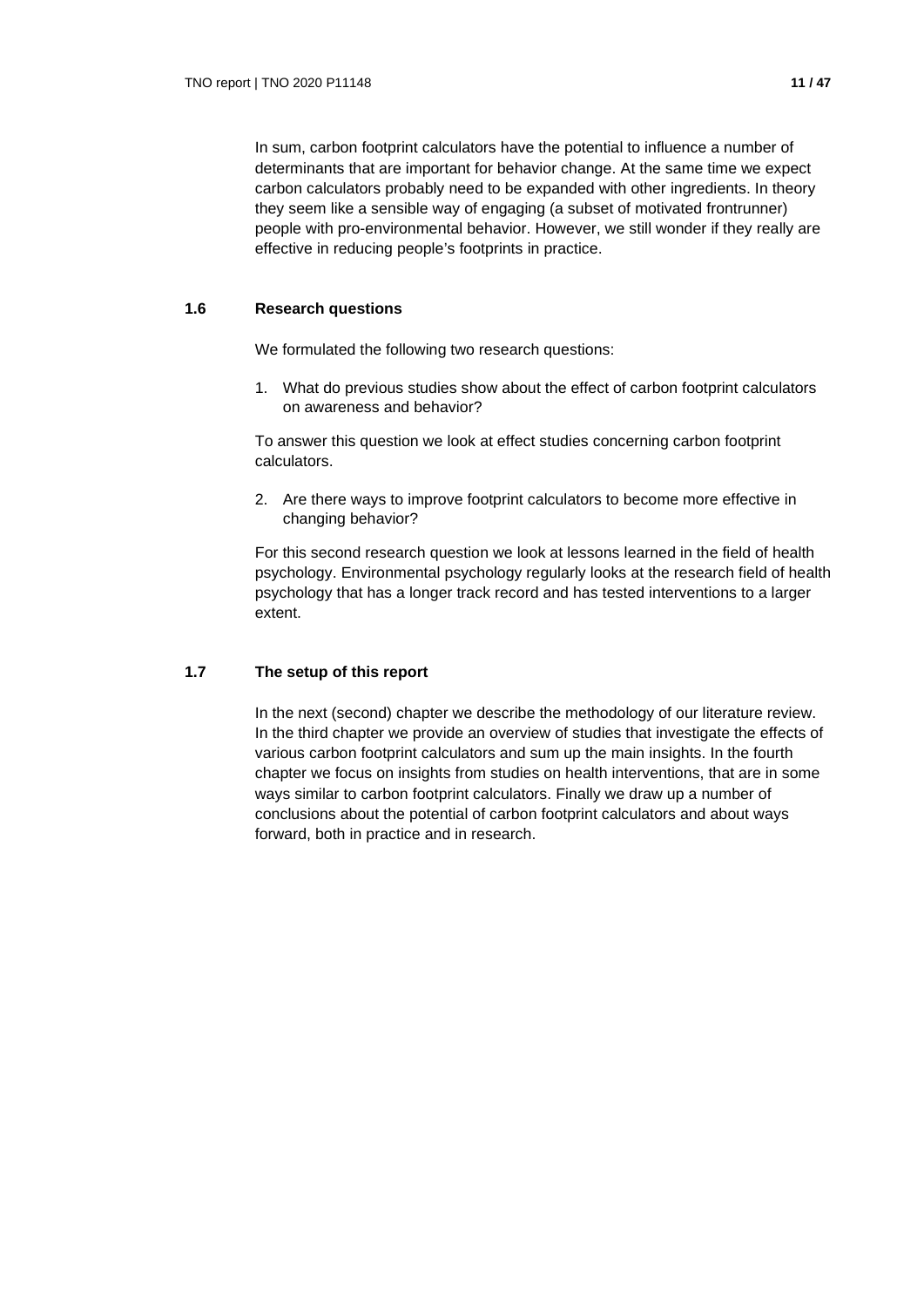In sum, carbon footprint calculators have the potential to influence a number of determinants that are important for behavior change. At the same time we expect carbon calculators probably need to be expanded with other ingredients. In theory they seem like a sensible way of engaging (a subset of motivated frontrunner) people with pro-environmental behavior. However, we still wonder if they really are effective in reducing people's footprints in practice.

## 1.6 Research questions

We formulated the following two research questions:

1. What do previous studies show about the effect of carbon footprint calculators on awareness and behavior?

To answer this question we look at effect studies concerning carbon footprint calculators.

2. Are there ways to improve footprint calculators to become more effective in changing behavior?

For this second research question we look at lessons learned in the field of health psychology. Environmental psychology regularly looks at the research field of health psychology that has a longer track record and has tested interventions to a larger extent.

## 1.7 The setup of this report

In the next (second) chapter we describe the methodology of our literature review. In the third chapter we provide an overview of studies that investigate the effects of various carbon footprint calculators and sum up the main insights. In the fourth chapter we focus on insights from studies on health interventions, that are in some ways similar to carbon footprint calculators. Finally we draw up a number of conclusions about the potential of carbon footprint calculators and about ways forward, both in practice and in research.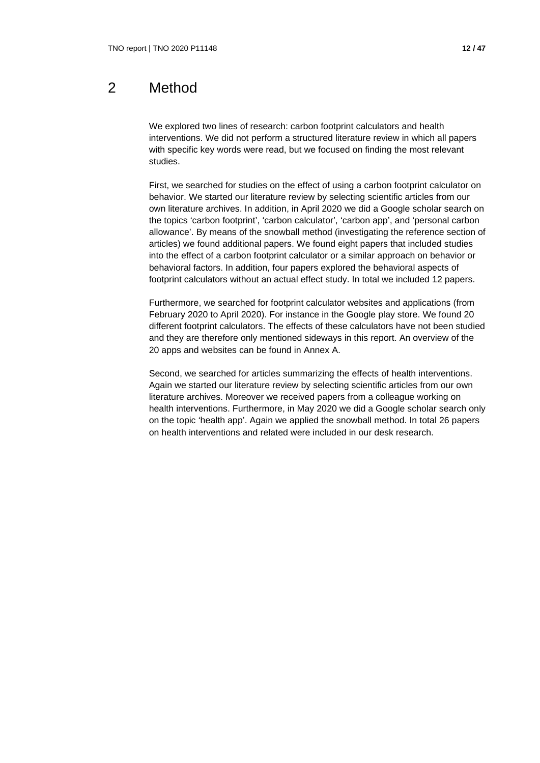# 2 Method

We explored two lines of research: carbon footprint calculators and health interventions. We did not perform a structured literature review in which all papers with specific key words were read, but we focused on finding the most relevant studies.

First, we searched for studies on the effect of using a carbon footprint calculator on behavior. We started our literature review by selecting scientific articles from our own literature archives. In addition, in April 2020 we did a Google scholar search on the topics 'carbon footprint', 'carbon calculator', 'carbon app', and 'personal carbon allowance'. By means of the snowball method (investigating the reference section of articles) we found additional papers. We found eight papers that included studies into the effect of a carbon footprint calculator or a similar approach on behavior or behavioral factors. In addition, four papers explored the behavioral aspects of footprint calculators without an actual effect study. In total we included 12 papers.

Furthermore, we searched for footprint calculator websites and applications (from February 2020 to April 2020). For instance in the Google play store. We found 20 different footprint calculators. The effects of these calculators have not been studied and they are therefore only mentioned sideways in this report. An overview of the 20 apps and websites can be found in Annex A.

Second, we searched for articles summarizing the effects of health interventions. Again we started our literature review by selecting scientific articles from our own literature archives. Moreover we received papers from a colleague working on health interventions. Furthermore, in May 2020 we did a Google scholar search only on the topic 'health app'. Again we applied the snowball method. In total 26 papers on health interventions and related were included in our desk research.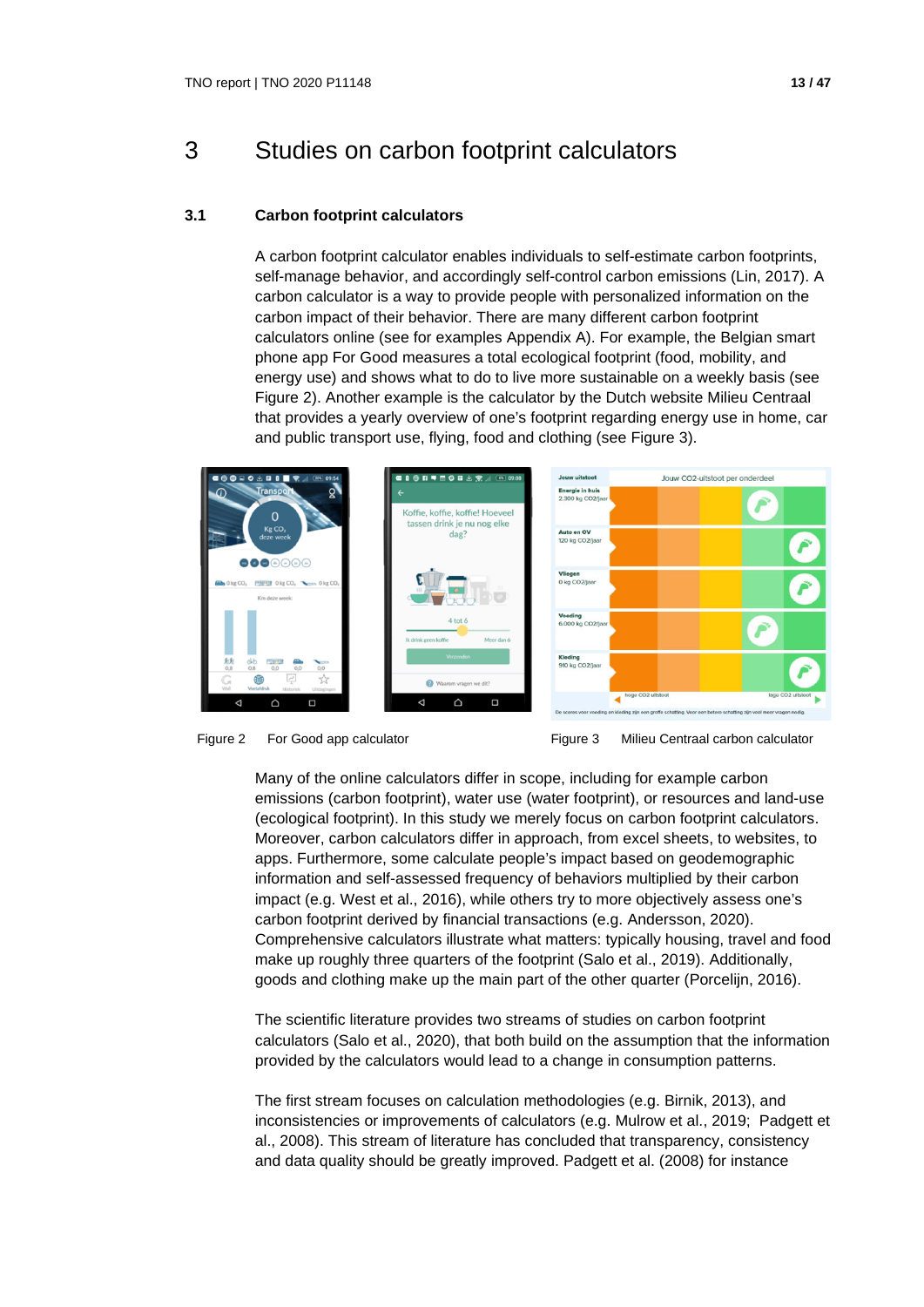# 3 Studies on carbon footprint calculators

## 3.1 Carbon footprint calculators

A carbon footprint calculator enables individuals to self-estimate carbon footprints, self-manage behavior, and accordingly self-control carbon emissions (Lin, 2017). A carbon calculator is a way to provide people with personalized information on the carbon impact of their behavior. There are many different carbon footprint calculators online (see for examples Appendix A). For example, the Belgian smart phone app For Good measures a total ecological footprint (food, mobility, and energy use) and shows what to do to live more sustainable on a weekly basis (see Figure 2). Another example is the calculator by the Dutch website Milieu Centraal that provides a yearly overview of one's footprint regarding energy use in home, car and public transport use, flying, food and clothing (see Figure 3).

Figure 2 For Good app calculator

Figure 3 Milieu Centraal carbon calculator

Many of the online calculators differ in scope, including for example carbon emissions (carbon footprint), water use (water footprint), or resources and land-use (ecological footprint). In this study we merely focus on carbon footprint calculators. Moreover, carbon calculators differ in approach, from excel sheets, to websites, to apps. Furthermore, some calculate people's impact based on geodemographic information and self-assessed frequency of behaviors multiplied by their carbon impact (e.g. West et al., 2016), while others try to more objectively assess one's carbon footprint derived by financial transactions (e.g. Andersson, 2020). Comprehensive calculators illustrate what matters: typically housing, travel and food make up roughly three quarters of the footprint (Salo et al., 2019). Additionally, goods and clothing make up the main part of the other quarter (Porcelijn, 2016).

The scientific literature provides two streams of studies on carbon footprint calculators (Salo et al., 2020), that both build on the assumption that the information provided by the calculators would lead to a change in consumption patterns.

The first stream focuses on calculation methodologies (e.g. Birnik, 2013), and inconsistencies or improvements of calculators (e.g. Mulrow et al., 2019; Padgett et al., 2008). This stream of literature has concluded that transparency, consistency and data quality should be greatly improved. Padgett et al. (2008) for instance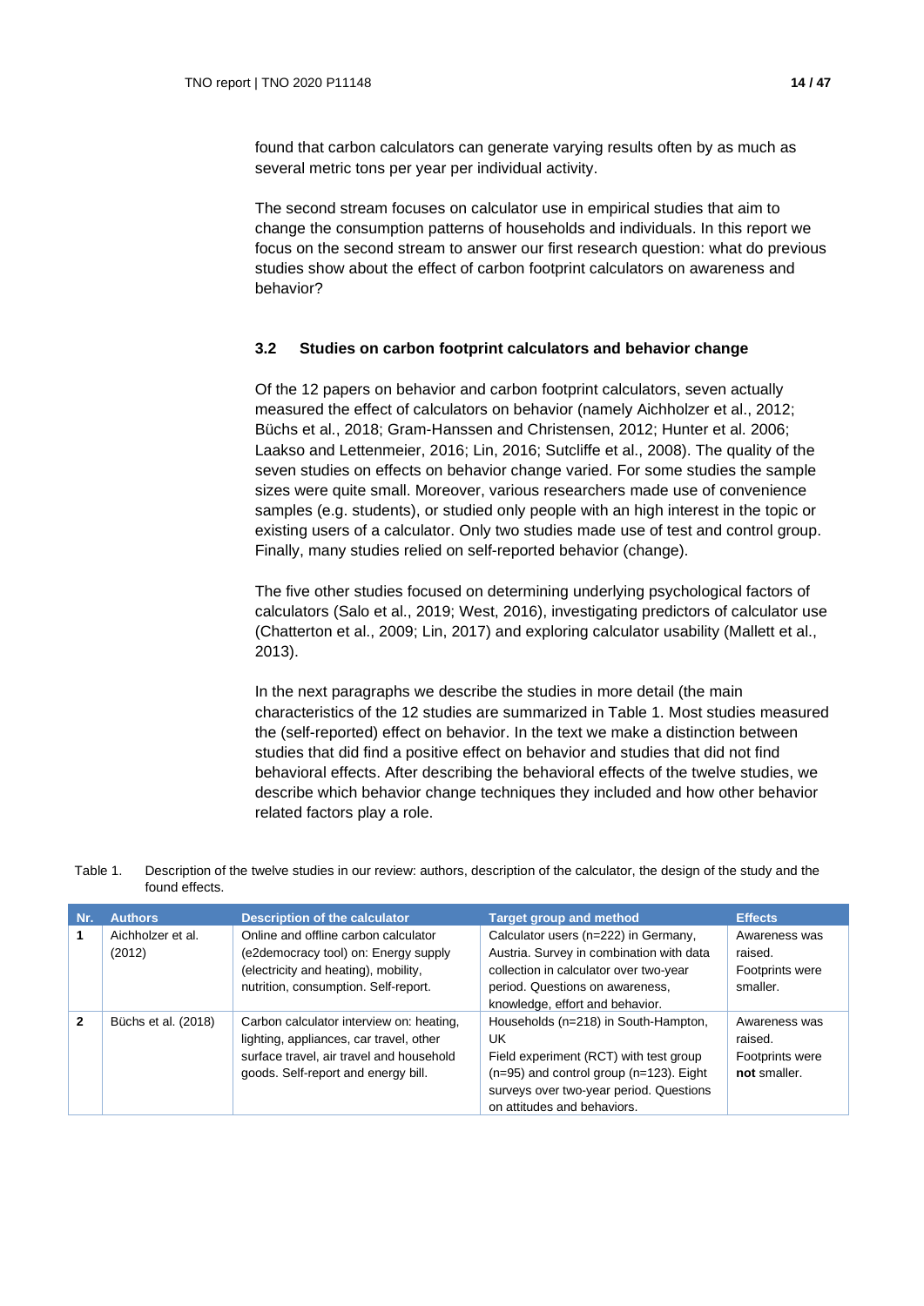found that carbon calculators can generate varying results often by as much as several metric tons per year per individual activity.

The second stream focuses on calculator use in empirical studies that aim to change the consumption patterns of households and individuals. In this report we focus on the second stream to answer our first research question: what do previous studies show about the effect of carbon footprint calculators on awareness and behavior?

### 3.2 Studies on carbon footprint calculators and behavior change

Of the 12 papers on behavior and carbon footprint calculators, seven actually measured the effect of calculators on behavior (namely Aichholzer et al., 2012; Büchs et al., 2018; Gram-Hanssen and Christensen, 2012; Hunter et al. 2006; Laakso and Lettenmeier, 2016; Lin, 2016; Sutcliffe et al., 2008). The quality of the seven studies on effects on behavior change varied. For some studies the sample sizes were quite small. Moreover, various researchers made use of convenience samples (e.g. students), or studied only people with an high interest in the topic or existing users of a calculator. Only two studies made use of test and control group. Finally, many studies relied on self-reported behavior (change).

The five other studies focused on determining underlying psychological factors of calculators (Salo et al., 2019; West, 2016), investigating predictors of calculator use (Chatterton et al., 2009; Lin, 2017) and exploring calculator usability (Mallett et al., 2013).

In the next paragraphs we describe the studies in more detail (the main characteristics of the 12 studies are summarized in Table 1. Most studies measured the (self-reported) effect on behavior. In the text we make a distinction between studies that did find a positive effect on behavior and studies that did not find behavioral effects. After describing the behavioral effects of the twelve studies, we describe which behavior change techniques they included and how other behavior related factors play a role.

Table 1. Description of the twelve studies in our review: authors, description of the calculator, the design of the study and the found effects.

| Nr. | Authors | Description of the calculator | Target group and method | Effects |
|---|---|---|---|---|
| **1** | Aichholzer et al. (2012) | Online and offline carbon calculator (e2democracy tool) on: Energy supply (electricity and heating), mobility, nutrition, consumption. Self-report. | Calculator users (n=222) in Germany, Austria. Survey in combination with data collection in calculator over two-year period. Questions on awareness, knowledge, effort and behavior. | Awareness was raised. Footprints were smaller. |
| **2** | Büchs et al. (2018) | Carbon calculator interview on: heating, lighting, appliances, car travel, other surface travel, air travel and household goods. Self-report and energy bill. | Households (n=218) in South-Hampton, UK<br>Field experiment (RCT) with test group (n=95) and control group (n=123). Eight surveys over two-year period. Questions on attitudes and behaviors. | Awareness was raised. Footprints were **not** smaller. |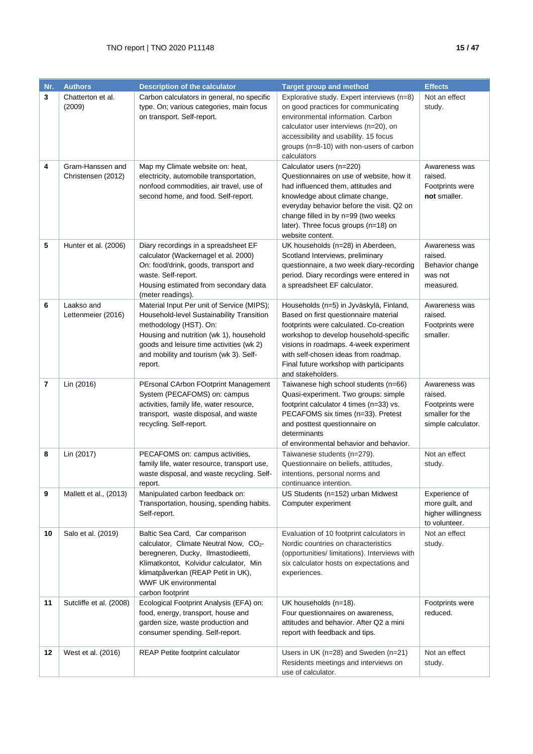| Nr. | Authors | Description of the calculator | Target group and method | Effects |
|---|---|---|---|---|
| 3 | Chatterton et al. (2009) | Carbon calculators in general, no specific type. On; various categories, main focus on transport. Self-report. | Explorative study. Expert interviews (n=8) on good practices for communicating environmental information. Carbon calculator user interviews (n=20), on accessibility and usability. 15 focus groups (n=8-10) with non-users of carbon calculators | Not an effect study. |
| 4 | Gram-Hanssen and Christensen (2012) | Map my Climate website on: heat, electricity, automobile transportation, nonfood commodities, air travel, use of second home, and food. Self-report. | Calculator users (n=220) Questionnaires on use of website, how it had influenced them, attitudes and knowledge about climate change, everyday behavior before the visit. Q2 on change filled in by n=99 (two weeks later). Three focus groups (n=18) on website content. | Awareness was raised. Footprints were **not** smaller. |
| 5 | Hunter et al. (2006) | Diary recordings in a spreadsheet EF calculator (Wackernagel et al. 2000) On: food/drink, goods, transport and waste. Self-report. Housing estimated from secondary data (meter readings). | UK households (n=28) in Aberdeen, Scotland Interviews, preliminary questionnaire, a two week diary-recording period. Diary recordings were entered in a spreadsheet EF calculator. | Awareness was raised. Behavior change was not measured. |
| 6 | Laakso and Lettenmeier (2016) | Material Input Per unit of Service (MIPS); Household-level Sustainability Transition methodology (HST). On: Housing and nutrition (wk 1), household goods and leisure time activities (wk 2) and mobility and tourism (wk 3). Self-report. | Households (n=5) in Jyväskylä, Finland, Based on first questionnaire material footprints were calculated. Co-creation workshop to develop household-specific visions in roadmaps. 4-week experiment with self-chosen ideas from roadmap. Final future workshop with participants and stakeholders. | Awareness was raised. Footprints were smaller. |
| 7 | Lin (2016) | PErsonal CArbon FOotprint Management System (PECAFOMS) on: campus activities, family life, water resource, transport, waste disposal, and waste recycling. Self-report. | Taiwanese high school students (n=66) Quasi-experiment. Two groups: simple footprint calculator 4 times (n=33) vs. PECAFOMS six times (n=33). Pretest and posttest questionnaire on determinants of environmental behavior and behavior. | Awareness was raised. Footprints were smaller for the simple calculator. |
| 8 | Lin (2017) | PECAFOMS on: campus activities, family life, water resource, transport use, waste disposal, and waste recycling. Self-report. | Taiwanese students (n=279). Questionnaire on beliefs, attitudes, intentions, personal norms and continuance intention. | Not an effect study. |
| 9 | Mallett et al., (2013) | Manipulated carbon feedback on: Transportation, housing, spending habits. Self-report. | US Students (n=152) urban Midwest Computer experiment | Experience of more guilt, and higher willingness to volunteer. |
| 10 | Salo et al. (2019) | Baltic Sea Card, Car comparison calculator, Climate Neutral Now, $CO_2$-beregneren, Ducky, Ilmastodieetti, Klimatkontot, Kolvidur calculator, Min klimatpåverkan (REAP Petit in UK), WWF UK environmental carbon footprint | Evaluation of 10 footprint calculators in Nordic countries on characteristics (opportunities/ limitations). Interviews with six calculator hosts on expectations and experiences. | Not an effect study. |
| 11 | Sutcliffe et al. (2008) | Ecological Footprint Analysis (EFA) on: food, energy, transport, house and garden size, waste production and consumer spending. Self-report. | UK households (n=18). Four questionnaires on awareness, attitudes and behavior. After Q2 a mini report with feedback and tips. | Footprints were reduced. |
| 12 | West et al. (2016) | REAP Petite footprint calculator | Users in UK (n=28) and Sweden (n=21) Residents meetings and interviews on use of calculator. | Not an effect study. |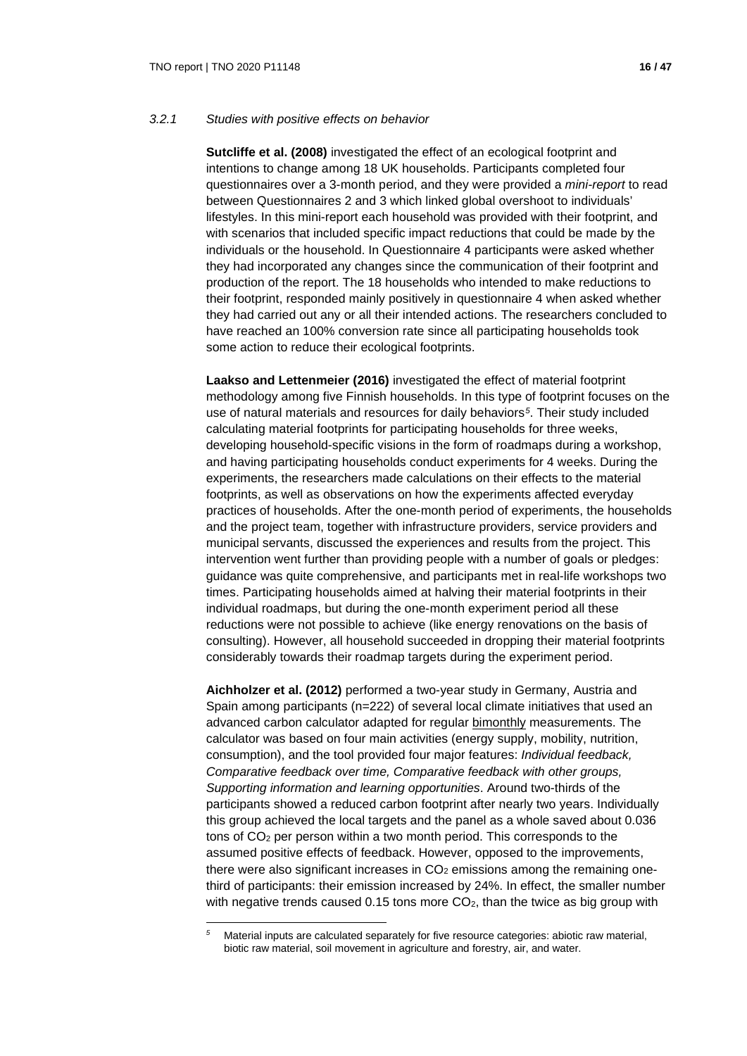### 3.2.1 *Studies with positive effects on behavior*

**Sutcliffe et al. (2008)** investigated the effect of an ecological footprint and intentions to change among 18 UK households. Participants completed four questionnaires over a 3-month period, and they were provided a *mini-report* to read between Questionnaires 2 and 3 which linked global overshoot to individuals' lifestyles. In this mini-report each household was provided with their footprint, and with scenarios that included specific impact reductions that could be made by the individuals or the household. In Questionnaire 4 participants were asked whether they had incorporated any changes since the communication of their footprint and production of the report. The 18 households who intended to make reductions to their footprint, responded mainly positively in questionnaire 4 when asked whether they had carried out any or all their intended actions. The researchers concluded to have reached an 100% conversion rate since all participating households took some action to reduce their ecological footprints.

**Laakso and Lettenmeier (2016)** investigated the effect of material footprint methodology among five Finnish households. In this type of footprint focuses on the use of natural materials and resources for daily behaviors[5]. Their study included calculating material footprints for participating households for three weeks, developing household-specific visions in the form of roadmaps during a workshop, and having participating households conduct experiments for 4 weeks. During the experiments, the researchers made calculations on their effects to the material footprints, as well as observations on how the experiments affected everyday practices of households. After the one-month period of experiments, the households and the project team, together with infrastructure providers, service providers and municipal servants, discussed the experiences and results from the project. This intervention went further than providing people with a number of goals or pledges: guidance was quite comprehensive, and participants met in real-life workshops two times. Participating households aimed at halving their material footprints in their individual roadmaps, but during the one-month experiment period all these reductions were not possible to achieve (like energy renovations on the basis of consulting). However, all household succeeded in dropping their material footprints considerably towards their roadmap targets during the experiment period.

**Aichholzer et al. (2012)** performed a two-year study in Germany, Austria and Spain among participants (n=222) of several local climate initiatives that used an advanced carbon calculator adapted for regular bimonthly measurements. The calculator was based on four main activities (energy supply, mobility, nutrition, consumption), and the tool provided four major features: *Individual feedback, Comparative feedback over time, Comparative feedback with other groups, Supporting information and learning opportunities*. Around two-thirds of the participants showed a reduced carbon footprint after nearly two years. Individually this group achieved the local targets and the panel as a whole saved about 0.036 tons of $CO_2$ per person within a two month period. This corresponds to the assumed positive effects of feedback. However, opposed to the improvements, there were also significant increases in $CO_2$ emissions among the remaining one-third of participants: their emission increased by 24%. In effect, the smaller number with negative trends caused 0.15 tons more $CO_2$, than the twice as big group with

[5] Material inputs are calculated separately for five resource categories: abiotic raw material, biotic raw material, soil movement in agriculture and forestry, air, and water.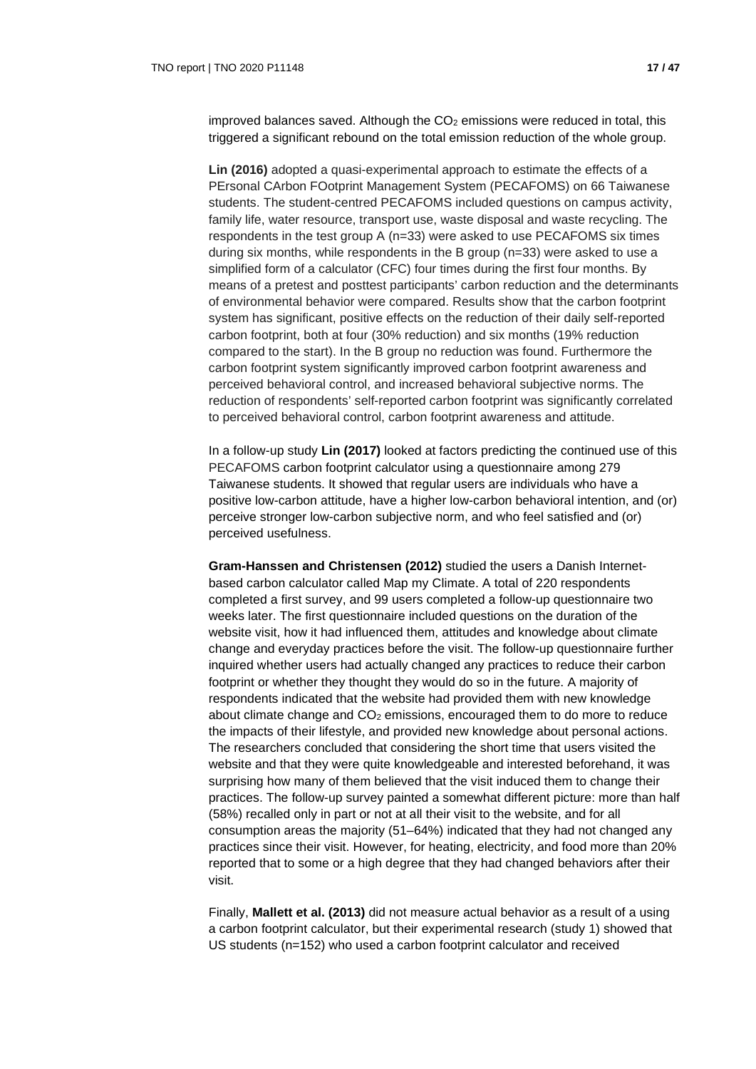improved balances saved. Although the $CO_2$ emissions were reduced in total, this triggered a significant rebound on the total emission reduction of the whole group.

**Lin (2016)** adopted a quasi-experimental approach to estimate the effects of a PErsonal CArbon FOotprint Management System (PECAFOMS) on 66 Taiwanese students. The student-centred PECAFOMS included questions on campus activity, family life, water resource, transport use, waste disposal and waste recycling. The respondents in the test group A (n=33) were asked to use PECAFOMS six times during six months, while respondents in the B group (n=33) were asked to use a simplified form of a calculator (CFC) four times during the first four months. By means of a pretest and posttest participants' carbon reduction and the determinants of environmental behavior were compared. Results show that the carbon footprint system has significant, positive effects on the reduction of their daily self-reported carbon footprint, both at four (30% reduction) and six months (19% reduction compared to the start). In the B group no reduction was found. Furthermore the carbon footprint system significantly improved carbon footprint awareness and perceived behavioral control, and increased behavioral subjective norms. The reduction of respondents' self-reported carbon footprint was significantly correlated to perceived behavioral control, carbon footprint awareness and attitude.

In a follow-up study **Lin (2017)** looked at factors predicting the continued use of this PECAFOMS carbon footprint calculator using a questionnaire among 279 Taiwanese students. It showed that regular users are individuals who have a positive low-carbon attitude, have a higher low-carbon behavioral intention, and (or) perceive stronger low-carbon subjective norm, and who feel satisfied and (or) perceived usefulness.

**Gram-Hanssen and Christensen (2012)** studied the users a Danish Internet-based carbon calculator called Map my Climate. A total of 220 respondents completed a first survey, and 99 users completed a follow-up questionnaire two weeks later. The first questionnaire included questions on the duration of the website visit, how it had influenced them, attitudes and knowledge about climate change and everyday practices before the visit. The follow-up questionnaire further inquired whether users had actually changed any practices to reduce their carbon footprint or whether they thought they would do so in the future. A majority of respondents indicated that the website had provided them with new knowledge about climate change and $CO_2$ emissions, encouraged them to do more to reduce the impacts of their lifestyle, and provided new knowledge about personal actions. The researchers concluded that considering the short time that users visited the website and that they were quite knowledgeable and interested beforehand, it was surprising how many of them believed that the visit induced them to change their practices. The follow-up survey painted a somewhat different picture: more than half (58%) recalled only in part or not at all their visit to the website, and for all consumption areas the majority (51–64%) indicated that they had not changed any practices since their visit. However, for heating, electricity, and food more than 20% reported that to some or a high degree that they had changed behaviors after their visit.

Finally, **Mallett et al. (2013)** did not measure actual behavior as a result of a using a carbon footprint calculator, but their experimental research (study 1) showed that US students (n=152) who used a carbon footprint calculator and received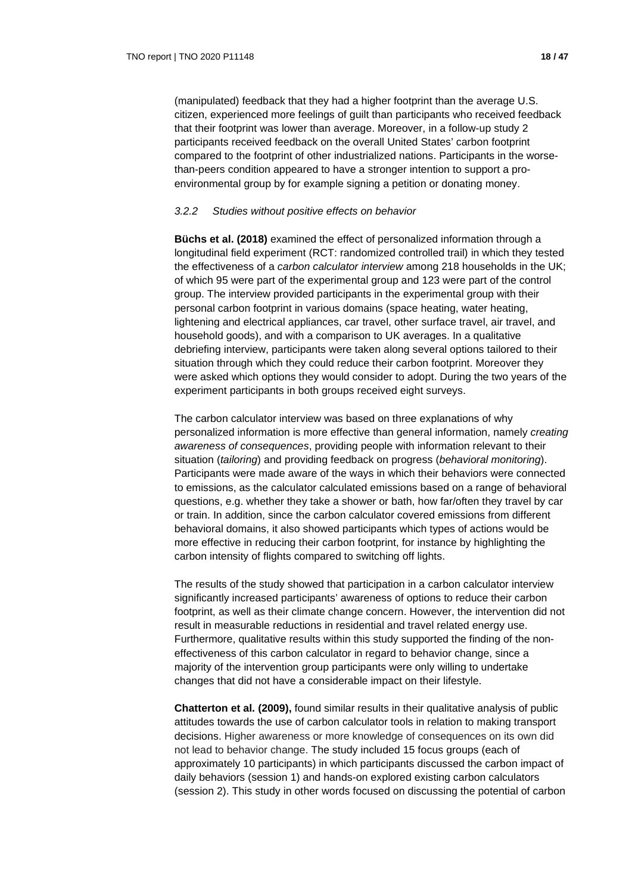(manipulated) feedback that they had a higher footprint than the average U.S. citizen, experienced more feelings of guilt than participants who received feedback that their footprint was lower than average. Moreover, in a follow-up study 2 participants received feedback on the overall United States' carbon footprint compared to the footprint of other industrialized nations. Participants in the worse-than-peers condition appeared to have a stronger intention to support a pro-environmental group by for example signing a petition or donating money.

### *3.2.2 Studies without positive effects on behavior*

**Büchs et al. (2018)** examined the effect of personalized information through a longitudinal field experiment (RCT: randomized controlled trail) in which they tested the effectiveness of a *carbon calculator interview* among 218 households in the UK; of which 95 were part of the experimental group and 123 were part of the control group. The interview provided participants in the experimental group with their personal carbon footprint in various domains (space heating, water heating, lightening and electrical appliances, car travel, other surface travel, air travel, and household goods), and with a comparison to UK averages. In a qualitative debriefing interview, participants were taken along several options tailored to their situation through which they could reduce their carbon footprint. Moreover they were asked which options they would consider to adopt. During the two years of the experiment participants in both groups received eight surveys.

The carbon calculator interview was based on three explanations of why personalized information is more effective than general information, namely *creating awareness of consequences*, providing people with information relevant to their situation (*tailoring*) and providing feedback on progress (*behavioral monitoring*). Participants were made aware of the ways in which their behaviors were connected to emissions, as the calculator calculated emissions based on a range of behavioral questions, e.g. whether they take a shower or bath, how far/often they travel by car or train. In addition, since the carbon calculator covered emissions from different behavioral domains, it also showed participants which types of actions would be more effective in reducing their carbon footprint, for instance by highlighting the carbon intensity of flights compared to switching off lights.

The results of the study showed that participation in a carbon calculator interview significantly increased participants' awareness of options to reduce their carbon footprint, as well as their climate change concern. However, the intervention did not result in measurable reductions in residential and travel related energy use. Furthermore, qualitative results within this study supported the finding of the non-effectiveness of this carbon calculator in regard to behavior change, since a majority of the intervention group participants were only willing to undertake changes that did not have a considerable impact on their lifestyle.

**Chatterton et al. (2009),** found similar results in their qualitative analysis of public attitudes towards the use of carbon calculator tools in relation to making transport decisions. Higher awareness or more knowledge of consequences on its own did not lead to behavior change. The study included 15 focus groups (each of approximately 10 participants) in which participants discussed the carbon impact of daily behaviors (session 1) and hands-on explored existing carbon calculators (session 2). This study in other words focused on discussing the potential of carbon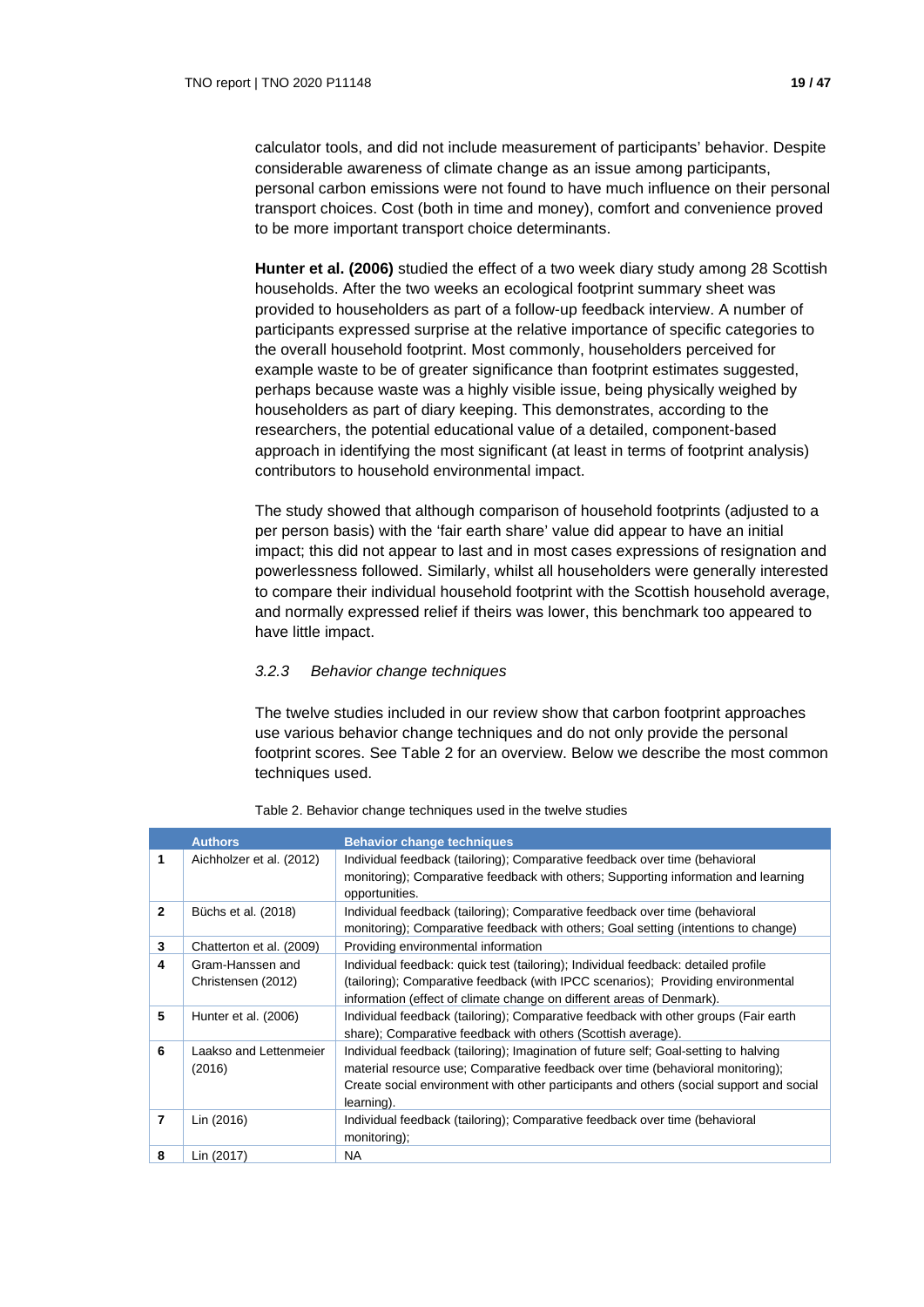calculator tools, and did not include measurement of participants' behavior. Despite considerable awareness of climate change as an issue among participants, personal carbon emissions were not found to have much influence on their personal transport choices. Cost (both in time and money), comfort and convenience proved to be more important transport choice determinants.

**Hunter et al. (2006)** studied the effect of a two week diary study among 28 Scottish households. After the two weeks an ecological footprint summary sheet was provided to householders as part of a follow-up feedback interview. A number of participants expressed surprise at the relative importance of specific categories to the overall household footprint. Most commonly, householders perceived for example waste to be of greater significance than footprint estimates suggested, perhaps because waste was a highly visible issue, being physically weighed by householders as part of diary keeping. This demonstrates, according to the researchers, the potential educational value of a detailed, component-based approach in identifying the most significant (at least in terms of footprint analysis) contributors to household environmental impact.

The study showed that although comparison of household footprints (adjusted to a per person basis) with the 'fair earth share' value did appear to have an initial impact; this did not appear to last and in most cases expressions of resignation and powerlessness followed. Similarly, whilst all householders were generally interested to compare their individual household footprint with the Scottish household average, and normally expressed relief if theirs was lower, this benchmark too appeared to have little impact.

### *3.2.3 Behavior change techniques*

The twelve studies included in our review show that carbon footprint approaches use various behavior change techniques and do not only provide the personal footprint scores. See Table 2 for an overview. Below we describe the most common techniques used.

Table 2. Behavior change techniques used in the twelve studies

| | Authors | Behavior change techniques |
|---|---|---|
| **1** | Aichholzer et al. (2012) | Individual feedback (tailoring); Comparative feedback over time (behavioral monitoring); Comparative feedback with others; Supporting information and learning opportunities. |
| **2** | Büchs et al. (2018) | Individual feedback (tailoring); Comparative feedback over time (behavioral monitoring); Comparative feedback with others; Goal setting (intentions to change) |
| **3** | Chatterton et al. (2009) | Providing environmental information |
| **4** | Gram-Hanssen and Christensen (2012) | Individual feedback: quick test (tailoring); Individual feedback: detailed profile (tailoring); Comparative feedback (with IPCC scenarios); Providing environmental information (effect of climate change on different areas of Denmark). |
| **5** | Hunter et al. (2006) | Individual feedback (tailoring); Comparative feedback with other groups (Fair earth share); Comparative feedback with others (Scottish average). |
| **6** | Laakso and Lettenmeier (2016) | Individual feedback (tailoring); Imagination of future self; Goal-setting to halving material resource use; Comparative feedback over time (behavioral monitoring); Create social environment with other participants and others (social support and social learning). |
| **7** | Lin (2016) | Individual feedback (tailoring); Comparative feedback over time (behavioral monitoring); |
| **8** | Lin (2017) | NA |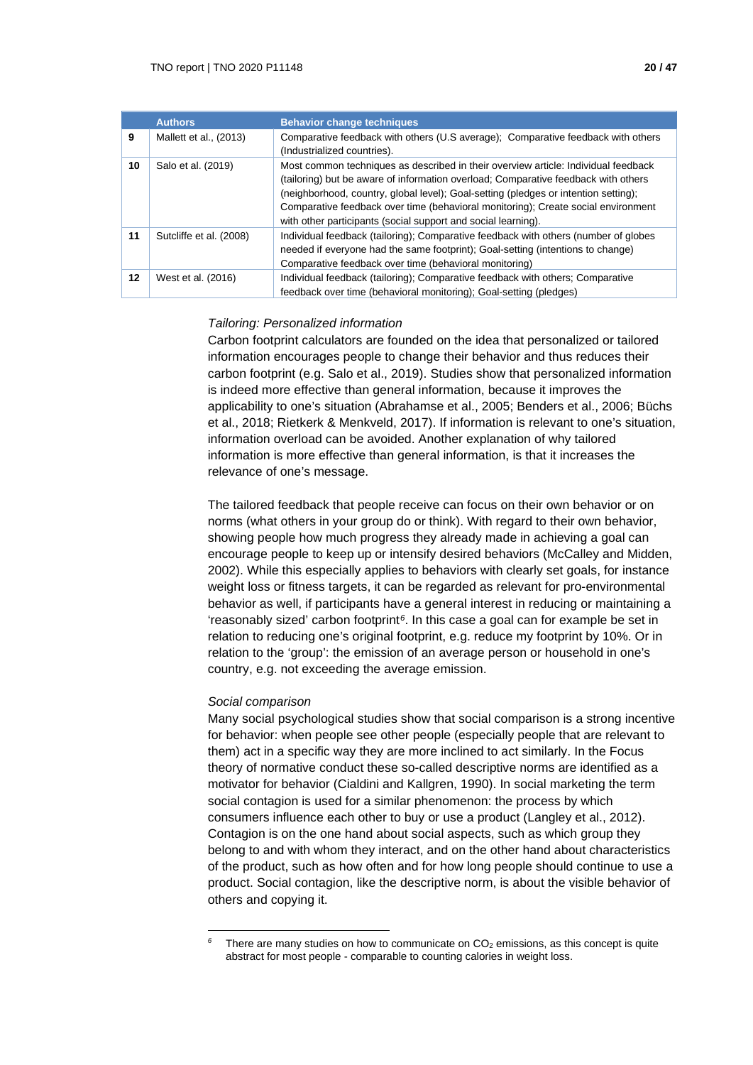| | Authors | Behavior change techniques |
|---|---|---|
| 9 | Mallett et al., (2013) | Comparative feedback with others (U.S average); Comparative feedback with others (Industrialized countries). |
| 10 | Salo et al. (2019) | Most common techniques as described in their overview article: Individual feedback (tailoring) but be aware of information overload; Comparative feedback with others (neighborhood, country, global level); Goal-setting (pledges or intention setting); Comparative feedback over time (behavioral monitoring); Create social environment with other participants (social support and social learning). |
| 11 | Sutcliffe et al. (2008) | Individual feedback (tailoring); Comparative feedback with others (number of globes needed if everyone had the same footprint); Goal-setting (intentions to change) Comparative feedback over time (behavioral monitoring) |
| 12 | West et al. (2016) | Individual feedback (tailoring); Comparative feedback with others; Comparative feedback over time (behavioral monitoring); Goal-setting (pledges) |

*Tailoring: Personalized information*

Carbon footprint calculators are founded on the idea that personalized or tailored information encourages people to change their behavior and thus reduces their carbon footprint (e.g. Salo et al., 2019). Studies show that personalized information is indeed more effective than general information, because it improves the applicability to one's situation (Abrahamse et al., 2005; Benders et al., 2006; Büchs et al., 2018; Rietkerk & Menkveld, 2017). If information is relevant to one's situation, information overload can be avoided. Another explanation of why tailored information is more effective than general information, is that it increases the relevance of one's message.

The tailored feedback that people receive can focus on their own behavior or on norms (what others in your group do or think). With regard to their own behavior, showing people how much progress they already made in achieving a goal can encourage people to keep up or intensify desired behaviors (McCalley and Midden, 2002). While this especially applies to behaviors with clearly set goals, for instance weight loss or fitness targets, it can be regarded as relevant for pro-environmental behavior as well, if participants have a general interest in reducing or maintaining a 'reasonably sized' carbon footprint[6]. In this case a goal can for example be set in relation to reducing one's original footprint, e.g. reduce my footprint by 10%. Or in relation to the 'group': the emission of an average person or household in one's country, e.g. not exceeding the average emission.

*Social comparison*

Many social psychological studies show that social comparison is a strong incentive for behavior: when people see other people (especially people that are relevant to them) act in a specific way they are more inclined to act similarly. In the Focus theory of normative conduct these so-called descriptive norms are identified as a motivator for behavior (Cialdini and Kallgren, 1990). In social marketing the term social contagion is used for a similar phenomenon: the process by which consumers influence each other to buy or use a product (Langley et al., 2012). Contagion is on the one hand about social aspects, such as which group they belong to and with whom they interact, and on the other hand about characteristics of the product, such as how often and for how long people should continue to use a product. Social contagion, like the descriptive norm, is about the visible behavior of others and copying it.

[6] There are many studies on how to communicate on $CO_2$ emissions, as this concept is quite abstract for most people - comparable to counting calories in weight loss.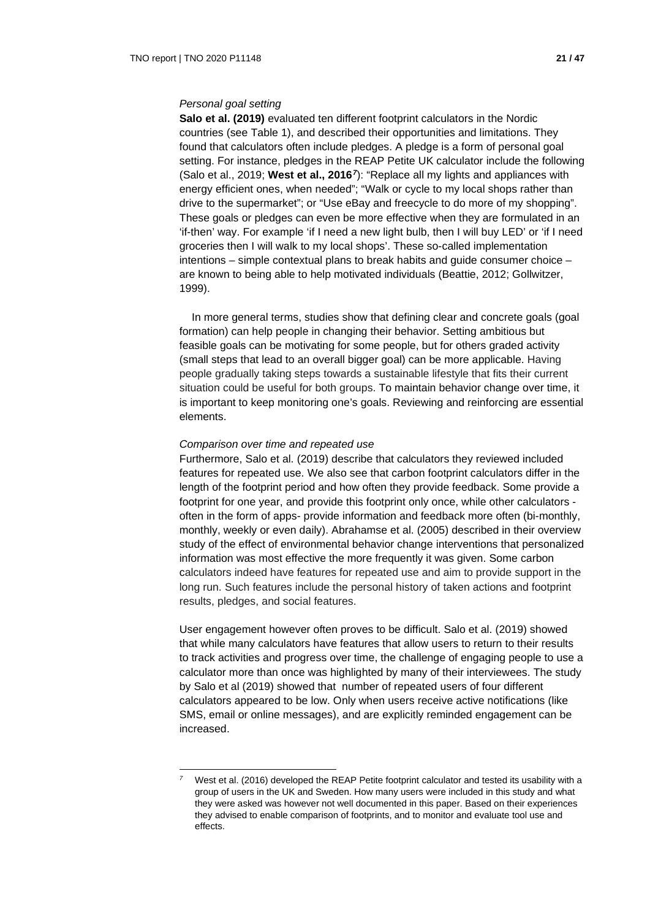*Personal goal setting*

**Salo et al. (2019)** evaluated ten different footprint calculators in the Nordic countries (see Table 1), and described their opportunities and limitations. They found that calculators often include pledges. A pledge is a form of personal goal setting. For instance, pledges in the REAP Petite UK calculator include the following (Salo et al., 2019; **West et al., 2016**[7]): "Replace all my lights and appliances with energy efficient ones, when needed"; "Walk or cycle to my local shops rather than drive to the supermarket"; or "Use eBay and freecycle to do more of my shopping". These goals or pledges can even be more effective when they are formulated in an 'if-then' way. For example 'if I need a new light bulb, then I will buy LED' or 'if I need groceries then I will walk to my local shops'. These so-called implementation intentions – simple contextual plans to break habits and guide consumer choice – are known to being able to help motivated individuals (Beattie, 2012; Gollwitzer, 1999).

In more general terms, studies show that defining clear and concrete goals (goal formation) can help people in changing their behavior. Setting ambitious but feasible goals can be motivating for some people, but for others graded activity (small steps that lead to an overall bigger goal) can be more applicable. Having people gradually taking steps towards a sustainable lifestyle that fits their current situation could be useful for both groups. To maintain behavior change over time, it is important to keep monitoring one's goals. Reviewing and reinforcing are essential elements.

*Comparison over time and repeated use*

Furthermore, Salo et al. (2019) describe that calculators they reviewed included features for repeated use. We also see that carbon footprint calculators differ in the length of the footprint period and how often they provide feedback. Some provide a footprint for one year, and provide this footprint only once, while other calculators - often in the form of apps- provide information and feedback more often (bi-monthly, monthly, weekly or even daily). Abrahamse et al. (2005) described in their overview study of the effect of environmental behavior change interventions that personalized information was most effective the more frequently it was given. Some carbon calculators indeed have features for repeated use and aim to provide support in the long run. Such features include the personal history of taken actions and footprint results, pledges, and social features.

User engagement however often proves to be difficult. Salo et al. (2019) showed that while many calculators have features that allow users to return to their results to track activities and progress over time, the challenge of engaging people to use a calculator more than once was highlighted by many of their interviewees. The study by Salo et al (2019) showed that number of repeated users of four different calculators appeared to be low. Only when users receive active notifications (like SMS, email or online messages), and are explicitly reminded engagement can be increased.

[7] West et al. (2016) developed the REAP Petite footprint calculator and tested its usability with a group of users in the UK and Sweden. How many users were included in this study and what they were asked was however not well documented in this paper. Based on their experiences they advised to enable comparison of footprints, and to monitor and evaluate tool use and effects.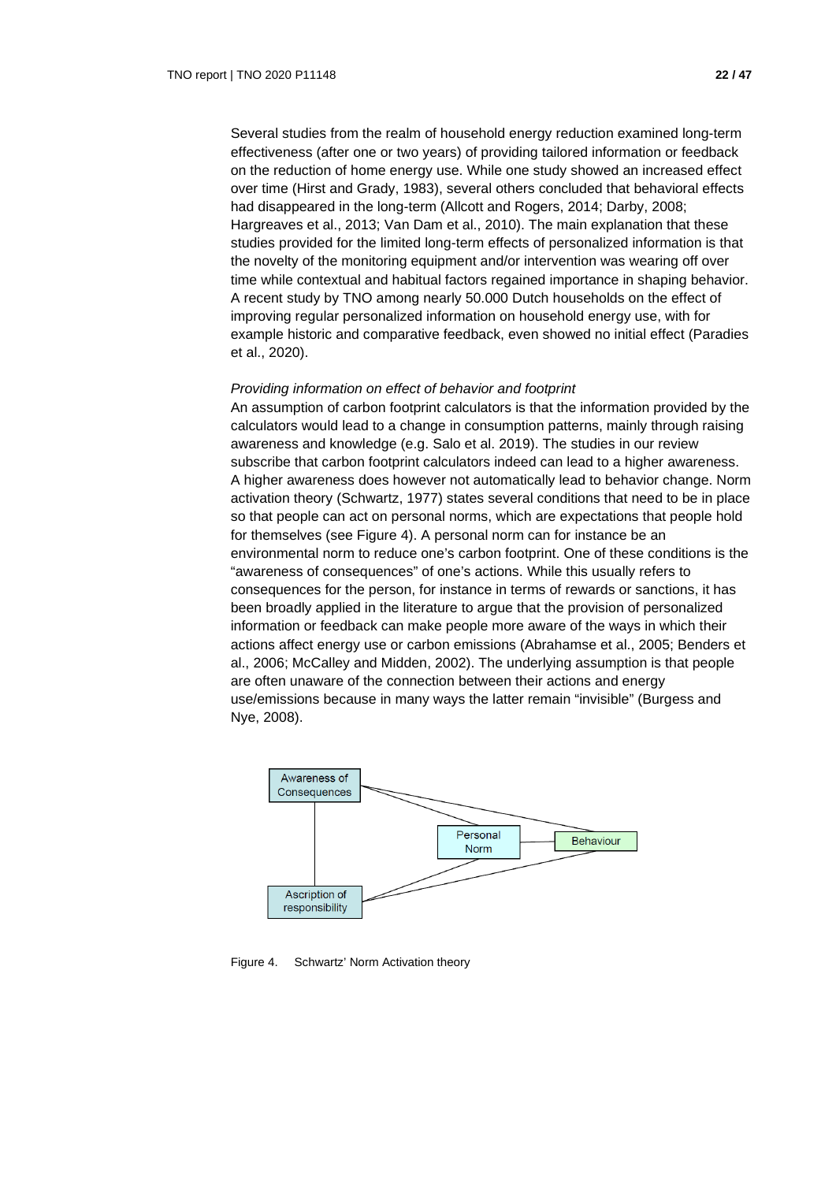Several studies from the realm of household energy reduction examined long-term effectiveness (after one or two years) of providing tailored information or feedback on the reduction of home energy use. While one study showed an increased effect over time (Hirst and Grady, 1983), several others concluded that behavioral effects had disappeared in the long-term (Allcott and Rogers, 2014; Darby, 2008; Hargreaves et al., 2013; Van Dam et al., 2010). The main explanation that these studies provided for the limited long-term effects of personalized information is that the novelty of the monitoring equipment and/or intervention was wearing off over time while contextual and habitual factors regained importance in shaping behavior. A recent study by TNO among nearly 50.000 Dutch households on the effect of improving regular personalized information on household energy use, with for example historic and comparative feedback, even showed no initial effect (Paradies et al., 2020).

*Providing information on effect of behavior and footprint*

An assumption of carbon footprint calculators is that the information provided by the calculators would lead to a change in consumption patterns, mainly through raising awareness and knowledge (e.g. Salo et al. 2019). The studies in our review subscribe that carbon footprint calculators indeed can lead to a higher awareness. A higher awareness does however not automatically lead to behavior change. Norm activation theory (Schwartz, 1977) states several conditions that need to be in place so that people can act on personal norms, which are expectations that people hold for themselves (see Figure 4). A personal norm can for instance be an environmental norm to reduce one's carbon footprint. One of these conditions is the "awareness of consequences" of one's actions. While this usually refers to consequences for the person, for instance in terms of rewards or sanctions, it has been broadly applied in the literature to argue that the provision of personalized information or feedback can make people more aware of the ways in which their actions affect energy use or carbon emissions (Abrahamse et al., 2005; Benders et al., 2006; McCalley and Midden, 2002). The underlying assumption is that people are often unaware of the connection between their actions and energy use/emissions because in many ways the latter remain "invisible" (Burgess and Nye, 2008).

Awareness of Consequences — Personal Norm — Behaviour — Ascription of responsibility

Figure 4. Schwartz' Norm Activation theory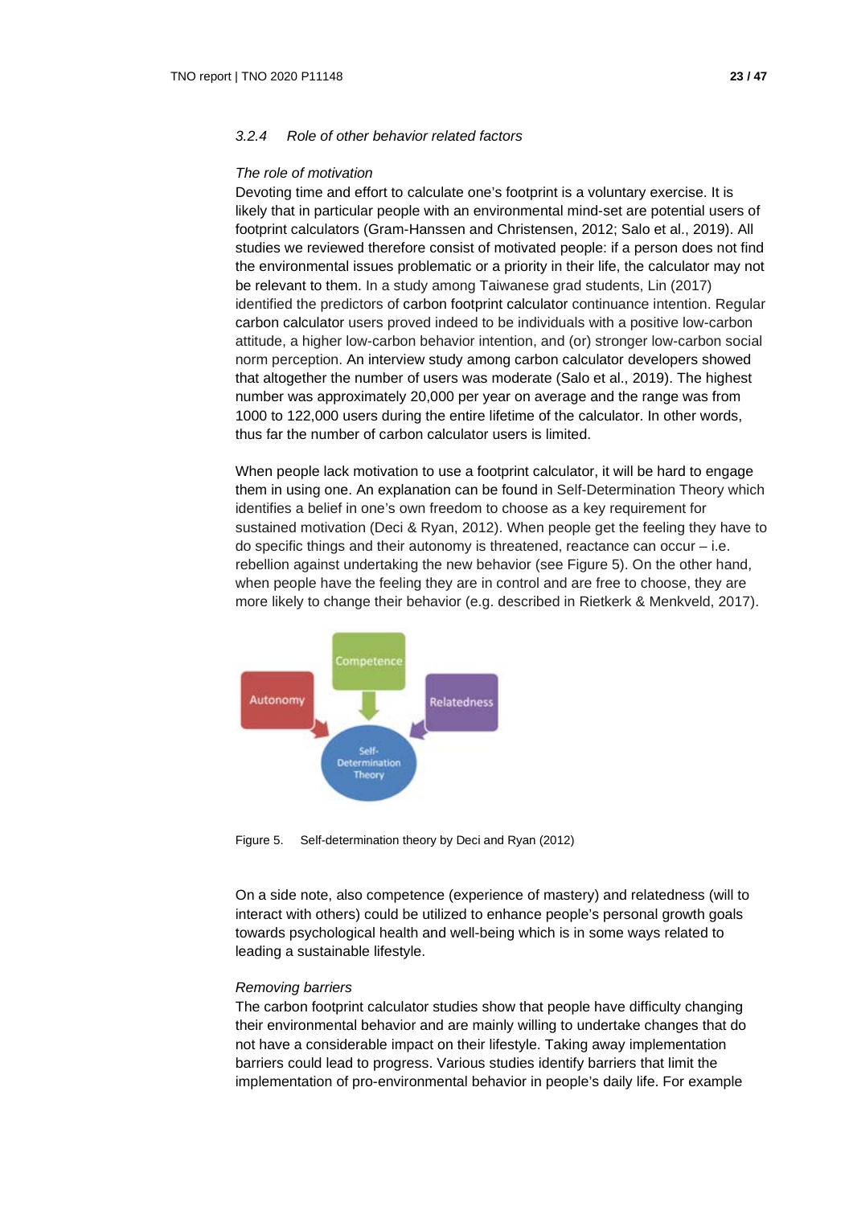### 3.2.4 Role of other behavior related factors

*The role of motivation*

Devoting time and effort to calculate one's footprint is a voluntary exercise. It is likely that in particular people with an environmental mind-set are potential users of footprint calculators (Gram-Hanssen and Christensen, 2012; Salo et al., 2019). All studies we reviewed therefore consist of motivated people: if a person does not find the environmental issues problematic or a priority in their life, the calculator may not be relevant to them. In a study among Taiwanese grad students, Lin (2017) identified the predictors of carbon footprint calculator continuance intention. Regular carbon calculator users proved indeed to be individuals with a positive low-carbon attitude, a higher low-carbon behavior intention, and (or) stronger low-carbon social norm perception. An interview study among carbon calculator developers showed that altogether the number of users was moderate (Salo et al., 2019). The highest number was approximately 20,000 per year on average and the range was from 1000 to 122,000 users during the entire lifetime of the calculator. In other words, thus far the number of carbon calculator users is limited.

When people lack motivation to use a footprint calculator, it will be hard to engage them in using one. An explanation can be found in Self-Determination Theory which identifies a belief in one's own freedom to choose as a key requirement for sustained motivation (Deci & Ryan, 2012). When people get the feeling they have to do specific things and their autonomy is threatened, reactance can occur – i.e. rebellion against undertaking the new behavior (see Figure 5). On the other hand, when people have the feeling they are in control and are free to choose, they are more likely to change their behavior (e.g. described in Rietkerk & Menkveld, 2017).

Figure 5. Self-determination theory by Deci and Ryan (2012)

On a side note, also competence (experience of mastery) and relatedness (will to interact with others) could be utilized to enhance people's personal growth goals towards psychological health and well-being which is in some ways related to leading a sustainable lifestyle.

*Removing barriers*

The carbon footprint calculator studies show that people have difficulty changing their environmental behavior and are mainly willing to undertake changes that do not have a considerable impact on their lifestyle. Taking away implementation barriers could lead to progress. Various studies identify barriers that limit the implementation of pro-environmental behavior in people's daily life. For example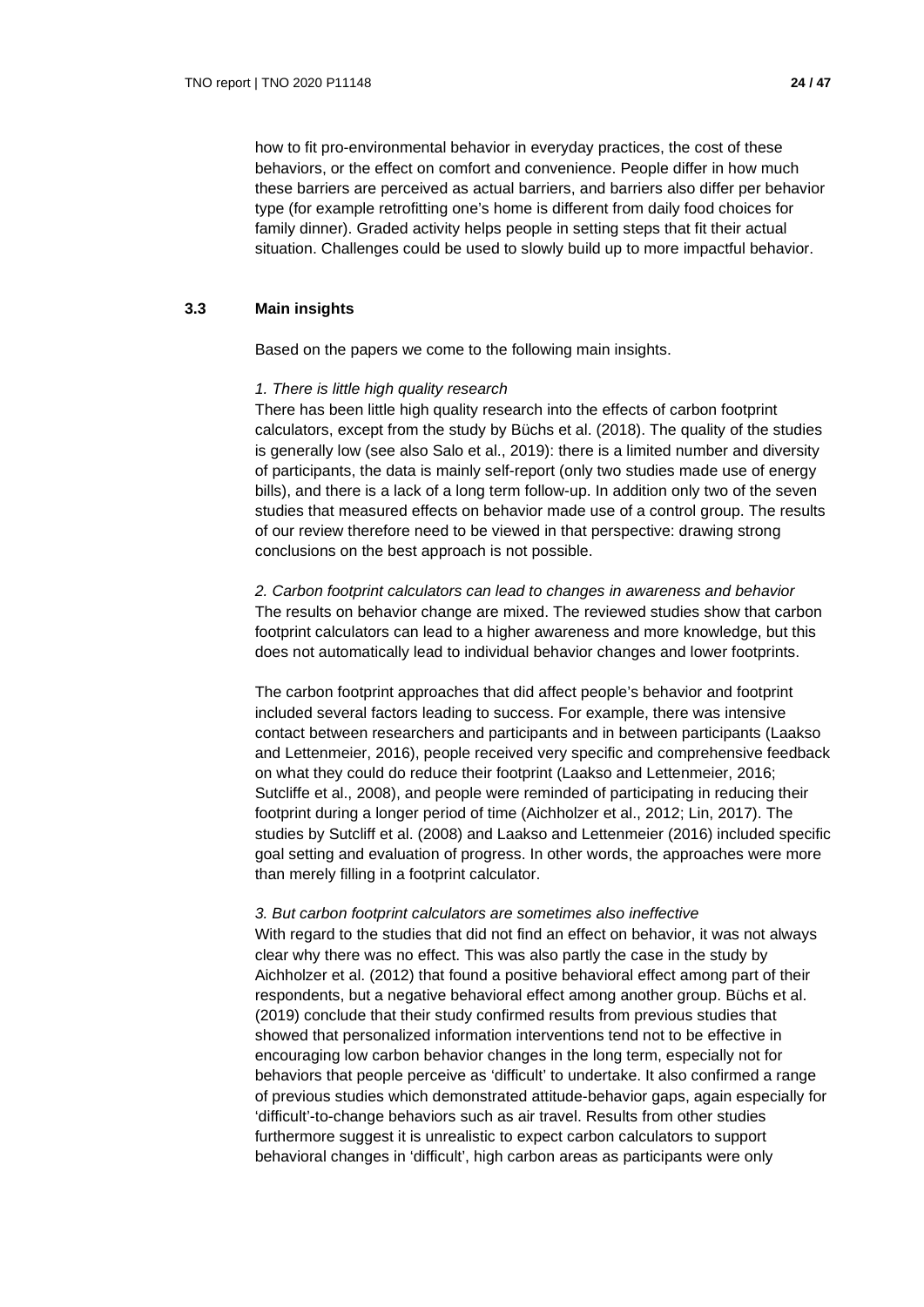how to fit pro-environmental behavior in everyday practices, the cost of these behaviors, or the effect on comfort and convenience. People differ in how much these barriers are perceived as actual barriers, and barriers also differ per behavior type (for example retrofitting one's home is different from daily food choices for family dinner). Graded activity helps people in setting steps that fit their actual situation. Challenges could be used to slowly build up to more impactful behavior.

## 3.3 Main insights

Based on the papers we come to the following main insights.

*1. There is little high quality research*

There has been little high quality research into the effects of carbon footprint calculators, except from the study by Büchs et al. (2018). The quality of the studies is generally low (see also Salo et al., 2019): there is a limited number and diversity of participants, the data is mainly self-report (only two studies made use of energy bills), and there is a lack of a long term follow-up. In addition only two of the seven studies that measured effects on behavior made use of a control group. The results of our review therefore need to be viewed in that perspective: drawing strong conclusions on the best approach is not possible.

*2. Carbon footprint calculators can lead to changes in awareness and behavior*

The results on behavior change are mixed. The reviewed studies show that carbon footprint calculators can lead to a higher awareness and more knowledge, but this does not automatically lead to individual behavior changes and lower footprints.

The carbon footprint approaches that did affect people's behavior and footprint included several factors leading to success. For example, there was intensive contact between researchers and participants and in between participants (Laakso and Lettenmeier, 2016), people received very specific and comprehensive feedback on what they could do reduce their footprint (Laakso and Lettenmeier, 2016; Sutcliffe et al., 2008), and people were reminded of participating in reducing their footprint during a longer period of time (Aichholzer et al., 2012; Lin, 2017). The studies by Sutcliff et al. (2008) and Laakso and Lettenmeier (2016) included specific goal setting and evaluation of progress. In other words, the approaches were more than merely filling in a footprint calculator.

*3. But carbon footprint calculators are sometimes also ineffective*

With regard to the studies that did not find an effect on behavior, it was not always clear why there was no effect. This was also partly the case in the study by Aichholzer et al. (2012) that found a positive behavioral effect among part of their respondents, but a negative behavioral effect among another group. Büchs et al. (2019) conclude that their study confirmed results from previous studies that showed that personalized information interventions tend not to be effective in encouraging low carbon behavior changes in the long term, especially not for behaviors that people perceive as 'difficult' to undertake. It also confirmed a range of previous studies which demonstrated attitude-behavior gaps, again especially for 'difficult'-to-change behaviors such as air travel. Results from other studies furthermore suggest it is unrealistic to expect carbon calculators to support behavioral changes in 'difficult', high carbon areas as participants were only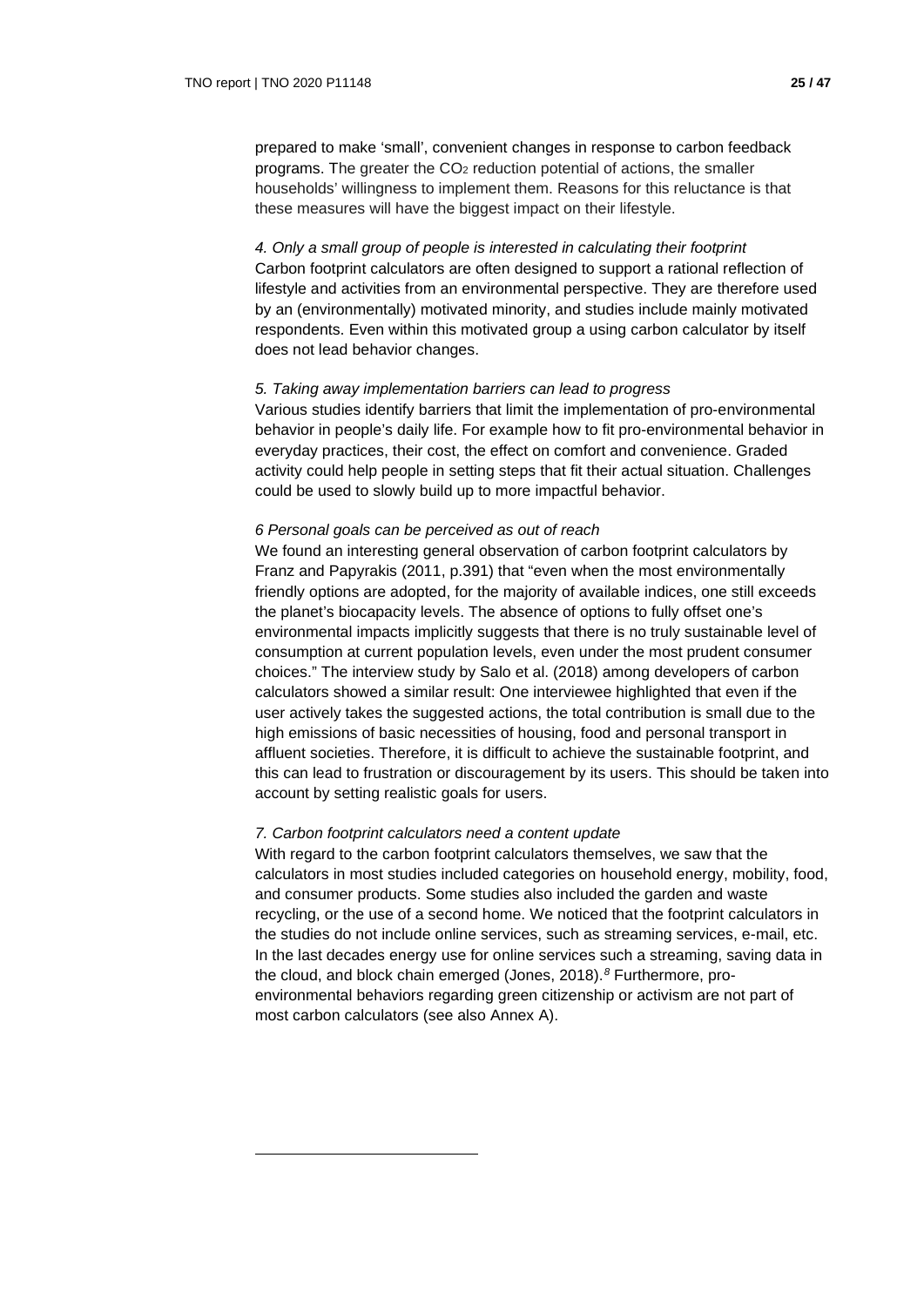prepared to make 'small', convenient changes in response to carbon feedback programs. The greater the $CO_2$ reduction potential of actions, the smaller households' willingness to implement them. Reasons for this reluctance is that these measures will have the biggest impact on their lifestyle.

*4. Only a small group of people is interested in calculating their footprint*
Carbon footprint calculators are often designed to support a rational reflection of lifestyle and activities from an environmental perspective. They are therefore used by an (environmentally) motivated minority, and studies include mainly motivated respondents. Even within this motivated group a using carbon calculator by itself does not lead behavior changes.

*5. Taking away implementation barriers can lead to progress*
Various studies identify barriers that limit the implementation of pro-environmental behavior in people's daily life. For example how to fit pro-environmental behavior in everyday practices, their cost, the effect on comfort and convenience. Graded activity could help people in setting steps that fit their actual situation. Challenges could be used to slowly build up to more impactful behavior.

*6 Personal goals can be perceived as out of reach*
We found an interesting general observation of carbon footprint calculators by Franz and Papyrakis (2011, p.391) that "even when the most environmentally friendly options are adopted, for the majority of available indices, one still exceeds the planet's biocapacity levels. The absence of options to fully offset one's environmental impacts implicitly suggests that there is no truly sustainable level of consumption at current population levels, even under the most prudent consumer choices." The interview study by Salo et al. (2018) among developers of carbon calculators showed a similar result: One interviewee highlighted that even if the user actively takes the suggested actions, the total contribution is small due to the high emissions of basic necessities of housing, food and personal transport in affluent societies. Therefore, it is difficult to achieve the sustainable footprint, and this can lead to frustration or discouragement by its users. This should be taken into account by setting realistic goals for users.

*7. Carbon footprint calculators need a content update*
With regard to the carbon footprint calculators themselves, we saw that the calculators in most studies included categories on household energy, mobility, food, and consumer products. Some studies also included the garden and waste recycling, or the use of a second home. We noticed that the footprint calculators in the studies do not include online services, such as streaming services, e-mail, etc. In the last decades energy use for online services such a streaming, saving data in the cloud, and block chain emerged (Jones, 2018).[8] Furthermore, pro-environmental behaviors regarding green citizenship or activism are not part of most carbon calculators (see also Annex A).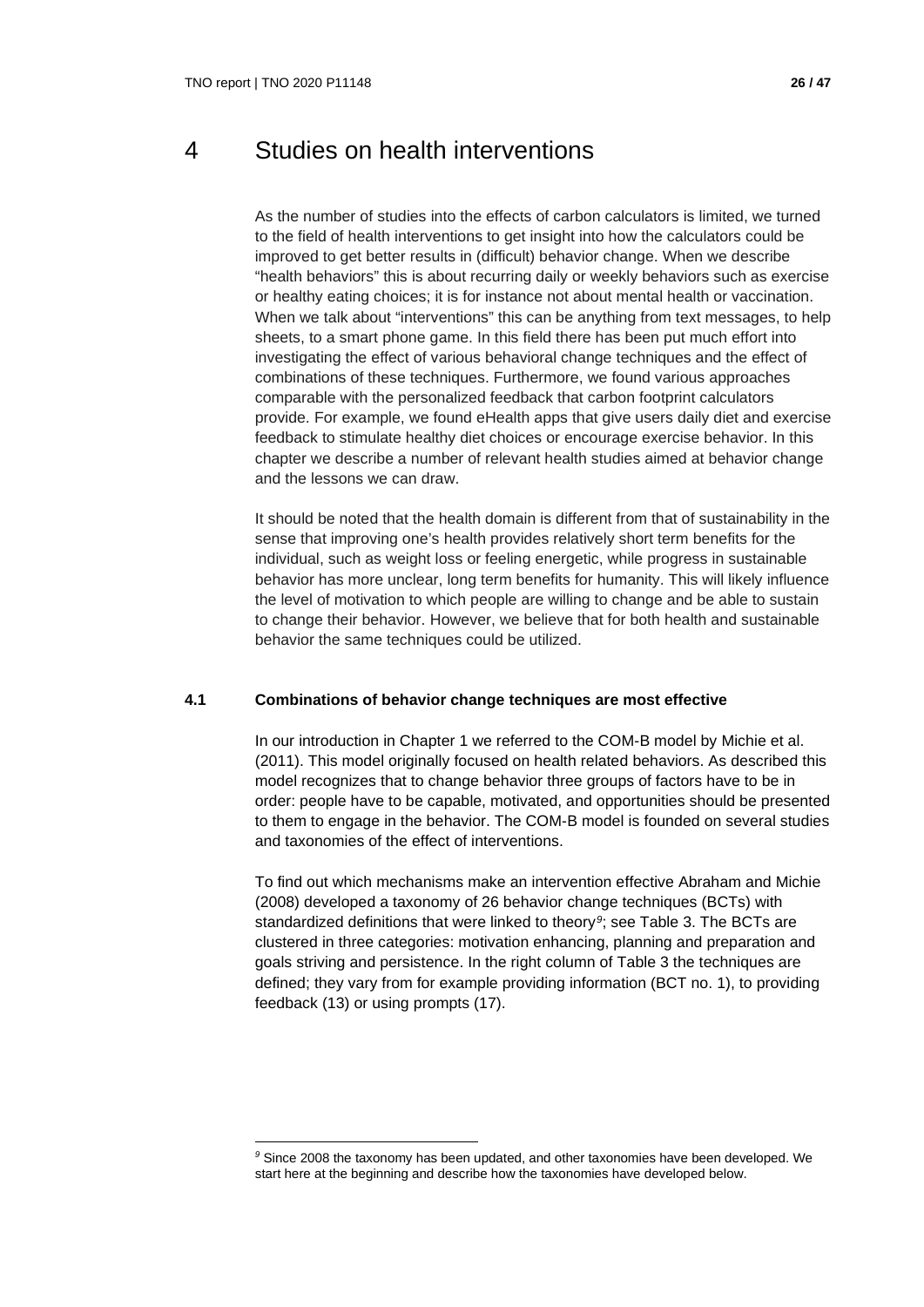# 4 Studies on health interventions

As the number of studies into the effects of carbon calculators is limited, we turned to the field of health interventions to get insight into how the calculators could be improved to get better results in (difficult) behavior change. When we describe "health behaviors" this is about recurring daily or weekly behaviors such as exercise or healthy eating choices; it is for instance not about mental health or vaccination. When we talk about "interventions" this can be anything from text messages, to help sheets, to a smart phone game. In this field there has been put much effort into investigating the effect of various behavioral change techniques and the effect of combinations of these techniques. Furthermore, we found various approaches comparable with the personalized feedback that carbon footprint calculators provide. For example, we found eHealth apps that give users daily diet and exercise feedback to stimulate healthy diet choices or encourage exercise behavior. In this chapter we describe a number of relevant health studies aimed at behavior change and the lessons we can draw.

It should be noted that the health domain is different from that of sustainability in the sense that improving one's health provides relatively short term benefits for the individual, such as weight loss or feeling energetic, while progress in sustainable behavior has more unclear, long term benefits for humanity. This will likely influence the level of motivation to which people are willing to change and be able to sustain to change their behavior. However, we believe that for both health and sustainable behavior the same techniques could be utilized.

## 4.1 Combinations of behavior change techniques are most effective

In our introduction in Chapter 1 we referred to the COM-B model by Michie et al. (2011). This model originally focused on health related behaviors. As described this model recognizes that to change behavior three groups of factors have to be in order: people have to be capable, motivated, and opportunities should be presented to them to engage in the behavior. The COM-B model is founded on several studies and taxonomies of the effect of interventions.

To find out which mechanisms make an intervention effective Abraham and Michie (2008) developed a taxonomy of 26 behavior change techniques (BCTs) with standardized definitions that were linked to theory[9]; see Table 3. The BCTs are clustered in three categories: motivation enhancing, planning and preparation and goals striving and persistence. In the right column of Table 3 the techniques are defined; they vary from for example providing information (BCT no. 1), to providing feedback (13) or using prompts (17).

---

[9] Since 2008 the taxonomy has been updated, and other taxonomies have been developed. We start here at the beginning and describe how the taxonomies have developed below.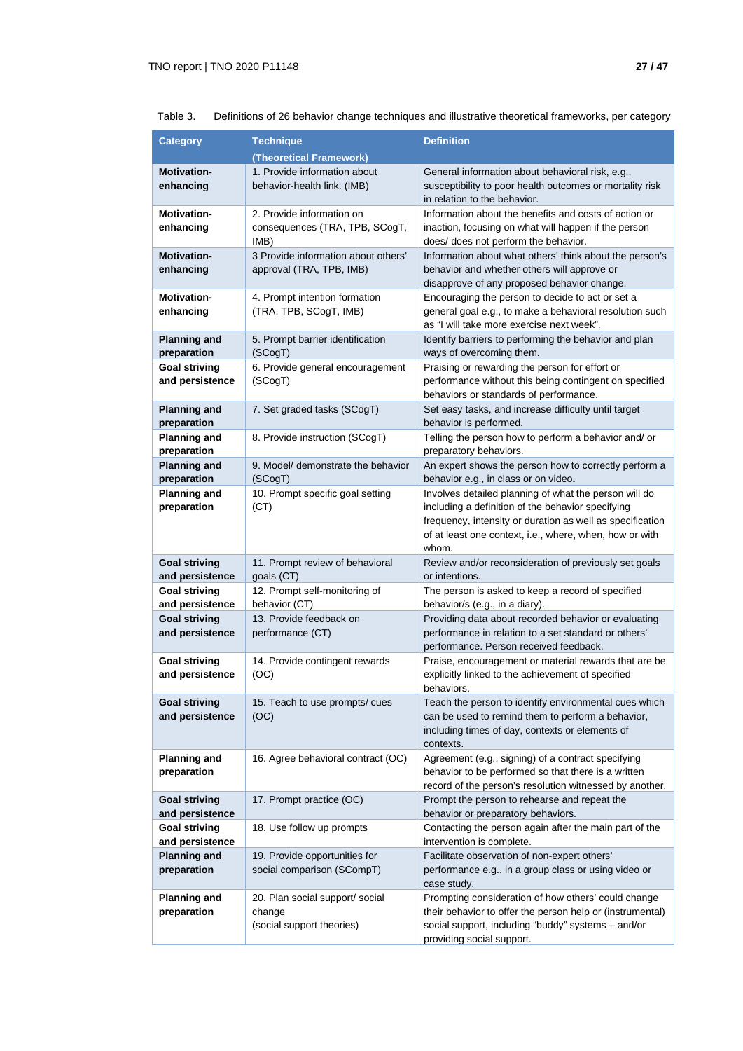Table 3. Definitions of 26 behavior change techniques and illustrative theoretical frameworks, per category

| Category | Technique (Theoretical Framework) | Definition |
|---|---|---|
| **Motivation-enhancing** | 1. Provide information about behavior-health link. (IMB) | General information about behavioral risk, e.g., susceptibility to poor health outcomes or mortality risk in relation to the behavior. |
| **Motivation-enhancing** | 2. Provide information on consequences (TRA, TPB, SCogT, IMB) | Information about the benefits and costs of action or inaction, focusing on what will happen if the person does/ does not perform the behavior. |
| **Motivation-enhancing** | 3 Provide information about others' approval (TRA, TPB, IMB) | Information about what others' think about the person's behavior and whether others will approve or disapprove of any proposed behavior change. |
| **Motivation-enhancing** | 4. Prompt intention formation (TRA, TPB, SCogT, IMB) | Encouraging the person to decide to act or set a general goal e.g., to make a behavioral resolution such as "I will take more exercise next week". |
| **Planning and preparation** | 5. Prompt barrier identification (SCogT) | Identify barriers to performing the behavior and plan ways of overcoming them. |
| **Goal striving and persistence** | 6. Provide general encouragement (SCogT) | Praising or rewarding the person for effort or performance without this being contingent on specified behaviors or standards of performance. |
| **Planning and preparation** | 7. Set graded tasks (SCogT) | Set easy tasks, and increase difficulty until target behavior is performed. |
| **Planning and preparation** | 8. Provide instruction (SCogT) | Telling the person how to perform a behavior and/ or preparatory behaviors. |
| **Planning and preparation** | 9. Model/ demonstrate the behavior (SCogT) | An expert shows the person how to correctly perform a behavior e.g., in class or on video**.** |
| **Planning and preparation** | 10. Prompt specific goal setting (CT) | Involves detailed planning of what the person will do including a definition of the behavior specifying frequency, intensity or duration as well as specification of at least one context, i.e., where, when, how or with whom. |
| **Goal striving and persistence** | 11. Prompt review of behavioral goals (CT) | Review and/or reconsideration of previously set goals or intentions. |
| **Goal striving and persistence** | 12. Prompt self-monitoring of behavior (CT) | The person is asked to keep a record of specified behavior/s (e.g., in a diary). |
| **Goal striving and persistence** | 13. Provide feedback on performance (CT) | Providing data about recorded behavior or evaluating performance in relation to a set standard or others' performance. Person received feedback. |
| **Goal striving and persistence** | 14. Provide contingent rewards (OC) | Praise, encouragement or material rewards that are be explicitly linked to the achievement of specified behaviors. |
| **Goal striving and persistence** | 15. Teach to use prompts/ cues (OC) | Teach the person to identify environmental cues which can be used to remind them to perform a behavior, including times of day, contexts or elements of contexts. |
| **Planning and preparation** | 16. Agree behavioral contract (OC) | Agreement (e.g., signing) of a contract specifying behavior to be performed so that there is a written record of the person's resolution witnessed by another. |
| **Goal striving and persistence** | 17. Prompt practice (OC) | Prompt the person to rehearse and repeat the behavior or preparatory behaviors. |
| **Goal striving and persistence** | 18. Use follow up prompts | Contacting the person again after the main part of the intervention is complete. |
| **Planning and preparation** | 19. Provide opportunities for social comparison (SCompT) | Facilitate observation of non-expert others' performance e.g., in a group class or using video or case study. |
| **Planning and preparation** | 20. Plan social support/ social change (social support theories) | Prompting consideration of how others' could change their behavior to offer the person help or (instrumental) social support, including "buddy" systems – and/or providing social support. |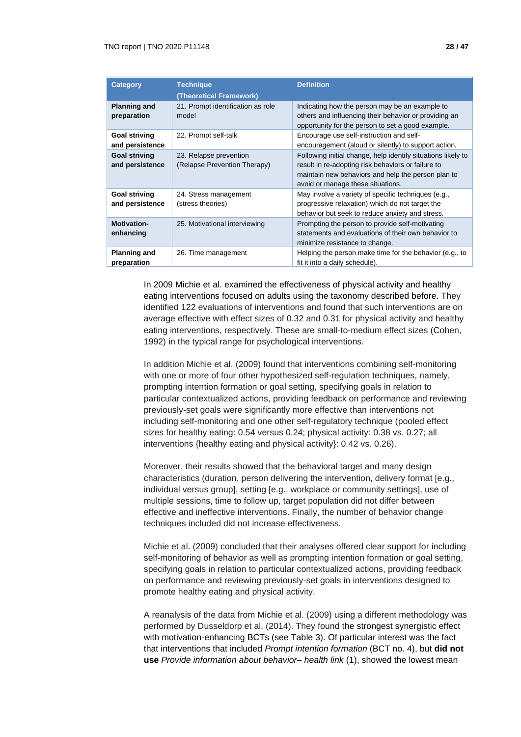| Category | Technique (Theoretical Framework) | Definition |
|---|---|---|
| **Planning and preparation** | 21. Prompt identification as role model | Indicating how the person may be an example to others and influencing their behavior or providing an opportunity for the person to set a good example. |
| **Goal striving and persistence** | 22. Prompt self-talk | Encourage use self-instruction and self-encouragement (aloud or silently) to support action. |
| **Goal striving and persistence** | 23. Relapse prevention (Relapse Prevention Therapy) | Following initial change, help identify situations likely to result in re-adopting risk behaviors or failure to maintain new behaviors and help the person plan to avoid or manage these situations. |
| **Goal striving and persistence** | 24. Stress management (stress theories) | May involve a variety of specific techniques (e.g., progressive relaxation) which do not target the behavior but seek to reduce anxiety and stress. |
| **Motivation-enhancing** | 25. Motivational interviewing | Prompting the person to provide self-motivating statements and evaluations of their own behavior to minimize resistance to change. |
| **Planning and preparation** | 26. Time management | Helping the person make time for the behavior (e.g., to fit it into a daily schedule). |

In 2009 Michie et al. examined the effectiveness of physical activity and healthy eating interventions focused on adults using the taxonomy described before. They identified 122 evaluations of interventions and found that such interventions are on average effective with effect sizes of 0.32 and 0.31 for physical activity and healthy eating interventions, respectively. These are small-to-medium effect sizes (Cohen, 1992) in the typical range for psychological interventions.

In addition Michie et al. (2009) found that interventions combining self-monitoring with one or more of four other hypothesized self-regulation techniques, namely, prompting intention formation or goal setting, specifying goals in relation to particular contextualized actions, providing feedback on performance and reviewing previously-set goals were significantly more effective than interventions not including self-monitoring and one other self-regulatory technique (pooled effect sizes for healthy eating: 0.54 versus 0.24; physical activity: 0.38 vs. 0.27; all interventions {healthy eating and physical activity}: 0.42 vs. 0.26).

Moreover, their results showed that the behavioral target and many design characteristics (duration, person delivering the intervention, delivery format [e.g., individual versus group], setting [e.g., workplace or community settings], use of multiple sessions, time to follow up, target population did not differ between effective and ineffective interventions. Finally, the number of behavior change techniques included did not increase effectiveness.

Michie et al. (2009) concluded that their analyses offered clear support for including self-monitoring of behavior as well as prompting intention formation or goal setting, specifying goals in relation to particular contextualized actions, providing feedback on performance and reviewing previously-set goals in interventions designed to promote healthy eating and physical activity.

A reanalysis of the data from Michie et al. (2009) using a different methodology was performed by Dusseldorp et al. (2014). They found the strongest synergistic effect with motivation-enhancing BCTs (see Table 3). Of particular interest was the fact that interventions that included *Prompt intention formation* (BCT no. 4), but **did not use** *Provide information about behavior– health link* (1), showed the lowest mean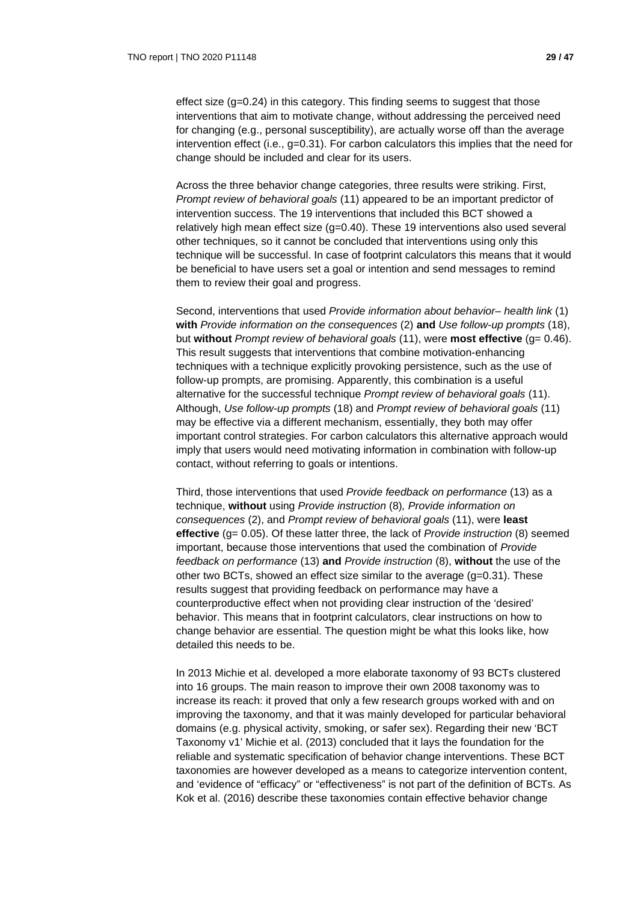effect size (g=0.24) in this category. This finding seems to suggest that those interventions that aim to motivate change, without addressing the perceived need for changing (e.g., personal susceptibility), are actually worse off than the average intervention effect (i.e., g=0.31). For carbon calculators this implies that the need for change should be included and clear for its users.

Across the three behavior change categories, three results were striking. First, *Prompt review of behavioral goals* (11) appeared to be an important predictor of intervention success. The 19 interventions that included this BCT showed a relatively high mean effect size (g=0.40). These 19 interventions also used several other techniques, so it cannot be concluded that interventions using only this technique will be successful. In case of footprint calculators this means that it would be beneficial to have users set a goal or intention and send messages to remind them to review their goal and progress.

Second, interventions that used *Provide information about behavior– health link* (1) **with** *Provide information on the consequences* (2) **and** *Use follow-up prompts* (18), but **without** *Prompt review of behavioral goals* (11), were **most effective** (g= 0.46). This result suggests that interventions that combine motivation-enhancing techniques with a technique explicitly provoking persistence, such as the use of follow-up prompts, are promising. Apparently, this combination is a useful alternative for the successful technique *Prompt review of behavioral goals* (11). Although, *Use follow-up prompts* (18) and *Prompt review of behavioral goals* (11) may be effective via a different mechanism, essentially, they both may offer important control strategies. For carbon calculators this alternative approach would imply that users would need motivating information in combination with follow-up contact, without referring to goals or intentions.

Third, those interventions that used *Provide feedback on performance* (13) as a technique, **without** using *Provide instruction* (8)*, Provide information on consequences* (2), and *Prompt review of behavioral goals* (11), were **least effective** (g= 0.05). Of these latter three, the lack of *Provide instruction* (8) seemed important, because those interventions that used the combination of *Provide feedback on performance* (13) **and** *Provide instruction* (8), **without** the use of the other two BCTs, showed an effect size similar to the average (g=0.31). These results suggest that providing feedback on performance may have a counterproductive effect when not providing clear instruction of the 'desired' behavior. This means that in footprint calculators, clear instructions on how to change behavior are essential. The question might be what this looks like, how detailed this needs to be.

In 2013 Michie et al. developed a more elaborate taxonomy of 93 BCTs clustered into 16 groups. The main reason to improve their own 2008 taxonomy was to increase its reach: it proved that only a few research groups worked with and on improving the taxonomy, and that it was mainly developed for particular behavioral domains (e.g. physical activity, smoking, or safer sex). Regarding their new 'BCT Taxonomy v1' Michie et al. (2013) concluded that it lays the foundation for the reliable and systematic specification of behavior change interventions. These BCT taxonomies are however developed as a means to categorize intervention content, and 'evidence of "efficacy" or "effectiveness" is not part of the definition of BCTs. As Kok et al. (2016) describe these taxonomies contain effective behavior change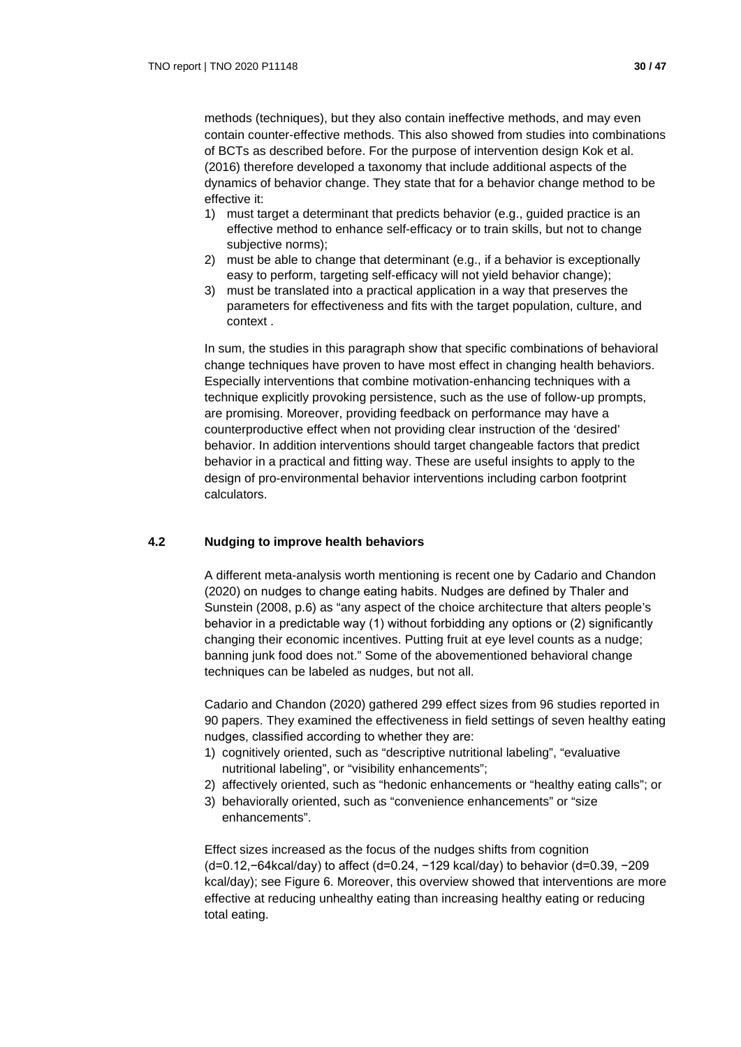methods (techniques), but they also contain ineffective methods, and may even contain counter-effective methods. This also showed from studies into combinations of BCTs as described before. For the purpose of intervention design Kok et al. (2016) therefore developed a taxonomy that include additional aspects of the dynamics of behavior change. They state that for a behavior change method to be effective it:

1) must target a determinant that predicts behavior (e.g., guided practice is an effective method to enhance self-efficacy or to train skills, but not to change subjective norms);
2) must be able to change that determinant (e.g., if a behavior is exceptionally easy to perform, targeting self-efficacy will not yield behavior change);
3) must be translated into a practical application in a way that preserves the parameters for effectiveness and fits with the target population, culture, and context .

In sum, the studies in this paragraph show that specific combinations of behavioral change techniques have proven to have most effect in changing health behaviors. Especially interventions that combine motivation-enhancing techniques with a technique explicitly provoking persistence, such as the use of follow-up prompts, are promising. Moreover, providing feedback on performance may have a counterproductive effect when not providing clear instruction of the 'desired' behavior. In addition interventions should target changeable factors that predict behavior in a practical and fitting way. These are useful insights to apply to the design of pro-environmental behavior interventions including carbon footprint calculators.

## 4.2 Nudging to improve health behaviors

A different meta-analysis worth mentioning is recent one by Cadario and Chandon (2020) on nudges to change eating habits. Nudges are defined by Thaler and Sunstein (2008, p.6) as "any aspect of the choice architecture that alters people's behavior in a predictable way (1) without forbidding any options or (2) significantly changing their economic incentives. Putting fruit at eye level counts as a nudge; banning junk food does not." Some of the abovementioned behavioral change techniques can be labeled as nudges, but not all.

Cadario and Chandon (2020) gathered 299 effect sizes from 96 studies reported in 90 papers. They examined the effectiveness in field settings of seven healthy eating nudges, classified according to whether they are:

1) cognitively oriented, such as "descriptive nutritional labeling", "evaluative nutritional labeling", or "visibility enhancements";
2) affectively oriented, such as "hedonic enhancements or "healthy eating calls"; or
3) behaviorally oriented, such as "convenience enhancements" or "size enhancements".

Effect sizes increased as the focus of the nudges shifts from cognition (d=0.12,−64kcal/day) to affect (d=0.24, −129 kcal/day) to behavior (d=0.39, −209 kcal/day); see Figure 6. Moreover, this overview showed that interventions are more effective at reducing unhealthy eating than increasing healthy eating or reducing total eating.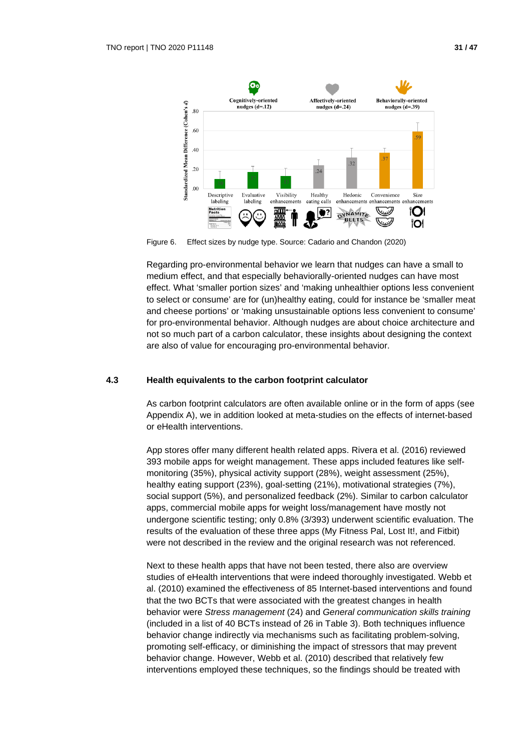Figure 6. Effect sizes by nudge type. Source: Cadario and Chandon (2020)

Regarding pro-environmental behavior we learn that nudges can have a small to medium effect, and that especially behaviorally-oriented nudges can have most effect. What ‘smaller portion sizes’ and ‘making unhealthier options less convenient to select or consume’ are for (un)healthy eating, could for instance be ‘smaller meat and cheese portions’ or ‘making unsustainable options less convenient to consume’ for pro-environmental behavior. Although nudges are about choice architecture and not so much part of a carbon calculator, these insights about designing the context are also of value for encouraging pro-environmental behavior.

## 4.3 Health equivalents to the carbon footprint calculator

As carbon footprint calculators are often available online or in the form of apps (see Appendix A), we in addition looked at meta-studies on the effects of internet-based or eHealth interventions.

App stores offer many different health related apps. Rivera et al. (2016) reviewed 393 mobile apps for weight management. These apps included features like self-monitoring (35%), physical activity support (28%), weight assessment (25%), healthy eating support (23%), goal-setting (21%), motivational strategies (7%), social support (5%), and personalized feedback (2%). Similar to carbon calculator apps, commercial mobile apps for weight loss/management have mostly not undergone scientific testing; only 0.8% (3/393) underwent scientific evaluation. The results of the evaluation of these three apps (My Fitness Pal, Lost It!, and Fitbit) were not described in the review and the original research was not referenced.

Next to these health apps that have not been tested, there also are overview studies of eHealth interventions that were indeed thoroughly investigated. Webb et al. (2010) examined the effectiveness of 85 Internet-based interventions and found that the two BCTs that were associated with the greatest changes in health behavior were *Stress management* (24) and *General communication skills training* (included in a list of 40 BCTs instead of 26 in Table 3). Both techniques influence behavior change indirectly via mechanisms such as facilitating problem-solving, promoting self-efficacy, or diminishing the impact of stressors that may prevent behavior change. However, Webb et al. (2010) described that relatively few interventions employed these techniques, so the findings should be treated with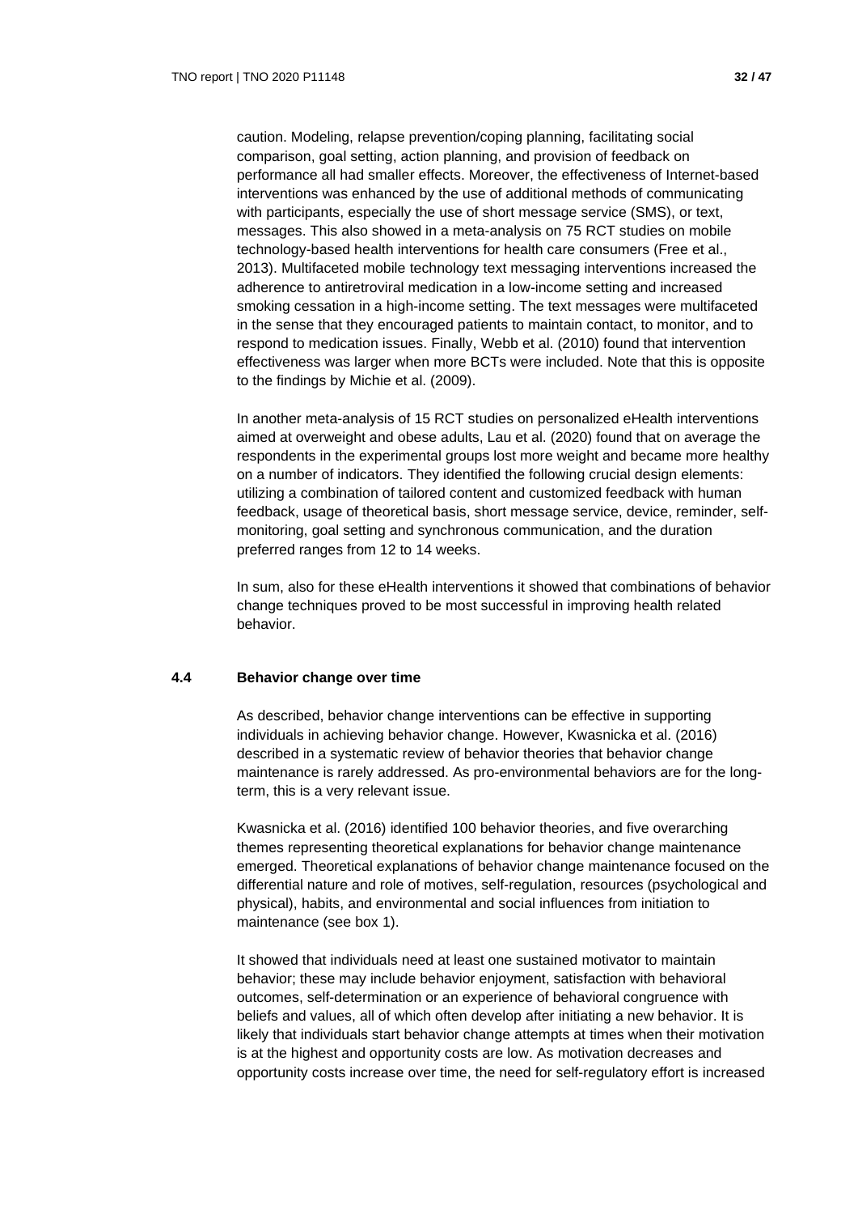caution. Modeling, relapse prevention/coping planning, facilitating social comparison, goal setting, action planning, and provision of feedback on performance all had smaller effects. Moreover, the effectiveness of Internet-based interventions was enhanced by the use of additional methods of communicating with participants, especially the use of short message service (SMS), or text, messages. This also showed in a meta-analysis on 75 RCT studies on mobile technology-based health interventions for health care consumers (Free et al., 2013). Multifaceted mobile technology text messaging interventions increased the adherence to antiretroviral medication in a low-income setting and increased smoking cessation in a high-income setting. The text messages were multifaceted in the sense that they encouraged patients to maintain contact, to monitor, and to respond to medication issues. Finally, Webb et al. (2010) found that intervention effectiveness was larger when more BCTs were included. Note that this is opposite to the findings by Michie et al. (2009).

In another meta-analysis of 15 RCT studies on personalized eHealth interventions aimed at overweight and obese adults, Lau et al. (2020) found that on average the respondents in the experimental groups lost more weight and became more healthy on a number of indicators. They identified the following crucial design elements: utilizing a combination of tailored content and customized feedback with human feedback, usage of theoretical basis, short message service, device, reminder, self-monitoring, goal setting and synchronous communication, and the duration preferred ranges from 12 to 14 weeks.

In sum, also for these eHealth interventions it showed that combinations of behavior change techniques proved to be most successful in improving health related behavior.

### 4.4 Behavior change over time

As described, behavior change interventions can be effective in supporting individuals in achieving behavior change. However, Kwasnicka et al. (2016) described in a systematic review of behavior theories that behavior change maintenance is rarely addressed. As pro-environmental behaviors are for the long-term, this is a very relevant issue.

Kwasnicka et al. (2016) identified 100 behavior theories, and five overarching themes representing theoretical explanations for behavior change maintenance emerged. Theoretical explanations of behavior change maintenance focused on the differential nature and role of motives, self-regulation, resources (psychological and physical), habits, and environmental and social influences from initiation to maintenance (see box 1).

It showed that individuals need at least one sustained motivator to maintain behavior; these may include behavior enjoyment, satisfaction with behavioral outcomes, self-determination or an experience of behavioral congruence with beliefs and values, all of which often develop after initiating a new behavior. It is likely that individuals start behavior change attempts at times when their motivation is at the highest and opportunity costs are low. As motivation decreases and opportunity costs increase over time, the need for self-regulatory effort is increased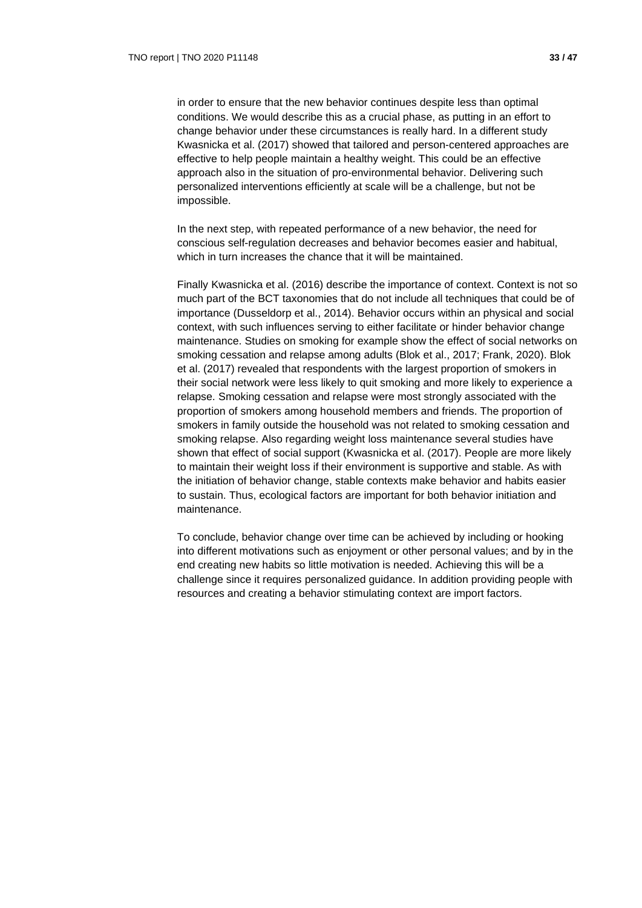in order to ensure that the new behavior continues despite less than optimal conditions. We would describe this as a crucial phase, as putting in an effort to change behavior under these circumstances is really hard. In a different study Kwasnicka et al. (2017) showed that tailored and person-centered approaches are effective to help people maintain a healthy weight. This could be an effective approach also in the situation of pro-environmental behavior. Delivering such personalized interventions efficiently at scale will be a challenge, but not be impossible.

In the next step, with repeated performance of a new behavior, the need for conscious self-regulation decreases and behavior becomes easier and habitual, which in turn increases the chance that it will be maintained.

Finally Kwasnicka et al. (2016) describe the importance of context. Context is not so much part of the BCT taxonomies that do not include all techniques that could be of importance (Dusseldorp et al., 2014). Behavior occurs within an physical and social context, with such influences serving to either facilitate or hinder behavior change maintenance. Studies on smoking for example show the effect of social networks on smoking cessation and relapse among adults (Blok et al., 2017; Frank, 2020). Blok et al. (2017) revealed that respondents with the largest proportion of smokers in their social network were less likely to quit smoking and more likely to experience a relapse. Smoking cessation and relapse were most strongly associated with the proportion of smokers among household members and friends. The proportion of smokers in family outside the household was not related to smoking cessation and smoking relapse. Also regarding weight loss maintenance several studies have shown that effect of social support (Kwasnicka et al. (2017). People are more likely to maintain their weight loss if their environment is supportive and stable. As with the initiation of behavior change, stable contexts make behavior and habits easier to sustain. Thus, ecological factors are important for both behavior initiation and maintenance.

To conclude, behavior change over time can be achieved by including or hooking into different motivations such as enjoyment or other personal values; and by in the end creating new habits so little motivation is needed. Achieving this will be a challenge since it requires personalized guidance. In addition providing people with resources and creating a behavior stimulating context are import factors.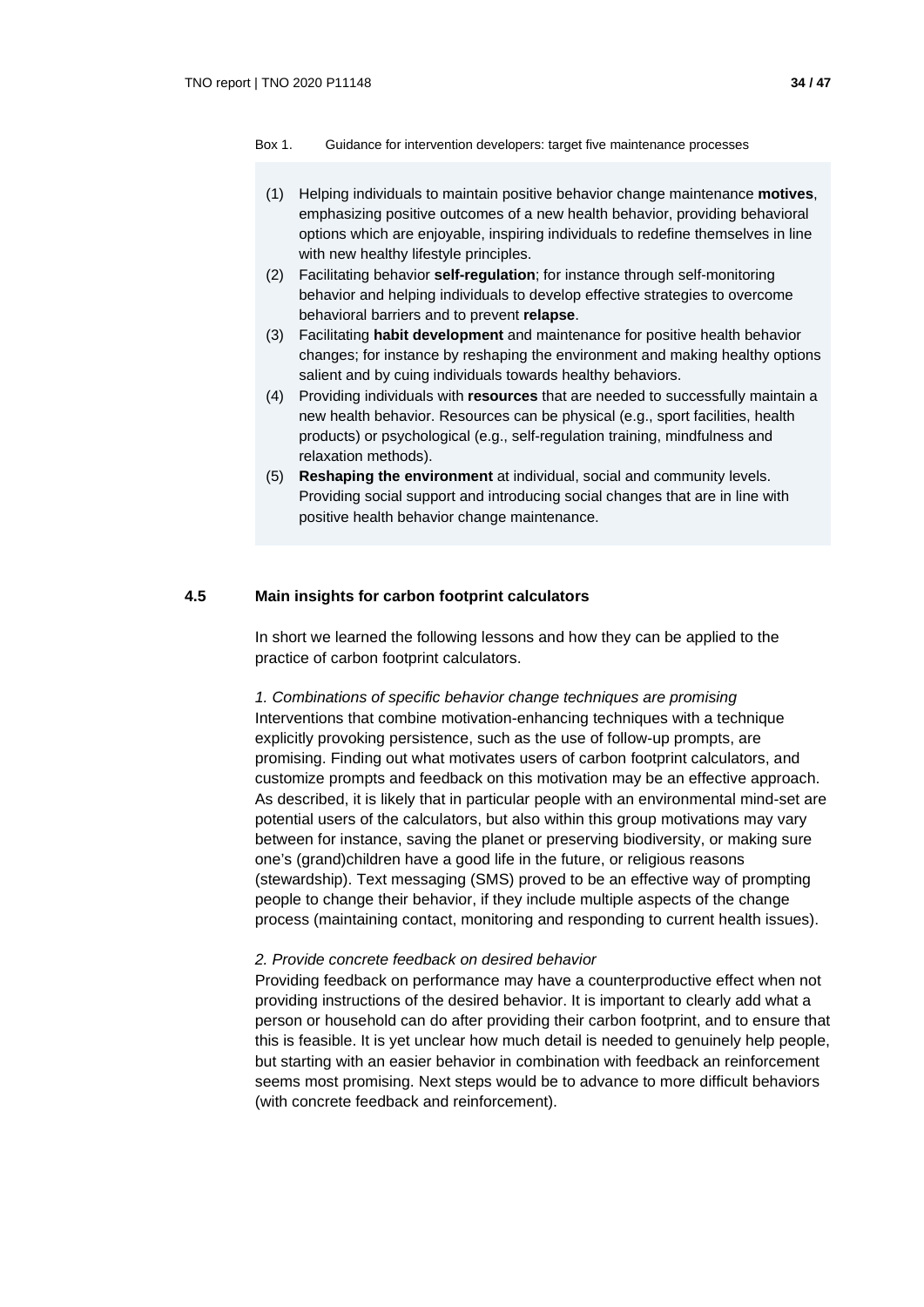Box 1. Guidance for intervention developers: target five maintenance processes

(1) Helping individuals to maintain positive behavior change maintenance **motives**, emphasizing positive outcomes of a new health behavior, providing behavioral options which are enjoyable, inspiring individuals to redefine themselves in line with new healthy lifestyle principles.
(2) Facilitating behavior **self-regulation**; for instance through self-monitoring behavior and helping individuals to develop effective strategies to overcome behavioral barriers and to prevent **relapse**.
(3) Facilitating **habit development** and maintenance for positive health behavior changes; for instance by reshaping the environment and making healthy options salient and by cuing individuals towards healthy behaviors.
(4) Providing individuals with **resources** that are needed to successfully maintain a new health behavior. Resources can be physical (e.g., sport facilities, health products) or psychological (e.g., self-regulation training, mindfulness and relaxation methods).
(5) **Reshaping the environment** at individual, social and community levels. Providing social support and introducing social changes that are in line with positive health behavior change maintenance.

## 4.5 Main insights for carbon footprint calculators

In short we learned the following lessons and how they can be applied to the practice of carbon footprint calculators.

*1. Combinations of specific behavior change techniques are promising*
Interventions that combine motivation-enhancing techniques with a technique explicitly provoking persistence, such as the use of follow-up prompts, are promising. Finding out what motivates users of carbon footprint calculators, and customize prompts and feedback on this motivation may be an effective approach. As described, it is likely that in particular people with an environmental mind-set are potential users of the calculators, but also within this group motivations may vary between for instance, saving the planet or preserving biodiversity, or making sure one's (grand)children have a good life in the future, or religious reasons (stewardship). Text messaging (SMS) proved to be an effective way of prompting people to change their behavior, if they include multiple aspects of the change process (maintaining contact, monitoring and responding to current health issues).

*2. Provide concrete feedback on desired behavior*
Providing feedback on performance may have a counterproductive effect when not providing instructions of the desired behavior. It is important to clearly add what a person or household can do after providing their carbon footprint, and to ensure that this is feasible. It is yet unclear how much detail is needed to genuinely help people, but starting with an easier behavior in combination with feedback an reinforcement seems most promising. Next steps would be to advance to more difficult behaviors (with concrete feedback and reinforcement).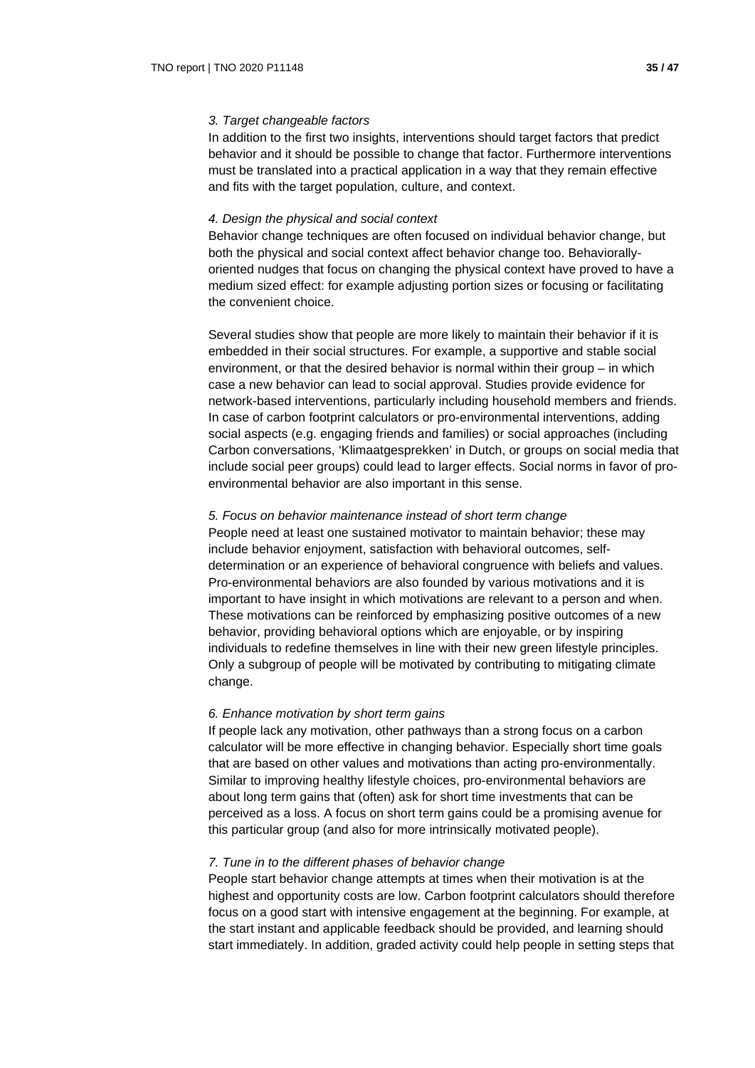*3. Target changeable factors*

In addition to the first two insights, interventions should target factors that predict behavior and it should be possible to change that factor. Furthermore interventions must be translated into a practical application in a way that they remain effective and fits with the target population, culture, and context.

*4. Design the physical and social context*

Behavior change techniques are often focused on individual behavior change, but both the physical and social context affect behavior change too. Behaviorally-oriented nudges that focus on changing the physical context have proved to have a medium sized effect: for example adjusting portion sizes or focusing or facilitating the convenient choice.

Several studies show that people are more likely to maintain their behavior if it is embedded in their social structures. For example, a supportive and stable social environment, or that the desired behavior is normal within their group – in which case a new behavior can lead to social approval. Studies provide evidence for network-based interventions, particularly including household members and friends. In case of carbon footprint calculators or pro-environmental interventions, adding social aspects (e.g. engaging friends and families) or social approaches (including Carbon conversations, 'Klimaatgesprekken' in Dutch, or groups on social media that include social peer groups) could lead to larger effects. Social norms in favor of pro-environmental behavior are also important in this sense.

*5. Focus on behavior maintenance instead of short term change*

People need at least one sustained motivator to maintain behavior; these may include behavior enjoyment, satisfaction with behavioral outcomes, self-determination or an experience of behavioral congruence with beliefs and values. Pro-environmental behaviors are also founded by various motivations and it is important to have insight in which motivations are relevant to a person and when. These motivations can be reinforced by emphasizing positive outcomes of a new behavior, providing behavioral options which are enjoyable, or by inspiring individuals to redefine themselves in line with their new green lifestyle principles. Only a subgroup of people will be motivated by contributing to mitigating climate change.

*6. Enhance motivation by short term gains*

If people lack any motivation, other pathways than a strong focus on a carbon calculator will be more effective in changing behavior. Especially short time goals that are based on other values and motivations than acting pro-environmentally. Similar to improving healthy lifestyle choices, pro-environmental behaviors are about long term gains that (often) ask for short time investments that can be perceived as a loss. A focus on short term gains could be a promising avenue for this particular group (and also for more intrinsically motivated people).

*7. Tune in to the different phases of behavior change*

People start behavior change attempts at times when their motivation is at the highest and opportunity costs are low. Carbon footprint calculators should therefore focus on a good start with intensive engagement at the beginning. For example, at the start instant and applicable feedback should be provided, and learning should start immediately. In addition, graded activity could help people in setting steps that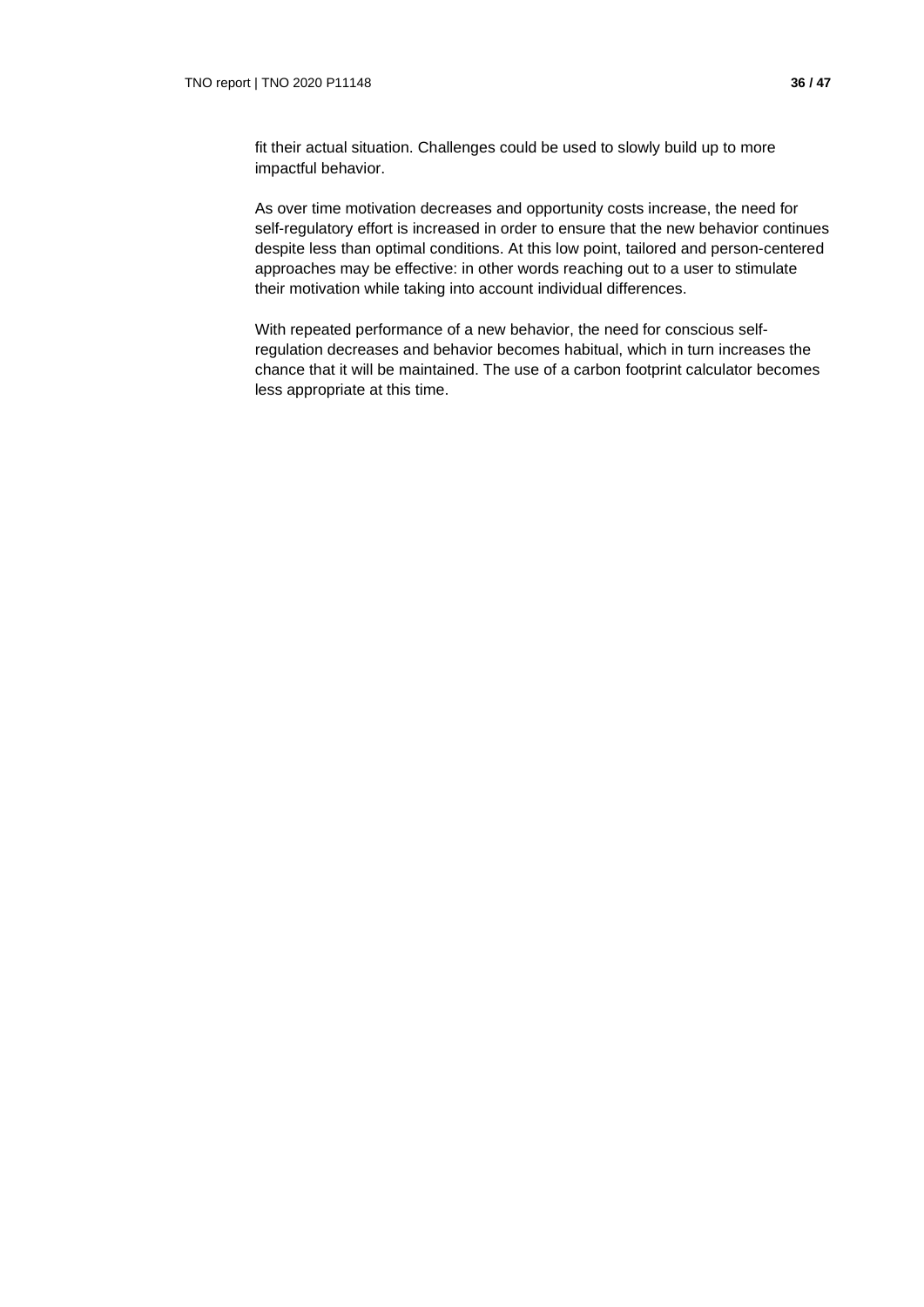fit their actual situation. Challenges could be used to slowly build up to more impactful behavior.

As over time motivation decreases and opportunity costs increase, the need for self-regulatory effort is increased in order to ensure that the new behavior continues despite less than optimal conditions. At this low point, tailored and person-centered approaches may be effective: in other words reaching out to a user to stimulate their motivation while taking into account individual differences.

With repeated performance of a new behavior, the need for conscious self-regulation decreases and behavior becomes habitual, which in turn increases the chance that it will be maintained. The use of a carbon footprint calculator becomes less appropriate at this time.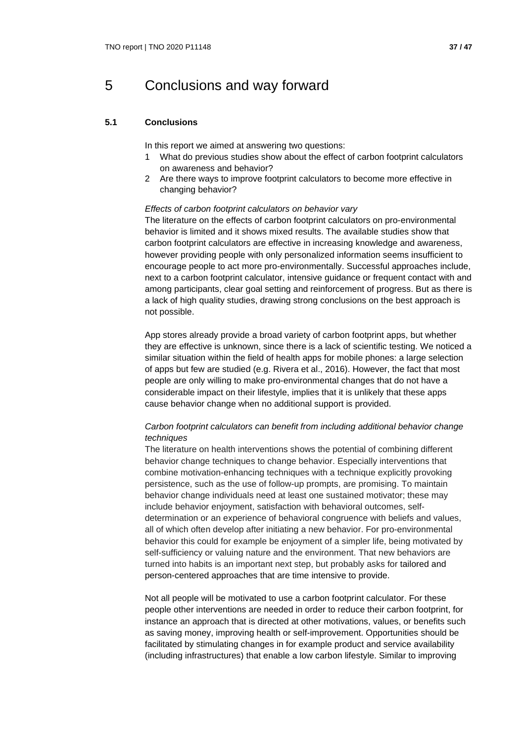# 5 Conclusions and way forward

## 5.1 Conclusions

In this report we aimed at answering two questions:

1. What do previous studies show about the effect of carbon footprint calculators on awareness and behavior?
2. Are there ways to improve footprint calculators to become more effective in changing behavior?

*Effects of carbon footprint calculators on behavior vary*

The literature on the effects of carbon footprint calculators on pro-environmental behavior is limited and it shows mixed results. The available studies show that carbon footprint calculators are effective in increasing knowledge and awareness, however providing people with only personalized information seems insufficient to encourage people to act more pro-environmentally. Successful approaches include, next to a carbon footprint calculator, intensive guidance or frequent contact with and among participants, clear goal setting and reinforcement of progress. But as there is a lack of high quality studies, drawing strong conclusions on the best approach is not possible.

App stores already provide a broad variety of carbon footprint apps, but whether they are effective is unknown, since there is a lack of scientific testing. We noticed a similar situation within the field of health apps for mobile phones: a large selection of apps but few are studied (e.g. Rivera et al., 2016). However, the fact that most people are only willing to make pro-environmental changes that do not have a considerable impact on their lifestyle, implies that it is unlikely that these apps cause behavior change when no additional support is provided.

*Carbon footprint calculators can benefit from including additional behavior change techniques*

The literature on health interventions shows the potential of combining different behavior change techniques to change behavior. Especially interventions that combine motivation-enhancing techniques with a technique explicitly provoking persistence, such as the use of follow-up prompts, are promising. To maintain behavior change individuals need at least one sustained motivator; these may include behavior enjoyment, satisfaction with behavioral outcomes, self-determination or an experience of behavioral congruence with beliefs and values, all of which often develop after initiating a new behavior. For pro-environmental behavior this could for example be enjoyment of a simpler life, being motivated by self-sufficiency or valuing nature and the environment. That new behaviors are turned into habits is an important next step, but probably asks for tailored and person-centered approaches that are time intensive to provide.

Not all people will be motivated to use a carbon footprint calculator. For these people other interventions are needed in order to reduce their carbon footprint, for instance an approach that is directed at other motivations, values, or benefits such as saving money, improving health or self-improvement. Opportunities should be facilitated by stimulating changes in for example product and service availability (including infrastructures) that enable a low carbon lifestyle. Similar to improving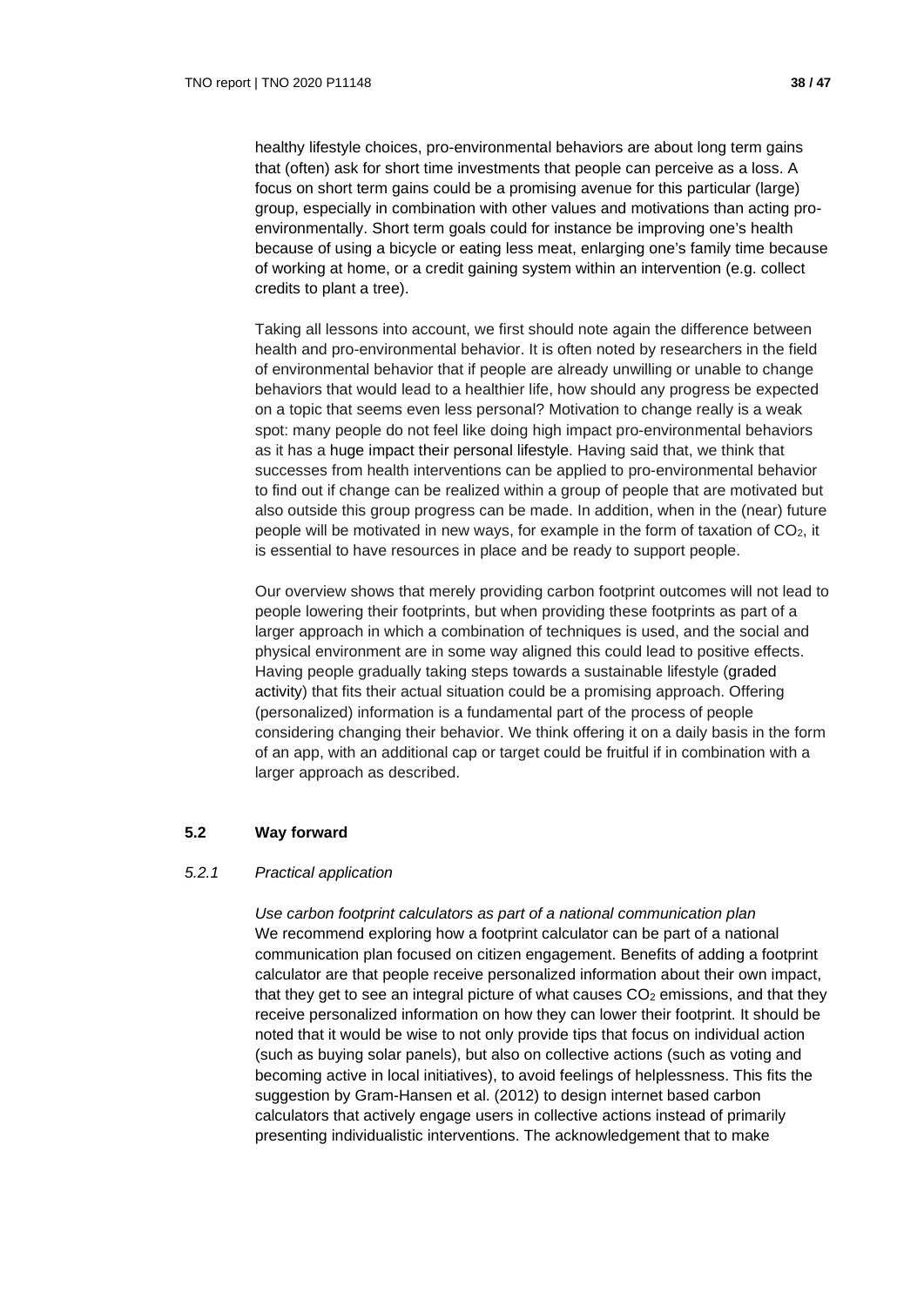healthy lifestyle choices, pro-environmental behaviors are about long term gains that (often) ask for short time investments that people can perceive as a loss. A focus on short term gains could be a promising avenue for this particular (large) group, especially in combination with other values and motivations than acting pro-environmentally. Short term goals could for instance be improving one's health because of using a bicycle or eating less meat, enlarging one's family time because of working at home, or a credit gaining system within an intervention (e.g. collect credits to plant a tree).

Taking all lessons into account, we first should note again the difference between health and pro-environmental behavior. It is often noted by researchers in the field of environmental behavior that if people are already unwilling or unable to change behaviors that would lead to a healthier life, how should any progress be expected on a topic that seems even less personal? Motivation to change really is a weak spot: many people do not feel like doing high impact pro-environmental behaviors as it has a huge impact their personal lifestyle. Having said that, we think that successes from health interventions can be applied to pro-environmental behavior to find out if change can be realized within a group of people that are motivated but also outside this group progress can be made. In addition, when in the (near) future people will be motivated in new ways, for example in the form of taxation of $CO_2$, it is essential to have resources in place and be ready to support people.

Our overview shows that merely providing carbon footprint outcomes will not lead to people lowering their footprints, but when providing these footprints as part of a larger approach in which a combination of techniques is used, and the social and physical environment are in some way aligned this could lead to positive effects. Having people gradually taking steps towards a sustainable lifestyle (graded activity) that fits their actual situation could be a promising approach. Offering (personalized) information is a fundamental part of the process of people considering changing their behavior. We think offering it on a daily basis in the form of an app, with an additional cap or target could be fruitful if in combination with a larger approach as described.

## 5.2 Way forward

### *5.2.1 Practical application*

*Use carbon footprint calculators as part of a national communication plan*
We recommend exploring how a footprint calculator can be part of a national communication plan focused on citizen engagement. Benefits of adding a footprint calculator are that people receive personalized information about their own impact, that they get to see an integral picture of what causes $CO_2$ emissions, and that they receive personalized information on how they can lower their footprint. It should be noted that it would be wise to not only provide tips that focus on individual action (such as buying solar panels), but also on collective actions (such as voting and becoming active in local initiatives), to avoid feelings of helplessness. This fits the suggestion by Gram-Hansen et al. (2012) to design internet based carbon calculators that actively engage users in collective actions instead of primarily presenting individualistic interventions. The acknowledgement that to make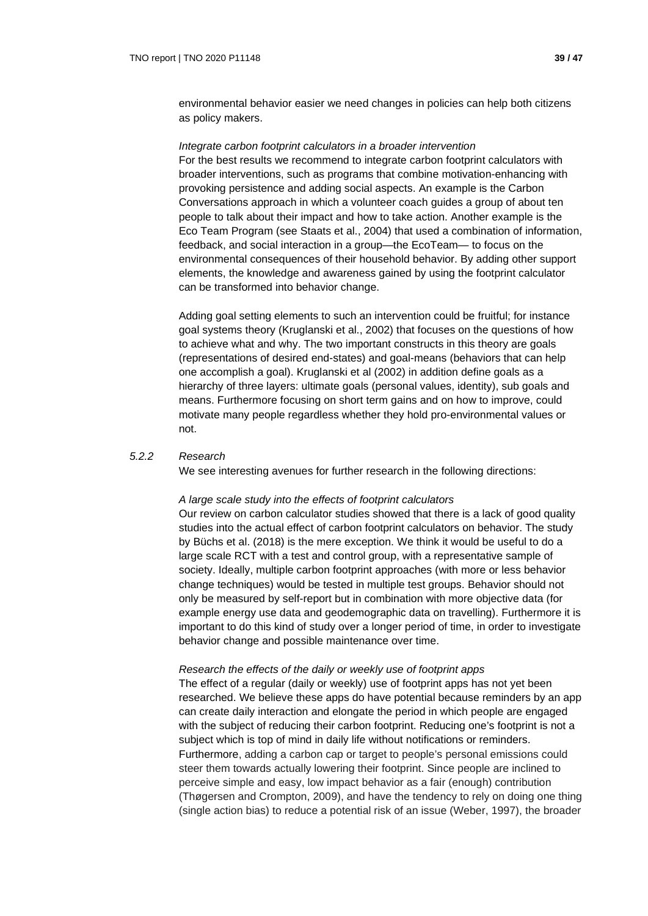environmental behavior easier we need changes in policies can help both citizens as policy makers.

*Integrate carbon footprint calculators in a broader intervention*
For the best results we recommend to integrate carbon footprint calculators with broader interventions, such as programs that combine motivation-enhancing with provoking persistence and adding social aspects. An example is the Carbon Conversations approach in which a volunteer coach guides a group of about ten people to talk about their impact and how to take action. Another example is the Eco Team Program (see Staats et al., 2004) that used a combination of information, feedback, and social interaction in a group—the EcoTeam— to focus on the environmental consequences of their household behavior. By adding other support elements, the knowledge and awareness gained by using the footprint calculator can be transformed into behavior change.

Adding goal setting elements to such an intervention could be fruitful; for instance goal systems theory (Kruglanski et al., 2002) that focuses on the questions of how to achieve what and why. The two important constructs in this theory are goals (representations of desired end-states) and goal-means (behaviors that can help one accomplish a goal). Kruglanski et al (2002) in addition define goals as a hierarchy of three layers: ultimate goals (personal values, identity), sub goals and means. Furthermore focusing on short term gains and on how to improve, could motivate many people regardless whether they hold pro-environmental values or not.

### *5.2.2 Research*

We see interesting avenues for further research in the following directions:

*A large scale study into the effects of footprint calculators*
Our review on carbon calculator studies showed that there is a lack of good quality studies into the actual effect of carbon footprint calculators on behavior. The study by Büchs et al. (2018) is the mere exception. We think it would be useful to do a large scale RCT with a test and control group, with a representative sample of society. Ideally, multiple carbon footprint approaches (with more or less behavior change techniques) would be tested in multiple test groups. Behavior should not only be measured by self-report but in combination with more objective data (for example energy use data and geodemographic data on travelling). Furthermore it is important to do this kind of study over a longer period of time, in order to investigate behavior change and possible maintenance over time.

*Research the effects of the daily or weekly use of footprint apps*
The effect of a regular (daily or weekly) use of footprint apps has not yet been researched. We believe these apps do have potential because reminders by an app can create daily interaction and elongate the period in which people are engaged with the subject of reducing their carbon footprint. Reducing one's footprint is not a subject which is top of mind in daily life without notifications or reminders. Furthermore, adding a carbon cap or target to people's personal emissions could steer them towards actually lowering their footprint. Since people are inclined to perceive simple and easy, low impact behavior as a fair (enough) contribution (Thøgersen and Crompton, 2009), and have the tendency to rely on doing one thing (single action bias) to reduce a potential risk of an issue (Weber, 1997), the broader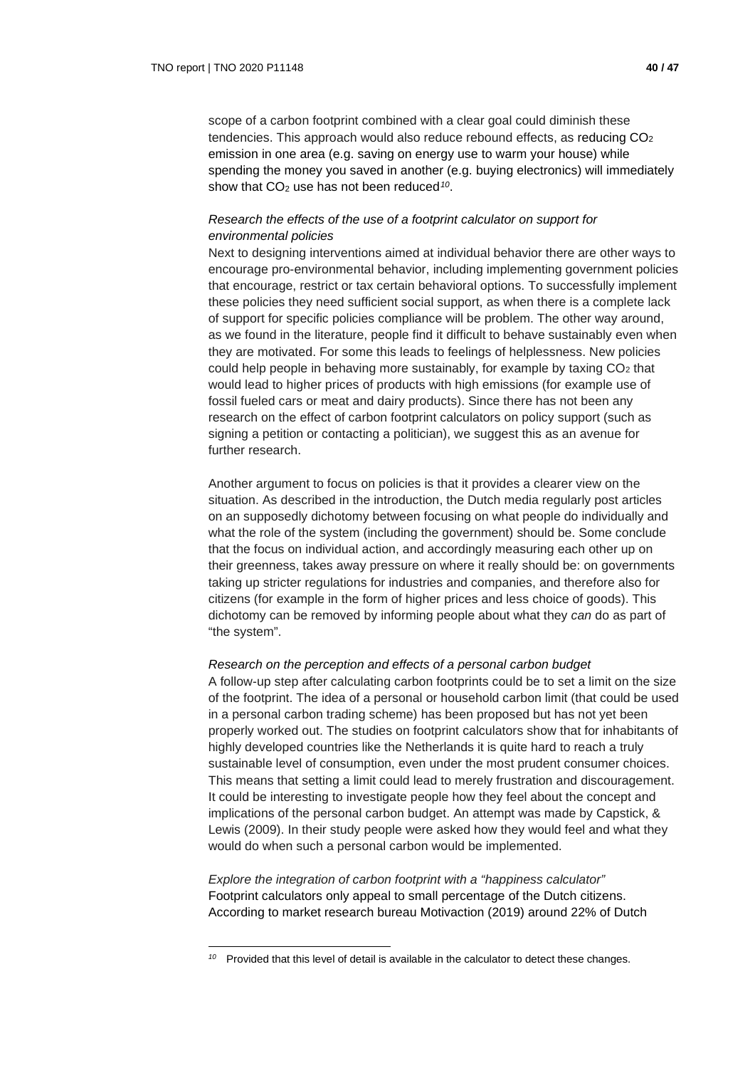scope of a carbon footprint combined with a clear goal could diminish these tendencies. This approach would also reduce rebound effects, as reducing $CO_2$ emission in one area (e.g. saving on energy use to warm your house) while spending the money you saved in another (e.g. buying electronics) will immediately show that $CO_2$ use has not been reduced[10].

*Research the effects of the use of a footprint calculator on support for environmental policies*

Next to designing interventions aimed at individual behavior there are other ways to encourage pro-environmental behavior, including implementing government policies that encourage, restrict or tax certain behavioral options. To successfully implement these policies they need sufficient social support, as when there is a complete lack of support for specific policies compliance will be problem. The other way around, as we found in the literature, people find it difficult to behave sustainably even when they are motivated. For some this leads to feelings of helplessness. New policies could help people in behaving more sustainably, for example by taxing $CO_2$ that would lead to higher prices of products with high emissions (for example use of fossil fueled cars or meat and dairy products). Since there has not been any research on the effect of carbon footprint calculators on policy support (such as signing a petition or contacting a politician), we suggest this as an avenue for further research.

Another argument to focus on policies is that it provides a clearer view on the situation. As described in the introduction, the Dutch media regularly post articles on an supposedly dichotomy between focusing on what people do individually and what the role of the system (including the government) should be. Some conclude that the focus on individual action, and accordingly measuring each other up on their greenness, takes away pressure on where it really should be: on governments taking up stricter regulations for industries and companies, and therefore also for citizens (for example in the form of higher prices and less choice of goods). This dichotomy can be removed by informing people about what they *can* do as part of "the system".

*Research on the perception and effects of a personal carbon budget*

A follow-up step after calculating carbon footprints could be to set a limit on the size of the footprint. The idea of a personal or household carbon limit (that could be used in a personal carbon trading scheme) has been proposed but has not yet been properly worked out. The studies on footprint calculators show that for inhabitants of highly developed countries like the Netherlands it is quite hard to reach a truly sustainable level of consumption, even under the most prudent consumer choices. This means that setting a limit could lead to merely frustration and discouragement. It could be interesting to investigate people how they feel about the concept and implications of the personal carbon budget. An attempt was made by Capstick, & Lewis (2009). In their study people were asked how they would feel and what they would do when such a personal carbon would be implemented.

*Explore the integration of carbon footprint with a "happiness calculator"*

Footprint calculators only appeal to small percentage of the Dutch citizens. According to market research bureau Motivaction (2019) around 22% of Dutch

[10] Provided that this level of detail is available in the calculator to detect these changes.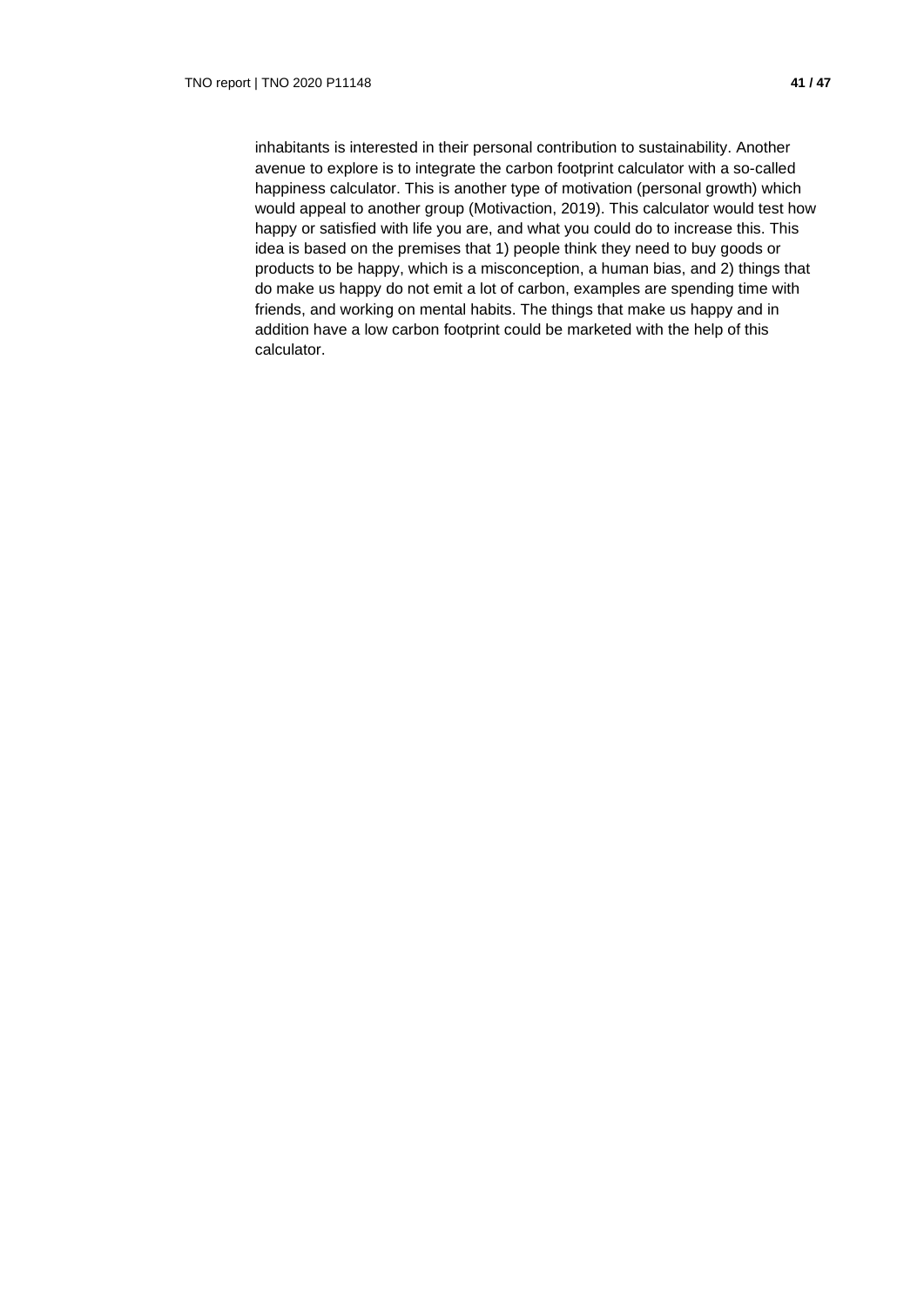inhabitants is interested in their personal contribution to sustainability. Another avenue to explore is to integrate the carbon footprint calculator with a so-called happiness calculator. This is another type of motivation (personal growth) which would appeal to another group (Motivaction, 2019). This calculator would test how happy or satisfied with life you are, and what you could do to increase this. This idea is based on the premises that 1) people think they need to buy goods or products to be happy, which is a misconception, a human bias, and 2) things that do make us happy do not emit a lot of carbon, examples are spending time with friends, and working on mental habits. The things that make us happy and in addition have a low carbon footprint could be marketed with the help of this calculator.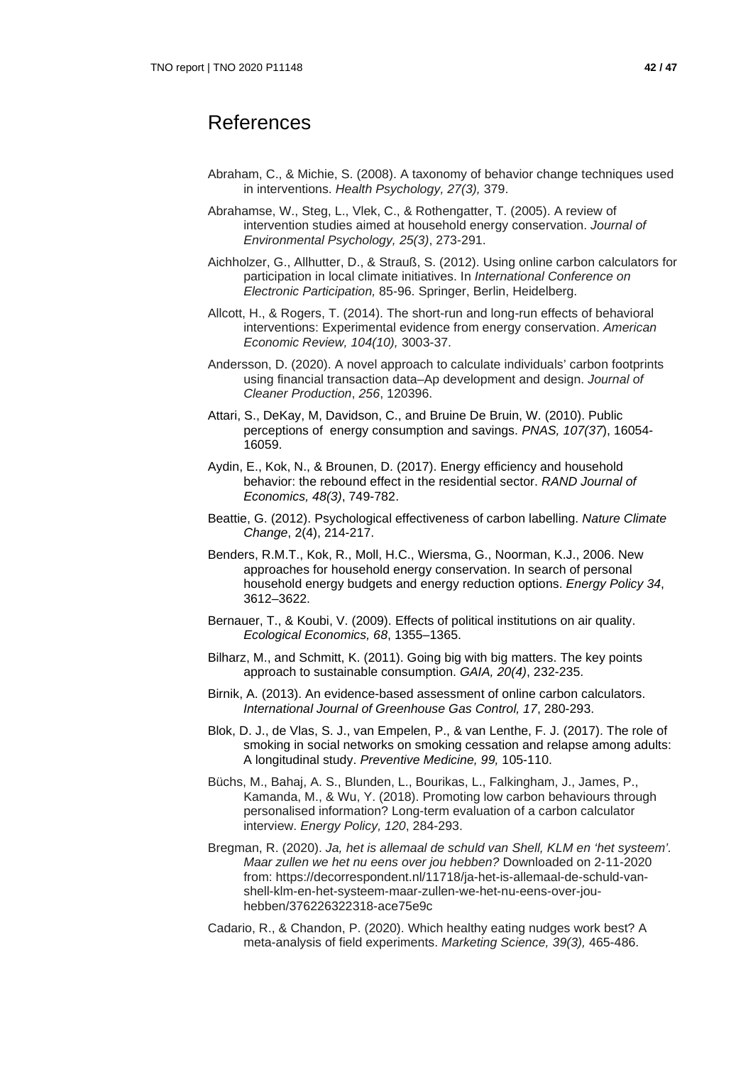# References

Abraham, C., & Michie, S. (2008). A taxonomy of behavior change techniques used in interventions. *Health Psychology, 27(3),* 379.

Abrahamse, W., Steg, L., Vlek, C., & Rothengatter, T. (2005). A review of intervention studies aimed at household energy conservation. *Journal of Environmental Psychology, 25(3)*, 273-291.

Aichholzer, G., Allhutter, D., & Strauß, S. (2012). Using online carbon calculators for participation in local climate initiatives. In *International Conference on Electronic Participation,* 85-96. Springer, Berlin, Heidelberg.

Allcott, H., & Rogers, T. (2014). The short-run and long-run effects of behavioral interventions: Experimental evidence from energy conservation. *American Economic Review, 104(10),* 3003-37.

Andersson, D. (2020). A novel approach to calculate individuals' carbon footprints using financial transaction data–Ap development and design. *Journal of Cleaner Production*, *256*, 120396.

Attari, S., DeKay, M, Davidson, C., and Bruine De Bruin, W. (2010). Public perceptions of energy consumption and savings. *PNAS, 107(37*), 16054-16059.

Aydin, E., Kok, N., & Brounen, D. (2017). Energy efficiency and household behavior: the rebound effect in the residential sector. *RAND Journal of Economics, 48(3)*, 749-782.

Beattie, G. (2012). Psychological effectiveness of carbon labelling. *Nature Climate Change*, 2(4), 214-217.

Benders, R.M.T., Kok, R., Moll, H.C., Wiersma, G., Noorman, K.J., 2006. New approaches for household energy conservation. In search of personal household energy budgets and energy reduction options. *Energy Policy 34*, 3612–3622.

Bernauer, T., & Koubi, V. (2009). Effects of political institutions on air quality. *Ecological Economics, 68*, 1355–1365.

Bilharz, M., and Schmitt, K. (2011). Going big with big matters. The key points approach to sustainable consumption. *GAIA, 20(4)*, 232-235.

Birnik, A. (2013). An evidence-based assessment of online carbon calculators. *International Journal of Greenhouse Gas Control, 17*, 280-293.

Blok, D. J., de Vlas, S. J., van Empelen, P., & van Lenthe, F. J. (2017). The role of smoking in social networks on smoking cessation and relapse among adults: A longitudinal study. *Preventive Medicine, 99,* 105-110.

Büchs, M., Bahaj, A. S., Blunden, L., Bourikas, L., Falkingham, J., James, P., Kamanda, M., & Wu, Y. (2018). Promoting low carbon behaviours through personalised information? Long-term evaluation of a carbon calculator interview. *Energy Policy, 120*, 284-293.

Bregman, R. (2020). *Ja, het is allemaal de schuld van Shell, KLM en 'het systeem'. Maar zullen we het nu eens over jou hebben?* Downloaded on 2-11-2020 from: https://decorrespondent.nl/11718/ja-het-is-allemaal-de-schuld-van-shell-klm-en-het-systeem-maar-zullen-we-het-nu-eens-over-jou-hebben/376226322318-ace75e9c

Cadario, R., & Chandon, P. (2020). Which healthy eating nudges work best? A meta-analysis of field experiments. *Marketing Science, 39(3),* 465-486.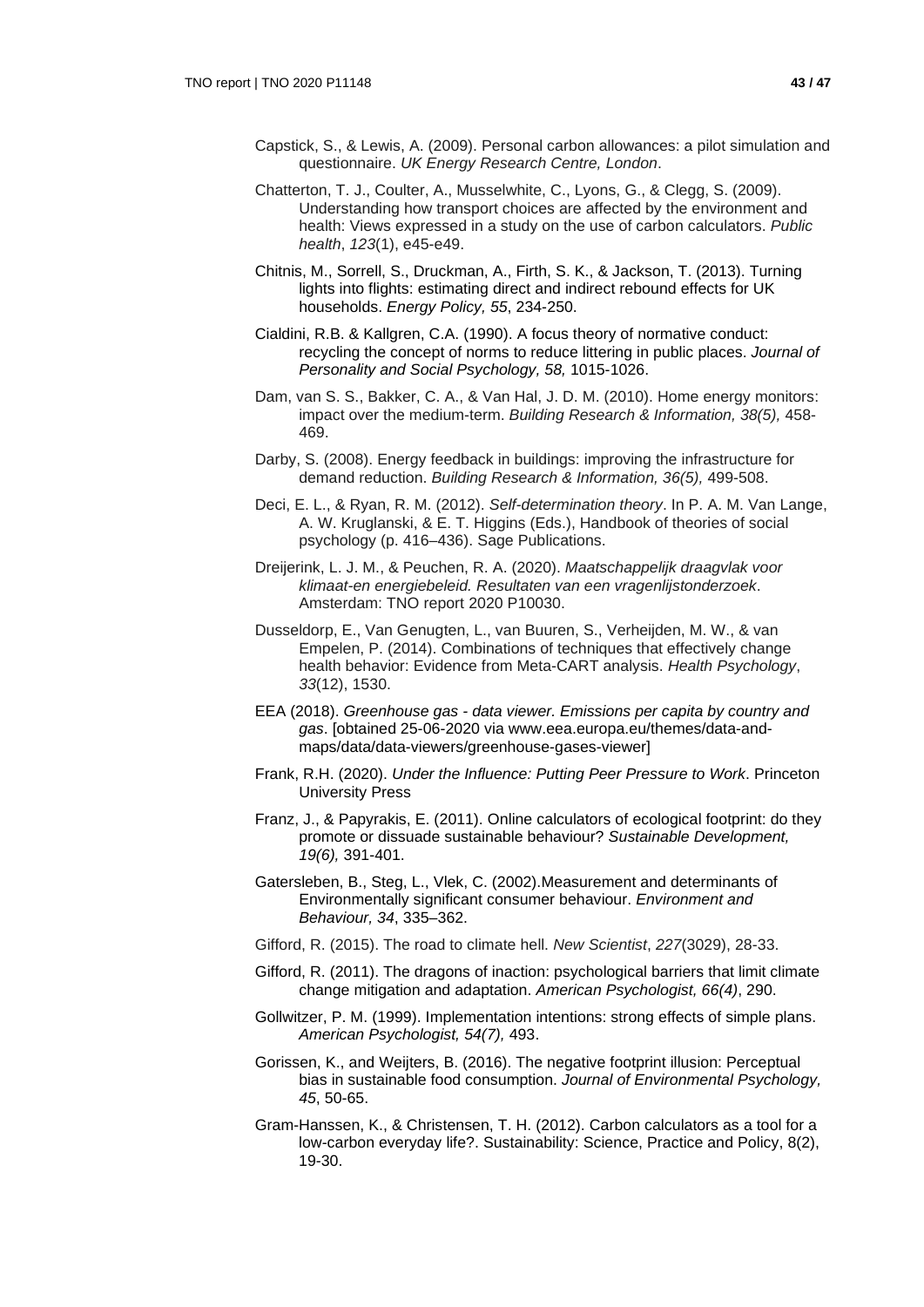Capstick, S., & Lewis, A. (2009). Personal carbon allowances: a pilot simulation and questionnaire. *UK Energy Research Centre, London*.

Chatterton, T. J., Coulter, A., Musselwhite, C., Lyons, G., & Clegg, S. (2009). Understanding how transport choices are affected by the environment and health: Views expressed in a study on the use of carbon calculators. *Public health*, *123*(1), e45-e49.

Chitnis, M., Sorrell, S., Druckman, A., Firth, S. K., & Jackson, T. (2013). Turning lights into flights: estimating direct and indirect rebound effects for UK households. *Energy Policy, 55*, 234-250.

Cialdini, R.B. & Kallgren, C.A. (1990). A focus theory of normative conduct: recycling the concept of norms to reduce littering in public places. *Journal of Personality and Social Psychology, 58,* 1015-1026.

Dam, van S. S., Bakker, C. A., & Van Hal, J. D. M. (2010). Home energy monitors: impact over the medium-term. *Building Research & Information, 38(5),* 458-469.

Darby, S. (2008). Energy feedback in buildings: improving the infrastructure for demand reduction. *Building Research & Information, 36(5),* 499-508.

Deci, E. L., & Ryan, R. M. (2012). *Self-determination theory*. In P. A. M. Van Lange, A. W. Kruglanski, & E. T. Higgins (Eds.), Handbook of theories of social psychology (p. 416–436). Sage Publications.

Dreijerink, L. J. M., & Peuchen, R. A. (2020). *Maatschappelijk draagvlak voor klimaat-en energiebeleid. Resultaten van een vragenlijstonderzoek*. Amsterdam: TNO report 2020 P10030.

Dusseldorp, E., Van Genugten, L., van Buuren, S., Verheijden, M. W., & van Empelen, P. (2014). Combinations of techniques that effectively change health behavior: Evidence from Meta-CART analysis. *Health Psychology*, *33*(12), 1530.

EEA (2018). *Greenhouse gas - data viewer. Emissions per capita by country and gas*. [obtained 25-06-2020 via www.eea.europa.eu/themes/data-and-maps/data/data-viewers/greenhouse-gases-viewer]

Frank, R.H. (2020). *Under the Influence: Putting Peer Pressure to Work*. Princeton University Press

Franz, J., & Papyrakis, E. (2011). Online calculators of ecological footprint: do they promote or dissuade sustainable behaviour? *Sustainable Development, 19(6),* 391-401.

Gatersleben, B., Steg, L., Vlek, C. (2002).Measurement and determinants of Environmentally significant consumer behaviour. *Environment and Behaviour, 34*, 335–362.

Gifford, R. (2015). The road to climate hell. *New Scientist*, *227*(3029), 28-33.

Gifford, R. (2011). The dragons of inaction: psychological barriers that limit climate change mitigation and adaptation. *American Psychologist, 66(4)*, 290.

Gollwitzer, P. M. (1999). Implementation intentions: strong effects of simple plans. *American Psychologist, 54(7),* 493.

Gorissen, K., and Weijters, B. (2016). The negative footprint illusion: Perceptual bias in sustainable food consumption. *Journal of Environmental Psychology, 45*, 50-65.

Gram-Hanssen, K., & Christensen, T. H. (2012). Carbon calculators as a tool for a low-carbon everyday life?. Sustainability: Science, Practice and Policy, 8(2), 19-30.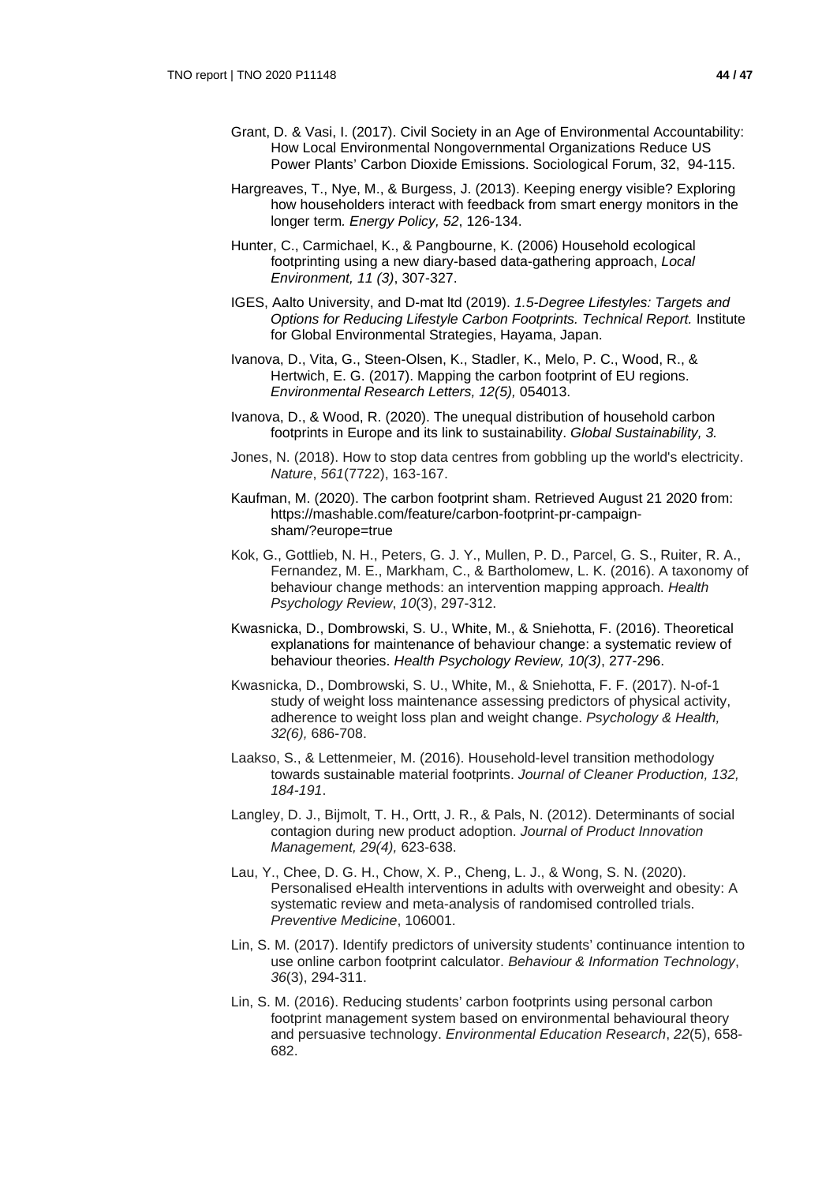Grant, D. & Vasi, I. (2017). Civil Society in an Age of Environmental Accountability: How Local Environmental Nongovernmental Organizations Reduce US Power Plants' Carbon Dioxide Emissions. Sociological Forum, 32, 94-115.

Hargreaves, T., Nye, M., & Burgess, J. (2013). Keeping energy visible? Exploring how householders interact with feedback from smart energy monitors in the longer term*. Energy Policy, 52*, 126-134.

Hunter, C., Carmichael, K., & Pangbourne, K. (2006) Household ecological footprinting using a new diary-based data-gathering approach, *Local Environment, 11 (3)*, 307-327.

IGES, Aalto University, and D-mat ltd (2019). *1.5-Degree Lifestyles: Targets and Options for Reducing Lifestyle Carbon Footprints. Technical Report.* Institute for Global Environmental Strategies, Hayama, Japan.

Ivanova, D., Vita, G., Steen-Olsen, K., Stadler, K., Melo, P. C., Wood, R., & Hertwich, E. G. (2017). Mapping the carbon footprint of EU regions. *Environmental Research Letters, 12(5),* 054013.

Ivanova, D., & Wood, R. (2020). The unequal distribution of household carbon footprints in Europe and its link to sustainability. *Global Sustainability, 3.*

Jones, N. (2018). How to stop data centres from gobbling up the world's electricity. *Nature*, *561*(7722), 163-167.

Kaufman, M. (2020). The carbon footprint sham. Retrieved August 21 2020 from: https://mashable.com/feature/carbon-footprint-pr-campaign-sham/?europe=true

Kok, G., Gottlieb, N. H., Peters, G. J. Y., Mullen, P. D., Parcel, G. S., Ruiter, R. A., Fernandez, M. E., Markham, C., & Bartholomew, L. K. (2016). A taxonomy of behaviour change methods: an intervention mapping approach. *Health Psychology Review*, *10*(3), 297-312.

Kwasnicka, D., Dombrowski, S. U., White, M., & Sniehotta, F. (2016). Theoretical explanations for maintenance of behaviour change: a systematic review of behaviour theories. *Health Psychology Review, 10(3)*, 277-296.

Kwasnicka, D., Dombrowski, S. U., White, M., & Sniehotta, F. F. (2017). N-of-1 study of weight loss maintenance assessing predictors of physical activity, adherence to weight loss plan and weight change. *Psychology & Health, 32(6),* 686-708.

Laakso, S., & Lettenmeier, M. (2016). Household-level transition methodology towards sustainable material footprints. *Journal of Cleaner Production, 132, 184-191*.

Langley, D. J., Bijmolt, T. H., Ortt, J. R., & Pals, N. (2012). Determinants of social contagion during new product adoption. *Journal of Product Innovation Management, 29(4),* 623-638.

Lau, Y., Chee, D. G. H., Chow, X. P., Cheng, L. J., & Wong, S. N. (2020). Personalised eHealth interventions in adults with overweight and obesity: A systematic review and meta-analysis of randomised controlled trials. *Preventive Medicine*, 106001.

Lin, S. M. (2017). Identify predictors of university students' continuance intention to use online carbon footprint calculator. *Behaviour & Information Technology*, *36*(3), 294-311.

Lin, S. M. (2016). Reducing students' carbon footprints using personal carbon footprint management system based on environmental behavioural theory and persuasive technology. *Environmental Education Research*, *22*(5), 658-682.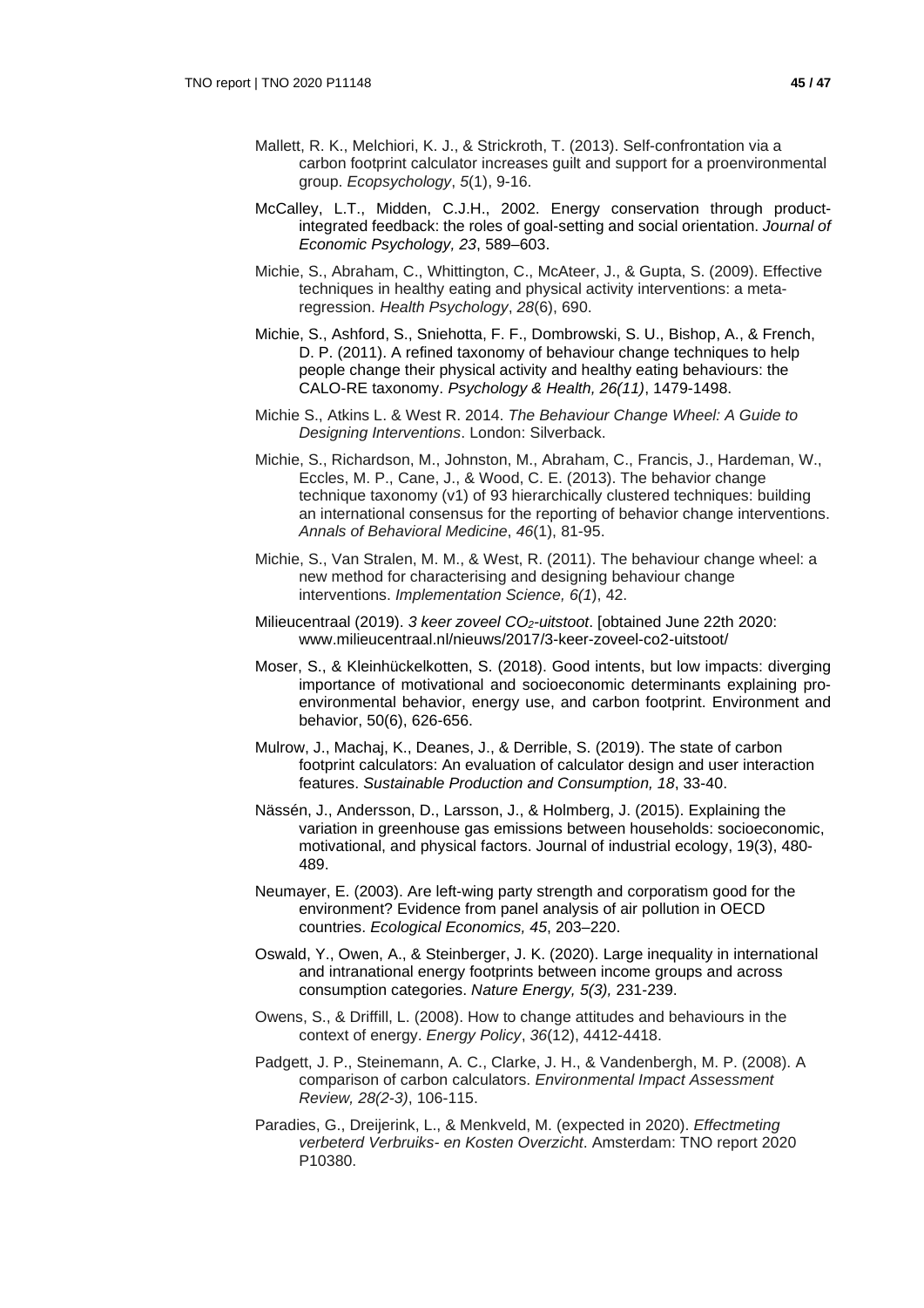Mallett, R. K., Melchiori, K. J., & Strickroth, T. (2013). Self-confrontation via a carbon footprint calculator increases guilt and support for a proenvironmental group. *Ecopsychology*, *5*(1), 9-16.

McCalley, L.T., Midden, C.J.H., 2002. Energy conservation through product-integrated feedback: the roles of goal-setting and social orientation. *Journal of Economic Psychology, 23*, 589–603.

Michie, S., Abraham, C., Whittington, C., McAteer, J., & Gupta, S. (2009). Effective techniques in healthy eating and physical activity interventions: a meta-regression. *Health Psychology*, *28*(6), 690.

Michie, S., Ashford, S., Sniehotta, F. F., Dombrowski, S. U., Bishop, A., & French, D. P. (2011). A refined taxonomy of behaviour change techniques to help people change their physical activity and healthy eating behaviours: the CALO-RE taxonomy. *Psychology & Health, 26(11)*, 1479-1498.

Michie S., Atkins L. & West R. 2014. *The Behaviour Change Wheel: A Guide to Designing Interventions*. London: Silverback.

Michie, S., Richardson, M., Johnston, M., Abraham, C., Francis, J., Hardeman, W., Eccles, M. P., Cane, J., & Wood, C. E. (2013). The behavior change technique taxonomy (v1) of 93 hierarchically clustered techniques: building an international consensus for the reporting of behavior change interventions. *Annals of Behavioral Medicine*, *46*(1), 81-95.

Michie, S., Van Stralen, M. M., & West, R. (2011). The behaviour change wheel: a new method for characterising and designing behaviour change interventions. *Implementation Science, 6(1*), 42.

Milieucentraal (2019). *3 keer zoveel $CO_2$-uitstoot*. [obtained June 22th 2020: www.milieucentraal.nl/nieuws/2017/3-keer-zoveel-co2-uitstoot/

Moser, S., & Kleinhückelkotten, S. (2018). Good intents, but low impacts: diverging importance of motivational and socioeconomic determinants explaining pro-environmental behavior, energy use, and carbon footprint. Environment and behavior, 50(6), 626-656.

Mulrow, J., Machaj, K., Deanes, J., & Derrible, S. (2019). The state of carbon footprint calculators: An evaluation of calculator design and user interaction features. *Sustainable Production and Consumption, 18*, 33-40.

Nässén, J., Andersson, D., Larsson, J., & Holmberg, J. (2015). Explaining the variation in greenhouse gas emissions between households: socioeconomic, motivational, and physical factors. Journal of industrial ecology, 19(3), 480-489.

Neumayer, E. (2003). Are left-wing party strength and corporatism good for the environment? Evidence from panel analysis of air pollution in OECD countries. *Ecological Economics, 45*, 203–220.

Oswald, Y., Owen, A., & Steinberger, J. K. (2020). Large inequality in international and intranational energy footprints between income groups and across consumption categories. *Nature Energy, 5(3),* 231-239.

Owens, S., & Driffill, L. (2008). How to change attitudes and behaviours in the context of energy. *Energy Policy*, *36*(12), 4412-4418.

Padgett, J. P., Steinemann, A. C., Clarke, J. H., & Vandenbergh, M. P. (2008). A comparison of carbon calculators. *Environmental Impact Assessment Review, 28(2-3)*, 106-115.

Paradies, G., Dreijerink, L., & Menkveld, M. (expected in 2020). *Effectmeting verbeterd Verbruiks- en Kosten Overzicht*. Amsterdam: TNO report 2020 P10380.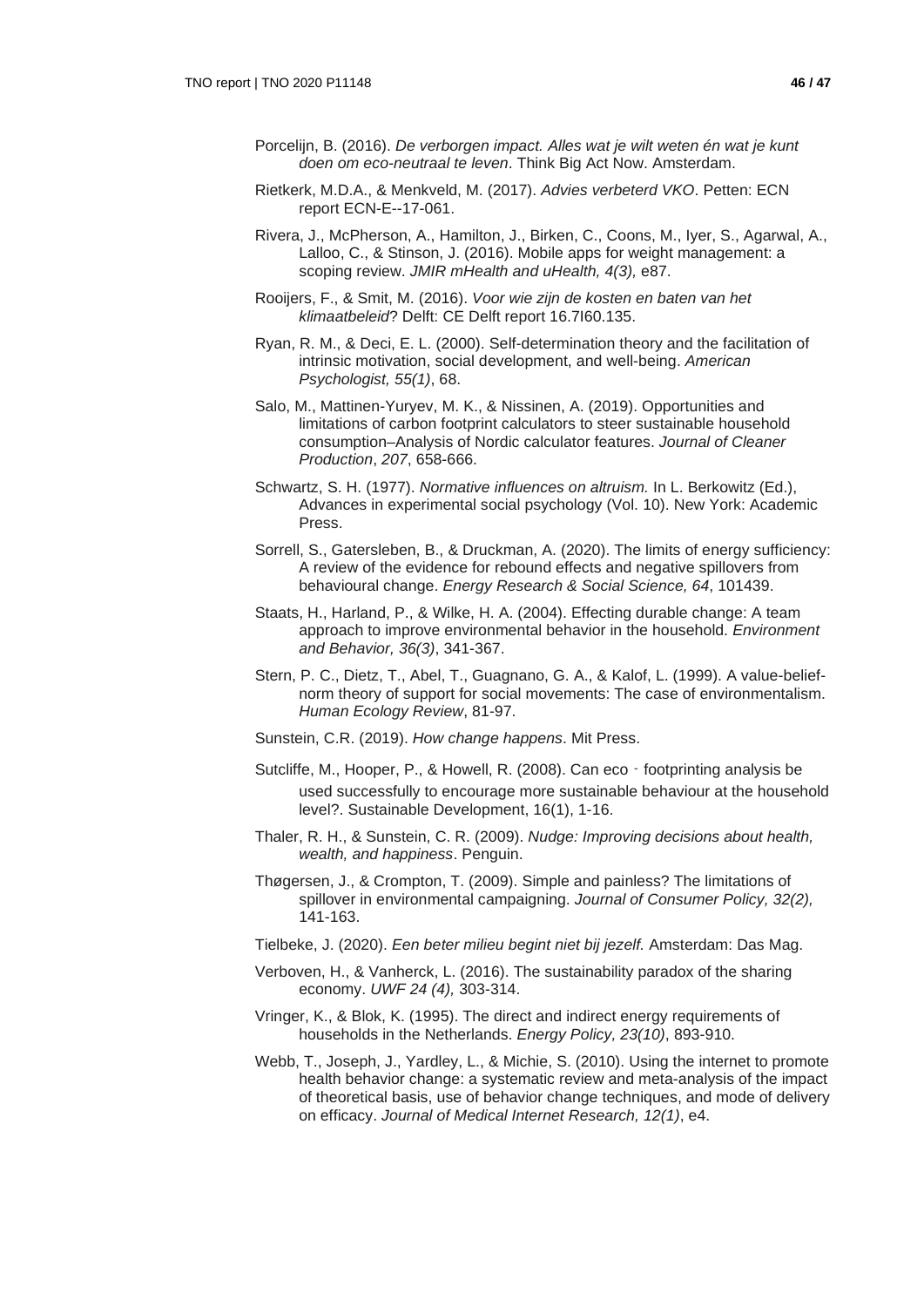Porcelijn, B. (2016). *De verborgen impact. Alles wat je wilt weten én wat je kunt doen om eco-neutraal te leven*. Think Big Act Now. Amsterdam.

Rietkerk, M.D.A., & Menkveld, M. (2017). *Advies verbeterd VKO*. Petten: ECN report ECN-E--17-061.

Rivera, J., McPherson, A., Hamilton, J., Birken, C., Coons, M., Iyer, S., Agarwal, A., Lalloo, C., & Stinson, J. (2016). Mobile apps for weight management: a scoping review. *JMIR mHealth and uHealth, 4(3),* e87.

Rooijers, F., & Smit, M. (2016). *Voor wie zijn de kosten en baten van het klimaatbeleid*? Delft: CE Delft report 16.7I60.135.

Ryan, R. M., & Deci, E. L. (2000). Self-determination theory and the facilitation of intrinsic motivation, social development, and well-being. *American Psychologist, 55(1)*, 68.

Salo, M., Mattinen-Yuryev, M. K., & Nissinen, A. (2019). Opportunities and limitations of carbon footprint calculators to steer sustainable household consumption–Analysis of Nordic calculator features. *Journal of Cleaner Production*, *207*, 658-666.

Schwartz, S. H. (1977). *Normative influences on altruism.* In L. Berkowitz (Ed.), Advances in experimental social psychology (Vol. 10). New York: Academic Press.

Sorrell, S., Gatersleben, B., & Druckman, A. (2020). The limits of energy sufficiency: A review of the evidence for rebound effects and negative spillovers from behavioural change. *Energy Research & Social Science, 64*, 101439.

Staats, H., Harland, P., & Wilke, H. A. (2004). Effecting durable change: A team approach to improve environmental behavior in the household. *Environment and Behavior, 36(3)*, 341-367.

Stern, P. C., Dietz, T., Abel, T., Guagnano, G. A., & Kalof, L. (1999). A value-belief-norm theory of support for social movements: The case of environmentalism. *Human Ecology Review*, 81-97.

Sunstein, C.R. (2019). *How change happens*. Mit Press.

Sutcliffe, M., Hooper, P., & Howell, R. (2008). Can eco‐footprinting analysis be used successfully to encourage more sustainable behaviour at the household level?. Sustainable Development, 16(1), 1-16.

Thaler, R. H., & Sunstein, C. R. (2009). *Nudge: Improving decisions about health, wealth, and happiness*. Penguin.

Thøgersen, J., & Crompton, T. (2009). Simple and painless? The limitations of spillover in environmental campaigning. *Journal of Consumer Policy, 32(2),* 141-163.

Tielbeke, J. (2020). *Een beter milieu begint niet bij jezelf.* Amsterdam: Das Mag.

Verboven, H., & Vanherck, L. (2016). The sustainability paradox of the sharing economy. *UWF 24 (4),* 303-314.

Vringer, K., & Blok, K. (1995). The direct and indirect energy requirements of households in the Netherlands. *Energy Policy, 23(10)*, 893-910.

Webb, T., Joseph, J., Yardley, L., & Michie, S. (2010). Using the internet to promote health behavior change: a systematic review and meta-analysis of the impact of theoretical basis, use of behavior change techniques, and mode of delivery on efficacy. *Journal of Medical Internet Research, 12(1)*, e4.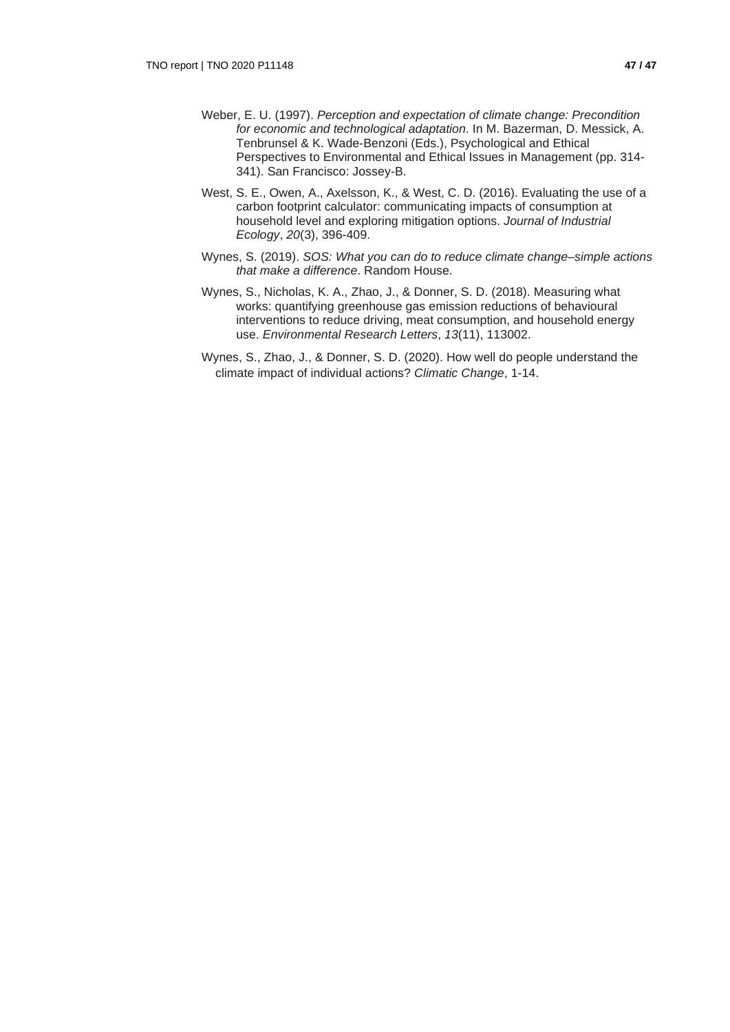Weber, E. U. (1997). *Perception and expectation of climate change: Precondition for economic and technological adaptation*. In M. Bazerman, D. Messick, A. Tenbrunsel & K. Wade-Benzoni (Eds.), Psychological and Ethical Perspectives to Environmental and Ethical Issues in Management (pp. 314-341). San Francisco: Jossey-B.

West, S. E., Owen, A., Axelsson, K., & West, C. D. (2016). Evaluating the use of a carbon footprint calculator: communicating impacts of consumption at household level and exploring mitigation options. *Journal of Industrial Ecology*, *20*(3), 396-409.

Wynes, S. (2019). *SOS: What you can do to reduce climate change–simple actions that make a difference*. Random House.

Wynes, S., Nicholas, K. A., Zhao, J., & Donner, S. D. (2018). Measuring what works: quantifying greenhouse gas emission reductions of behavioural interventions to reduce driving, meat consumption, and household energy use. *Environmental Research Letters*, *13*(11), 113002.

Wynes, S., Zhao, J., & Donner, S. D. (2020). How well do people understand the climate impact of individual actions? *Climatic Change*, 1-14.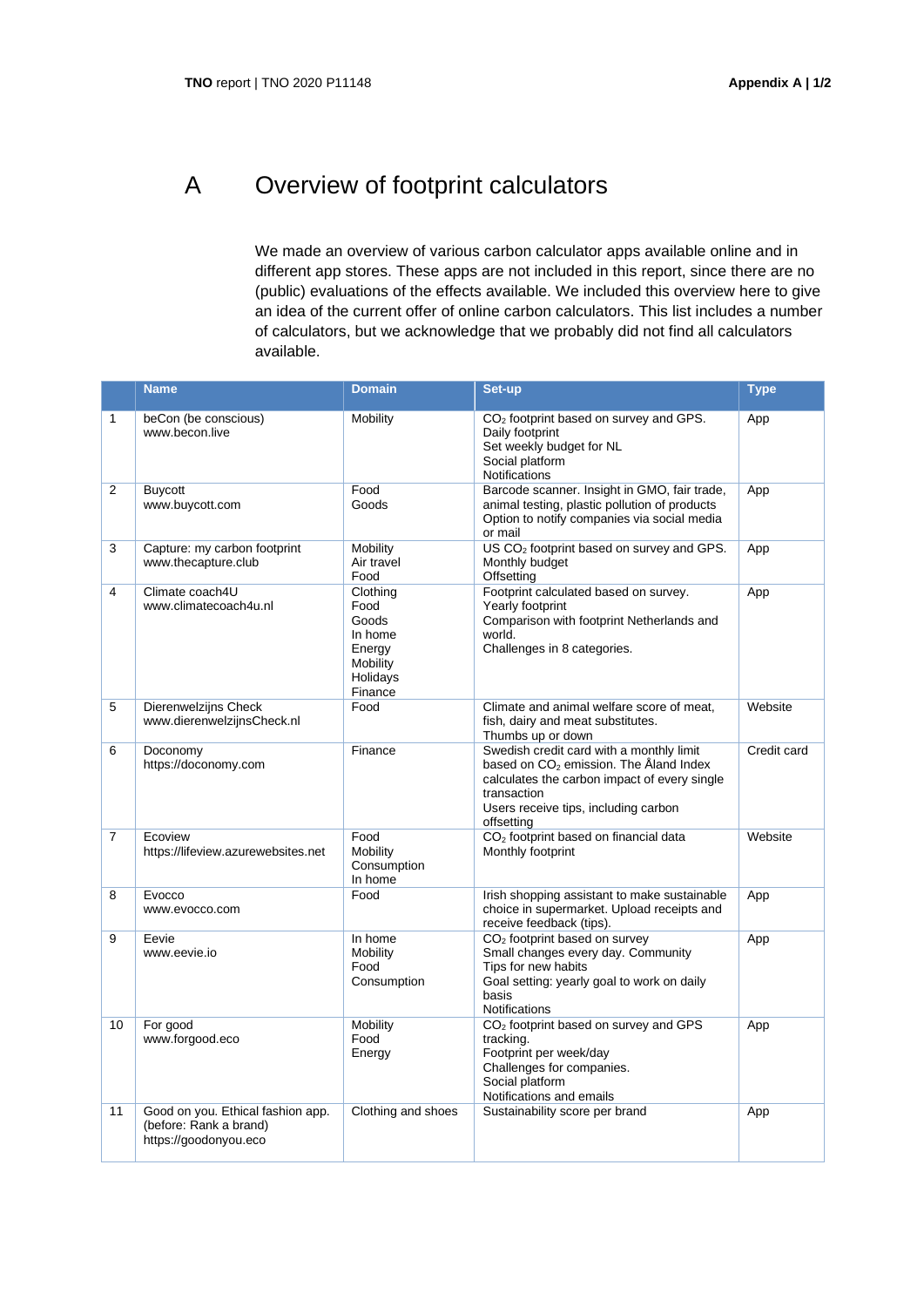# A Overview of footprint calculators

We made an overview of various carbon calculator apps available online and in different app stores. These apps are not included in this report, since there are no (public) evaluations of the effects available. We included this overview here to give an idea of the current offer of online carbon calculators. This list includes a number of calculators, but we acknowledge that we probably did not find all calculators available.

| | Name | Domain | Set-up | Type |
|---|---|---|---|---|
| 1 | beCon (be conscious)<br>www.becon.live | Mobility | $CO_2$ footprint based on survey and GPS.<br>Daily footprint<br>Set weekly budget for NL<br>Social platform<br>Notifications | App |
| 2 | Buycott<br>www.buycott.com | Food<br>Goods | Barcode scanner. Insight in GMO, fair trade, animal testing, plastic pollution of products<br>Option to notify companies via social media or mail | App |
| 3 | Capture: my carbon footprint<br>www.thecapture.club | Mobility<br>Air travel<br>Food | US $CO_2$ footprint based on survey and GPS.<br>Monthly budget<br>Offsetting | App |
| 4 | Climate coach4U<br>www.climatecoach4u.nl | Clothing<br>Food<br>Goods<br>In home<br>Energy<br>Mobility<br>Holidays<br>Finance | Footprint calculated based on survey.<br>Yearly footprint<br>Comparison with footprint Netherlands and world.<br>Challenges in 8 categories. | App |
| 5 | Dierenwelzijns Check<br>www.dierenwelzijnsCheck.nl | Food | Climate and animal welfare score of meat, fish, dairy and meat substitutes.<br>Thumbs up or down | Website |
| 6 | Doconomy<br>https://doconomy.com | Finance | Swedish credit card with a monthly limit based on $CO_2$ emission. The Åland Index calculates the carbon impact of every single transaction<br>Users receive tips, including carbon offsetting | Credit card |
| 7 | Ecoview<br>https://lifeview.azurewebsites.net | Food<br>Mobility<br>Consumption<br>In home | $CO_2$ footprint based on financial data<br>Monthly footprint | Website |
| 8 | Evocco<br>www.evocco.com | Food | Irish shopping assistant to make sustainable choice in supermarket. Upload receipts and receive feedback (tips). | App |
| 9 | Eevie<br>www.eevie.io | In home<br>Mobility<br>Food<br>Consumption | $CO_2$ footprint based on survey<br>Small changes every day. Community<br>Tips for new habits<br>Goal setting: yearly goal to work on daily basis<br>Notifications | App |
| 10 | For good<br>www.forgood.eco | Mobility<br>Food<br>Energy | $CO_2$ footprint based on survey and GPS tracking.<br>Footprint per week/day<br>Challenges for companies.<br>Social platform<br>Notifications and emails | App |
| 11 | Good on you. Ethical fashion app. (before: Rank a brand)<br>https://goodonyou.eco | Clothing and shoes | Sustainability score per brand | App |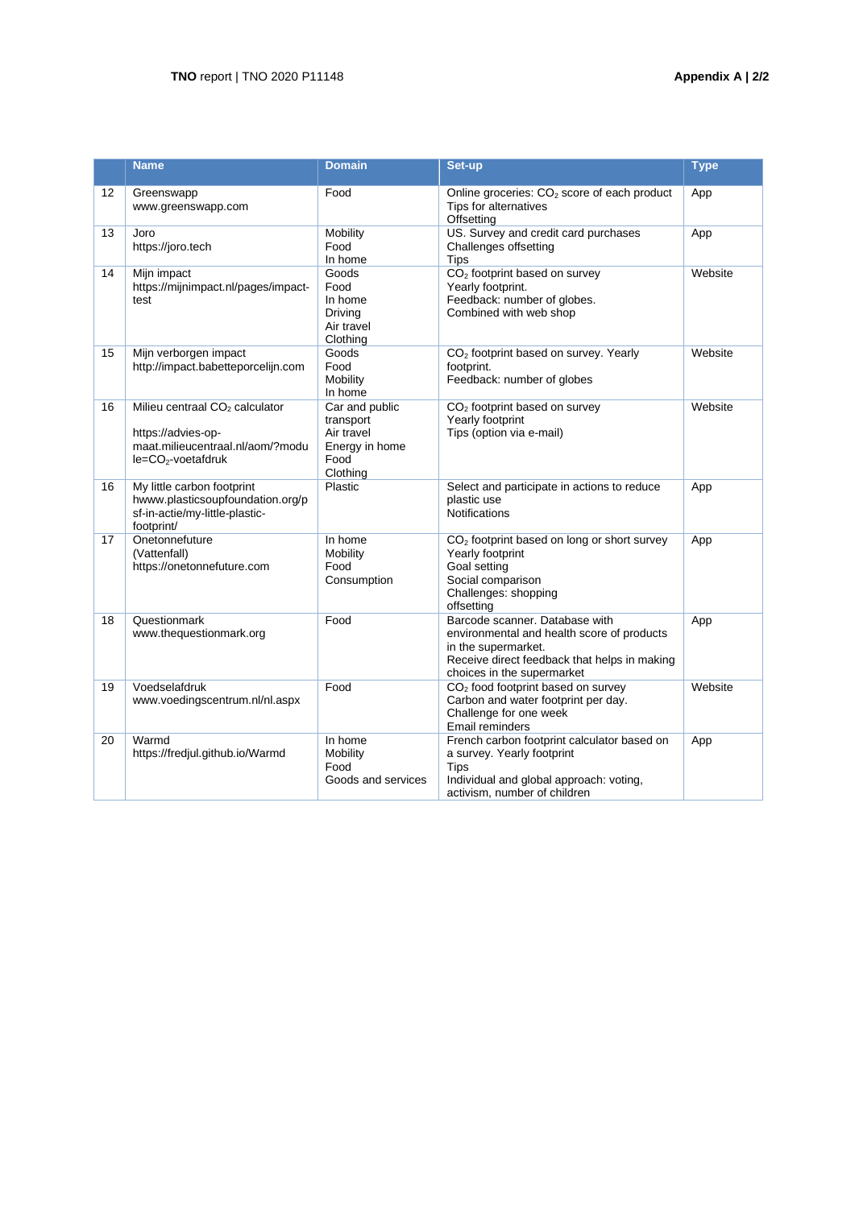| | Name | Domain | Set-up | Type |
|---|---|---|---|---|
| 12 | Greenswapp<br>www.greenswapp.com | Food | Online groceries: $CO_2$ score of each product<br>Tips for alternatives<br>Offsetting | App |
| 13 | Joro<br>https://joro.tech | Mobility<br>Food<br>In home | US. Survey and credit card purchases<br>Challenges offsetting<br>Tips | App |
| 14 | Mijn impact<br>https://mijnimpact.nl/pages/impact-test | Goods<br>Food<br>In home<br>Driving<br>Air travel<br>Clothing | $CO_2$ footprint based on survey<br>Yearly footprint.<br>Feedback: number of globes.<br>Combined with web shop | Website |
| 15 | Mijn verborgen impact<br>http://impact.babetteporcelijn.com | Goods<br>Food<br>Mobility<br>In home | $CO_2$ footprint based on survey. Yearly footprint.<br>Feedback: number of globes | Website |
| 16 | Milieu centraal $CO_2$ calculator<br><br>https://advies-op-maat.milieucentraal.nl/aom/?module=$CO_2$-voetafdruk | Car and public transport<br>Air travel<br>Energy in home<br>Food<br>Clothing | $CO_2$ footprint based on survey<br>Yearly footprint<br>Tips (option via e-mail) | Website |
| 16 | My little carbon footprint<br>hwww.plasticsoupfoundation.org/psf-in-actie/my-little-plastic-footprint/ | Plastic | Select and participate in actions to reduce plastic use<br>Notifications | App |
| 17 | Onetonnefuture<br>(Vattenfall)<br>https://onetonnefuture.com | In home<br>Mobility<br>Food<br>Consumption | $CO_2$ footprint based on long or short survey<br>Yearly footprint<br>Goal setting<br>Social comparison<br>Challenges: shopping<br>offsetting | App |
| 18 | Questionmark<br>www.thequestionmark.org | Food | Barcode scanner. Database with environmental and health score of products in the supermarket.<br>Receive direct feedback that helps in making choices in the supermarket | App |
| 19 | Voedselafdruk<br>www.voedingscentrum.nl/nl.aspx | Food | $CO_2$ food footprint based on survey<br>Carbon and water footprint per day.<br>Challenge for one week<br>Email reminders | Website |
| 20 | Warmd<br>https://fredjul.github.io/Warmd | In home<br>Mobility<br>Food<br>Goods and services | French carbon footprint calculator based on a survey. Yearly footprint<br>Tips<br>Individual and global approach: voting, activism, number of children | App |